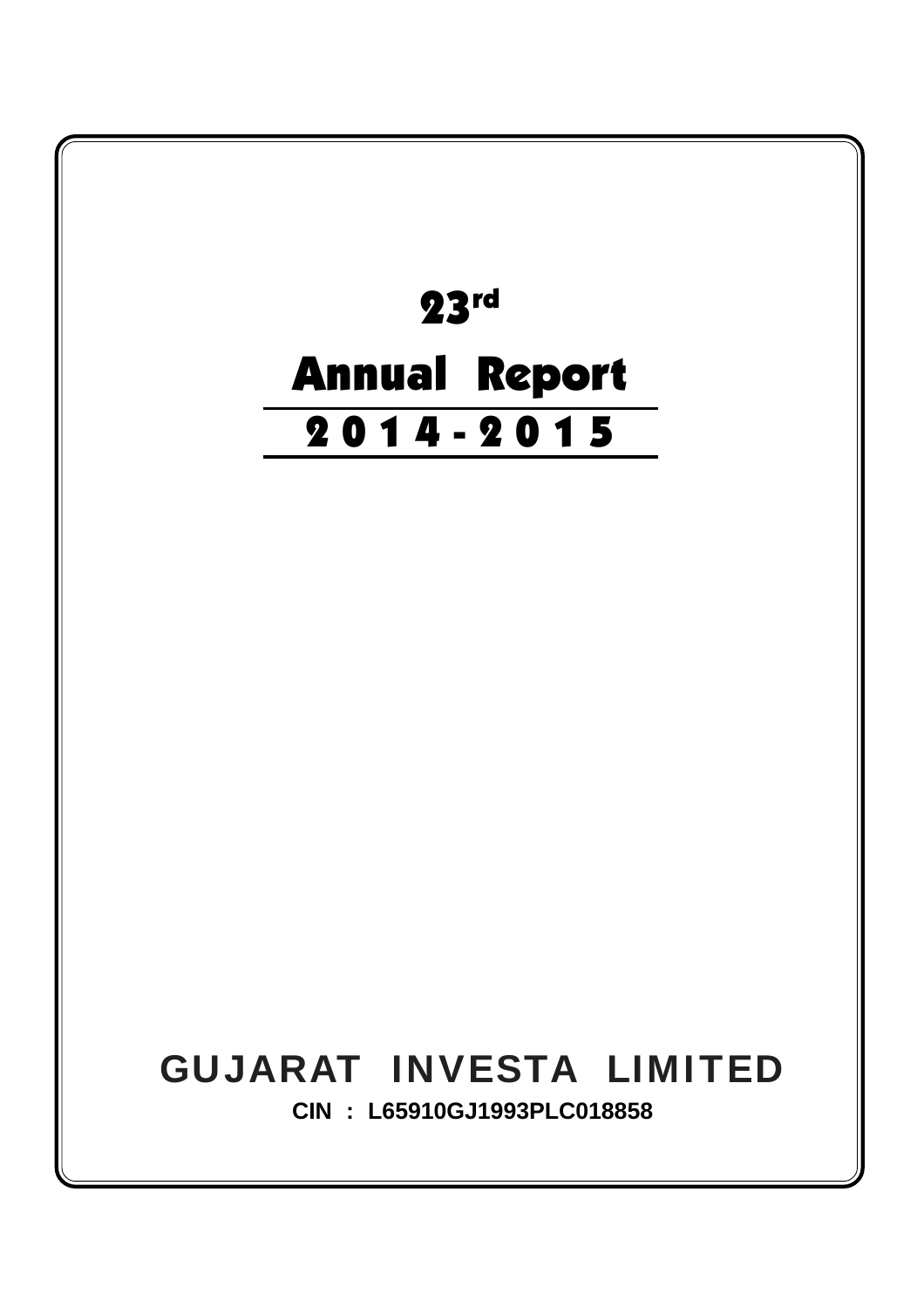# 23[rd]

# Annual Report

## 2014-2015

## GUJARAT INVESTA LIMITED

**CIN : L65910GJ1993PLC018858**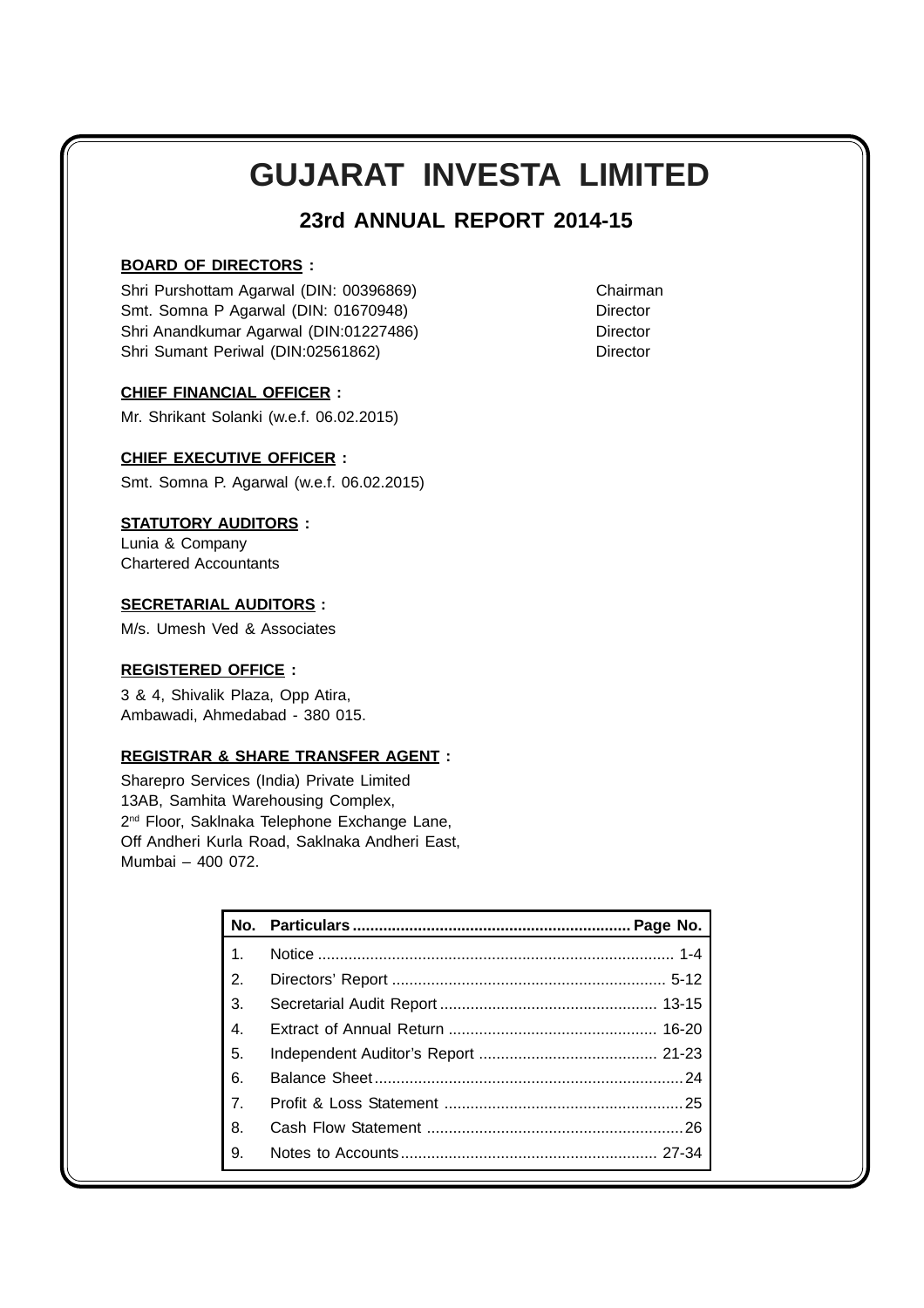# GUJARAT INVESTA LIMITED

## 23rd ANNUAL REPORT 2014-15

**BOARD OF DIRECTORS :**

| | |
|---|---|
| Shri Purshottam Agarwal (DIN: 00396869) | Chairman |
| Smt. Somna P Agarwal (DIN: 01670948) | Director |
| Shri Anandkumar Agarwal (DIN:01227486) | Director |
| Shri Sumant Periwal (DIN:02561862) | Director |

**CHIEF FINANCIAL OFFICER :**

Mr. Shrikant Solanki (w.e.f. 06.02.2015)

**CHIEF EXECUTIVE OFFICER :**

Smt. Somna P. Agarwal (w.e.f. 06.02.2015)

**STATUTORY AUDITORS :**

Lunia & Company
Chartered Accountants

**SECRETARIAL AUDITORS :**

M/s. Umesh Ved & Associates

**REGISTERED OFFICE :**

3 & 4, Shivalik Plaza, Opp Atira,
Ambawadi, Ahmedabad - 380 015.

**REGISTRAR & SHARE TRANSFER AGENT :**

Sharepro Services (India) Private Limited
13AB, Samhita Warehousing Complex,
2nd Floor, Saklnaka Telephone Exchange Lane,
Off Andheri Kurla Road, Saklnaka Andheri East,
Mumbai – 400 072.

| No. | Particulars | Page No. |
|---|---|---|
| 1. | Notice | 1-4 |
| 2. | Directors' Report | 5-12 |
| 3. | Secretarial Audit Report | 13-15 |
| 4. | Extract of Annual Return | 16-20 |
| 5. | Independent Auditor's Report | 21-23 |
| 6. | Balance Sheet | 24 |
| 7. | Profit & Loss Statement | 25 |
| 8. | Cash Flow Statement | 26 |
| 9. | Notes to Accounts | 27-34 |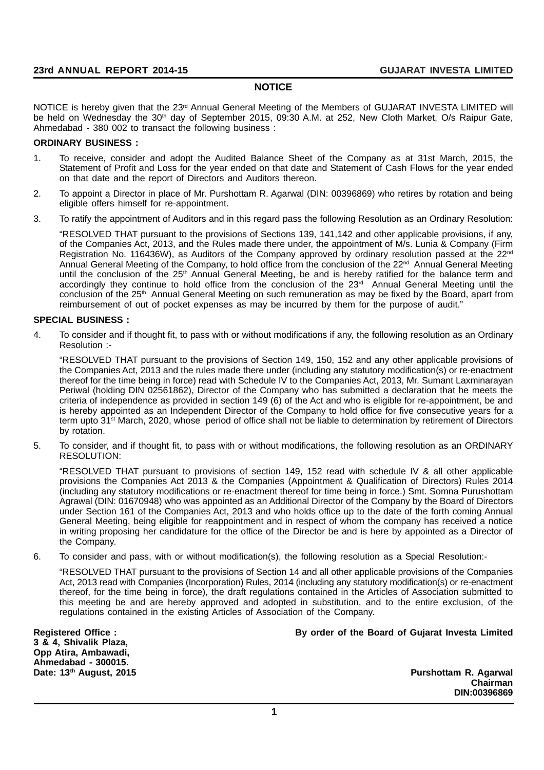# NOTICE

NOTICE is hereby given that the 23rd Annual General Meeting of the Members of GUJARAT INVESTA LIMITED will be held on Wednesday the 30th day of September 2015, 09:30 A.M. at 252, New Cloth Market, O/s Raipur Gate, Ahmedabad - 380 002 to transact the following business :

**ORDINARY BUSINESS :**

1. To receive, consider and adopt the Audited Balance Sheet of the Company as at 31st March, 2015, the Statement of Profit and Loss for the year ended on that date and Statement of Cash Flows for the year ended on that date and the report of Directors and Auditors thereon.

2. To appoint a Director in place of Mr. Purshottam R. Agarwal (DIN: 00396869) who retires by rotation and being eligible offers himself for re-appointment.

3. To ratify the appointment of Auditors and in this regard pass the following Resolution as an Ordinary Resolution:

   "RESOLVED THAT pursuant to the provisions of Sections 139, 141,142 and other applicable provisions, if any, of the Companies Act, 2013, and the Rules made there under, the appointment of M/s. Lunia & Company (Firm Registration No. 116436W), as Auditors of the Company approved by ordinary resolution passed at the 22nd Annual General Meeting of the Company, to hold office from the conclusion of the 22nd Annual General Meeting until the conclusion of the 25th Annual General Meeting, be and is hereby ratified for the balance term and accordingly they continue to hold office from the conclusion of the 23rd Annual General Meeting until the conclusion of the 25th Annual General Meeting on such remuneration as may be fixed by the Board, apart from reimbursement of out of pocket expenses as may be incurred by them for the purpose of audit."

**SPECIAL BUSINESS :**

4. To consider and if thought fit, to pass with or without modifications if any, the following resolution as an Ordinary Resolution :-

   "RESOLVED THAT pursuant to the provisions of Section 149, 150, 152 and any other applicable provisions of the Companies Act, 2013 and the rules made there under (including any statutory modification(s) or re-enactment thereof for the time being in force) read with Schedule IV to the Companies Act, 2013, Mr. Sumant Laxminarayan Periwal (holding DIN 02561862), Director of the Company who has submitted a declaration that he meets the criteria of independence as provided in section 149 (6) of the Act and who is eligible for re-appointment, be and is hereby appointed as an Independent Director of the Company to hold office for five consecutive years for a term upto 31st March, 2020, whose period of office shall not be liable to determination by retirement of Directors by rotation.

5. To consider, and if thought fit, to pass with or without modifications, the following resolution as an ORDINARY RESOLUTION:

   "RESOLVED THAT pursuant to provisions of section 149, 152 read with schedule IV & all other applicable provisions the Companies Act 2013 & the Companies (Appointment & Qualification of Directors) Rules 2014 (including any statutory modifications or re-enactment thereof for time being in force.) Smt. Somna Purushottam Agrawal (DIN: 01670948) who was appointed as an Additional Director of the Company by the Board of Directors under Section 161 of the Companies Act, 2013 and who holds office up to the date of the forth coming Annual General Meeting, being eligible for reappointment and in respect of whom the company has received a notice in writing proposing her candidature for the office of the Director be and is here by appointed as a Director of the Company.

6. To consider and pass, with or without modification(s), the following resolution as a Special Resolution:-

   "RESOLVED THAT pursuant to the provisions of Section 14 and all other applicable provisions of the Companies Act, 2013 read with Companies (Incorporation) Rules, 2014 (including any statutory modification(s) or re-enactment thereof, for the time being in force), the draft regulations contained in the Articles of Association submitted to this meeting be and are hereby approved and adopted in substitution, and to the entire exclusion, of the regulations contained in the existing Articles of Association of the Company.

**Registered Office :**
**3 & 4, Shivalik Plaza,**
**Opp Atira, Ambawadi,**
**Ahmedabad - 300015.**
**Date: 13th August, 2015**

**By order of the Board of Gujarat Investa Limited**

**Purshottam R. Agarwal**
**Chairman**
**DIN:00396869**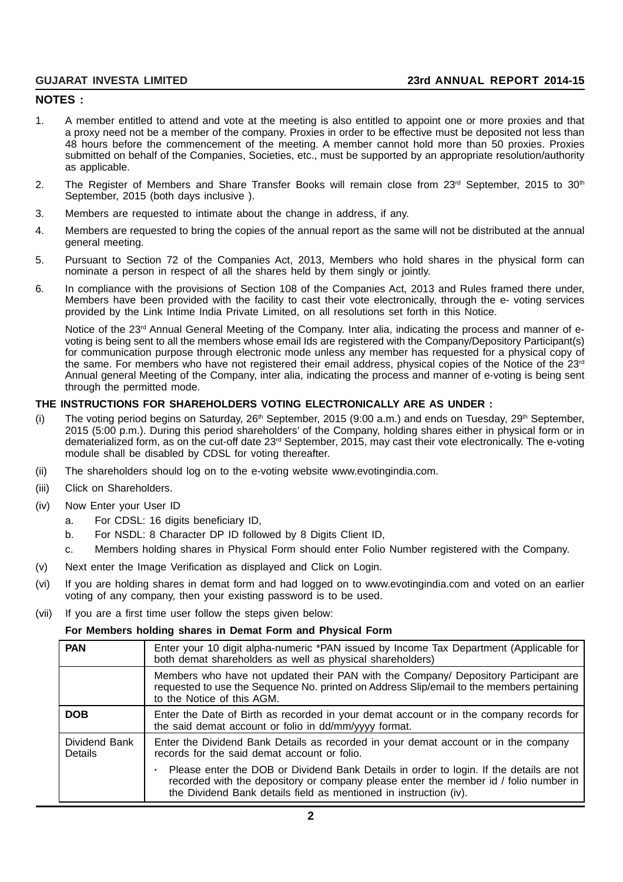## NOTES :

1. A member entitled to attend and vote at the meeting is also entitled to appoint one or more proxies and that a proxy need not be a member of the company. Proxies in order to be effective must be deposited not less than 48 hours before the commencement of the meeting. A member cannot hold more than 50 proxies. Proxies submitted on behalf of the Companies, Societies, etc., must be supported by an appropriate resolution/authority as applicable.

2. The Register of Members and Share Transfer Books will remain close from 23rd September, 2015 to 30th September, 2015 (both days inclusive ).

3. Members are requested to intimate about the change in address, if any.

4. Members are requested to bring the copies of the annual report as the same will not be distributed at the annual general meeting.

5. Pursuant to Section 72 of the Companies Act, 2013, Members who hold shares in the physical form can nominate a person in respect of all the shares held by them singly or jointly.

6. In compliance with the provisions of Section 108 of the Companies Act, 2013 and Rules framed there under, Members have been provided with the facility to cast their vote electronically, through the e- voting services provided by the Link Intime India Private Limited, on all resolutions set forth in this Notice.

   Notice of the 23rd Annual General Meeting of the Company. Inter alia, indicating the process and manner of e-voting is being sent to all the members whose email Ids are registered with the Company/Depository Participant(s) for communication purpose through electronic mode unless any member has requested for a physical copy of the same. For members who have not registered their email address, physical copies of the Notice of the 23rd Annual general Meeting of the Company, inter alia, indicating the process and manner of e-voting is being sent through the permitted mode.

### THE INSTRUCTIONS FOR SHAREHOLDERS VOTING ELECTRONICALLY ARE AS UNDER :

(i) The voting period begins on Saturday, 26th September, 2015 (9:00 a.m.) and ends on Tuesday, 29th September, 2015 (5:00 p.m.). During this period shareholders' of the Company, holding shares either in physical form or in dematerialized form, as on the cut-off date 23rd September, 2015, may cast their vote electronically. The e-voting module shall be disabled by CDSL for voting thereafter.

(ii) The shareholders should log on to the e-voting website www.evotingindia.com.

(iii) Click on Shareholders.

(iv) Now Enter your User ID
   a. For CDSL: 16 digits beneficiary ID,
   b. For NSDL: 8 Character DP ID followed by 8 Digits Client ID,
   c. Members holding shares in Physical Form should enter Folio Number registered with the Company.

(v) Next enter the Image Verification as displayed and Click on Login.

(vi) If you are holding shares in demat form and had logged on to www.evotingindia.com and voted on an earlier voting of any company, then your existing password is to be used.

(vii) If you are a first time user follow the steps given below:

**For Members holding shares in Demat Form and Physical Form**

| | |
|---|---|
| **PAN** | Enter your 10 digit alpha-numeric *PAN issued by Income Tax Department (Applicable for both demat shareholders as well as physical shareholders) |
| | Members who have not updated their PAN with the Company/ Depository Participant are requested to use the Sequence No. printed on Address Slip/email to the members pertaining to the Notice of this AGM. |
| **DOB** | Enter the Date of Birth as recorded in your demat account or in the company records for the said demat account or folio in dd/mm/yyyy format. |
| Dividend Bank Details | Enter the Dividend Bank Details as recorded in your demat account or in the company records for the said demat account or folio.<br>• Please enter the DOB or Dividend Bank Details in order to login. If the details are not recorded with the depository or company please enter the member id / folio number in the Dividend Bank details field as mentioned in instruction (iv). |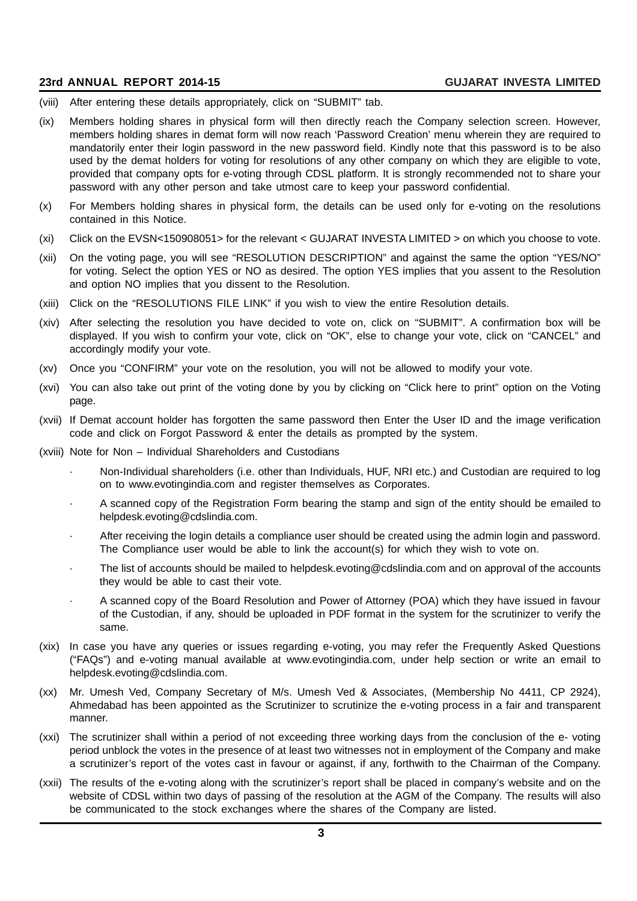(viii) After entering these details appropriately, click on "SUBMIT" tab.

(ix) Members holding shares in physical form will then directly reach the Company selection screen. However, members holding shares in demat form will now reach 'Password Creation' menu wherein they are required to mandatorily enter their login password in the new password field. Kindly note that this password is to be also used by the demat holders for voting for resolutions of any other company on which they are eligible to vote, provided that company opts for e-voting through CDSL platform. It is strongly recommended not to share your password with any other person and take utmost care to keep your password confidential.

(x) For Members holding shares in physical form, the details can be used only for e-voting on the resolutions contained in this Notice.

(xi) Click on the EVSN<150908051> for the relevant < GUJARAT INVESTA LIMITED > on which you choose to vote.

(xii) On the voting page, you will see "RESOLUTION DESCRIPTION" and against the same the option "YES/NO" for voting. Select the option YES or NO as desired. The option YES implies that you assent to the Resolution and option NO implies that you dissent to the Resolution.

(xiii) Click on the "RESOLUTIONS FILE LINK" if you wish to view the entire Resolution details.

(xiv) After selecting the resolution you have decided to vote on, click on "SUBMIT". A confirmation box will be displayed. If you wish to confirm your vote, click on "OK", else to change your vote, click on "CANCEL" and accordingly modify your vote.

(xv) Once you "CONFIRM" your vote on the resolution, you will not be allowed to modify your vote.

(xvi) You can also take out print of the voting done by you by clicking on "Click here to print" option on the Voting page.

(xvii) If Demat account holder has forgotten the same password then Enter the User ID and the image verification code and click on Forgot Password & enter the details as prompted by the system.

(xviii) Note for Non – Individual Shareholders and Custodians

- Non-Individual shareholders (i.e. other than Individuals, HUF, NRI etc.) and Custodian are required to log on to www.evotingindia.com and register themselves as Corporates.
- A scanned copy of the Registration Form bearing the stamp and sign of the entity should be emailed to helpdesk.evoting@cdslindia.com.
- After receiving the login details a compliance user should be created using the admin login and password. The Compliance user would be able to link the account(s) for which they wish to vote on.
- The list of accounts should be mailed to helpdesk.evoting@cdslindia.com and on approval of the accounts they would be able to cast their vote.
- A scanned copy of the Board Resolution and Power of Attorney (POA) which they have issued in favour of the Custodian, if any, should be uploaded in PDF format in the system for the scrutinizer to verify the same.

(xix) In case you have any queries or issues regarding e-voting, you may refer the Frequently Asked Questions ("FAQs") and e-voting manual available at www.evotingindia.com, under help section or write an email to helpdesk.evoting@cdslindia.com.

(xx) Mr. Umesh Ved, Company Secretary of M/s. Umesh Ved & Associates, (Membership No 4411, CP 2924), Ahmedabad has been appointed as the Scrutinizer to scrutinize the e-voting process in a fair and transparent manner.

(xxi) The scrutinizer shall within a period of not exceeding three working days from the conclusion of the e- voting period unblock the votes in the presence of at least two witnesses not in employment of the Company and make a scrutinizer's report of the votes cast in favour or against, if any, forthwith to the Chairman of the Company.

(xxii) The results of the e-voting along with the scrutinizer's report shall be placed in company's website and on the website of CDSL within two days of passing of the resolution at the AGM of the Company. The results will also be communicated to the stock exchanges where the shares of the Company are listed.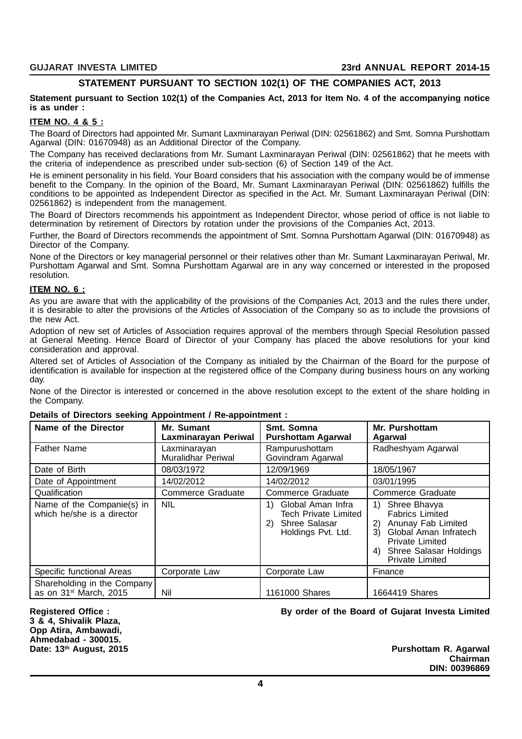## STATEMENT PURSUANT TO SECTION 102(1) OF THE COMPANIES ACT, 2013

**Statement pursuant to Section 102(1) of the Companies Act, 2013 for Item No. 4 of the accompanying notice is as under :**

**ITEM NO. 4 & 5 :**

The Board of Directors had appointed Mr. Sumant Laxminarayan Periwal (DIN: 02561862) and Smt. Somna Purshottam Agarwal (DIN: 01670948) as an Additional Director of the Company.

The Company has received declarations from Mr. Sumant Laxminarayan Periwal (DIN: 02561862) that he meets with the criteria of independence as prescribed under sub-section (6) of Section 149 of the Act.

He is eminent personality in his field. Your Board considers that his association with the company would be of immense benefit to the Company. In the opinion of the Board, Mr. Sumant Laxminarayan Periwal (DIN: 02561862) fulfills the conditions to be appointed as Independent Director as specified in the Act. Mr. Sumant Laxminarayan Periwal (DIN: 02561862) is independent from the management.

The Board of Directors recommends his appointment as Independent Director, whose period of office is not liable to determination by retirement of Directors by rotation under the provisions of the Companies Act, 2013.

Further, the Board of Directors recommends the appointment of Smt. Somna Purshottam Agarwal (DIN: 01670948) as Director of the Company.

None of the Directors or key managerial personnel or their relatives other than Mr. Sumant Laxminarayan Periwal, Mr. Purshottam Agarwal and Smt. Somna Purshottam Agarwal are in any way concerned or interested in the proposed resolution.

**ITEM NO. 6 :**

As you are aware that with the applicability of the provisions of the Companies Act, 2013 and the rules there under, it is desirable to alter the provisions of the Articles of Association of the Company so as to include the provisions of the new Act.

Adoption of new set of Articles of Association requires approval of the members through Special Resolution passed at General Meeting. Hence Board of Director of your Company has placed the above resolutions for your kind consideration and approval.

Altered set of Articles of Association of the Company as initialed by the Chairman of the Board for the purpose of identification is available for inspection at the registered office of the Company during business hours on any working day.

None of the Director is interested or concerned in the above resolution except to the extent of the share holding in the Company.

**Details of Directors seeking Appointment / Re-appointment :**

| Name of the Director | Mr. Sumant Laxminarayan Periwal | Smt. Somna Purshottam Agarwal | Mr. Purshottam Agarwal |
|---|---|---|---|
| Father Name | Laxminarayan Muralidhar Periwal | Rampurushottam Govindram Agarwal | Radheshyam Agarwal |
| Date of Birth | 08/03/1972 | 12/09/1969 | 18/05/1967 |
| Date of Appointment | 14/02/2012 | 14/02/2012 | 03/01/1995 |
| Qualification | Commerce Graduate | Commerce Graduate | Commerce Graduate |
| Name of the Companie(s) in which he/she is a director | NIL | 1) Global Aman Infra Tech Private Limited 2) Shree Salasar Holdings Pvt. Ltd. | 1) Shree Bhavya Fabrics Limited 2) Anunay Fab Limited 3) Global Aman Infratech Private Limited 4) Shree Salasar Holdings Private Limited |
| Specific functional Areas | Corporate Law | Corporate Law | Finance |
| Shareholding in the Company as on 31st March, 2015 | Nil | 1161000 Shares | 1664419 Shares |

**Registered Office :**
**3 & 4, Shivalik Plaza,**
**Opp Atira, Ambawadi,**
**Ahmedabad - 300015.**
**Date: 13th August, 2015**

**By order of the Board of Gujarat Investa Limited**

**Purshottam R. Agarwal**
**Chairman**
**DIN: 00396869**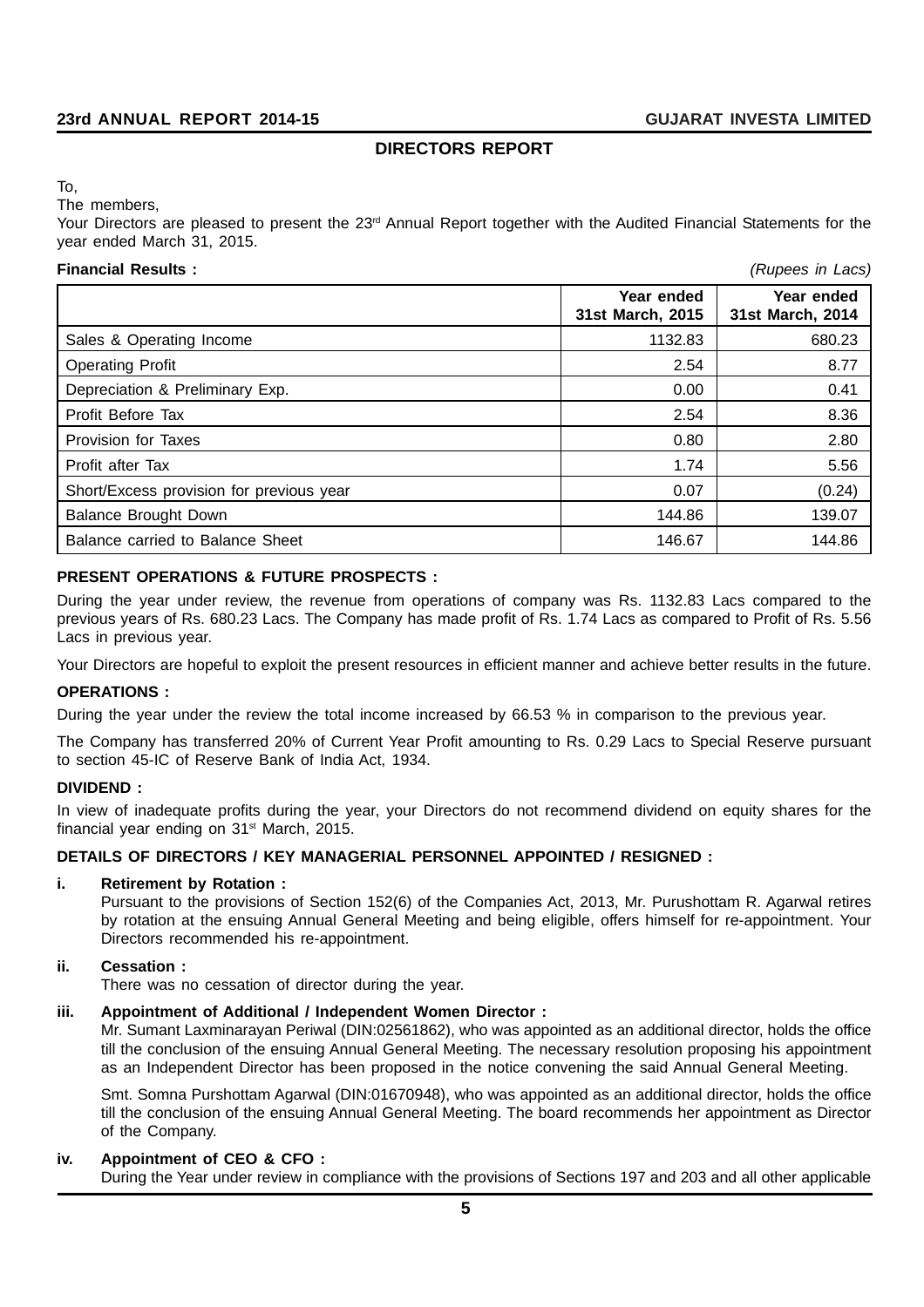## DIRECTORS REPORT

To,
The members,
Your Directors are pleased to present the 23rd Annual Report together with the Audited Financial Statements for the year ended March 31, 2015.

**Financial Results :** *(Rupees in Lacs)*

| | Year ended 31st March, 2015 | Year ended 31st March, 2014 |
|---|---|---|
| Sales & Operating Income | 1132.83 | 680.23 |
| Operating Profit | 2.54 | 8.77 |
| Depreciation & Preliminary Exp. | 0.00 | 0.41 |
| Profit Before Tax | 2.54 | 8.36 |
| Provision for Taxes | 0.80 | 2.80 |
| Profit after Tax | 1.74 | 5.56 |
| Short/Excess provision for previous year | 0.07 | (0.24) |
| Balance Brought Down | 144.86 | 139.07 |
| Balance carried to Balance Sheet | 146.67 | 144.86 |

**PRESENT OPERATIONS & FUTURE PROSPECTS :**

During the year under review, the revenue from operations of company was Rs. 1132.83 Lacs compared to the previous years of Rs. 680.23 Lacs. The Company has made profit of Rs. 1.74 Lacs as compared to Profit of Rs. 5.56 Lacs in previous year.

Your Directors are hopeful to exploit the present resources in efficient manner and achieve better results in the future.

**OPERATIONS :**

During the year under the review the total income increased by 66.53 % in comparison to the previous year.

The Company has transferred 20% of Current Year Profit amounting to Rs. 0.29 Lacs to Special Reserve pursuant to section 45-IC of Reserve Bank of India Act, 1934.

**DIVIDEND :**

In view of inadequate profits during the year, your Directors do not recommend dividend on equity shares for the financial year ending on 31st March, 2015.

**DETAILS OF DIRECTORS / KEY MANAGERIAL PERSONNEL APPOINTED / RESIGNED :**

**i. Retirement by Rotation :**

Pursuant to the provisions of Section 152(6) of the Companies Act, 2013, Mr. Purushottam R. Agarwal retires by rotation at the ensuing Annual General Meeting and being eligible, offers himself for re-appointment. Your Directors recommended his re-appointment.

**ii. Cessation :**

There was no cessation of director during the year.

**iii. Appointment of Additional / Independent Women Director :**

Mr. Sumant Laxminarayan Periwal (DIN:02561862), who was appointed as an additional director, holds the office till the conclusion of the ensuing Annual General Meeting. The necessary resolution proposing his appointment as an Independent Director has been proposed in the notice convening the said Annual General Meeting.

Smt. Somna Purshottam Agarwal (DIN:01670948), who was appointed as an additional director, holds the office till the conclusion of the ensuing Annual General Meeting. The board recommends her appointment as Director of the Company.

**iv. Appointment of CEO & CFO :**

During the Year under review in compliance with the provisions of Sections 197 and 203 and all other applicable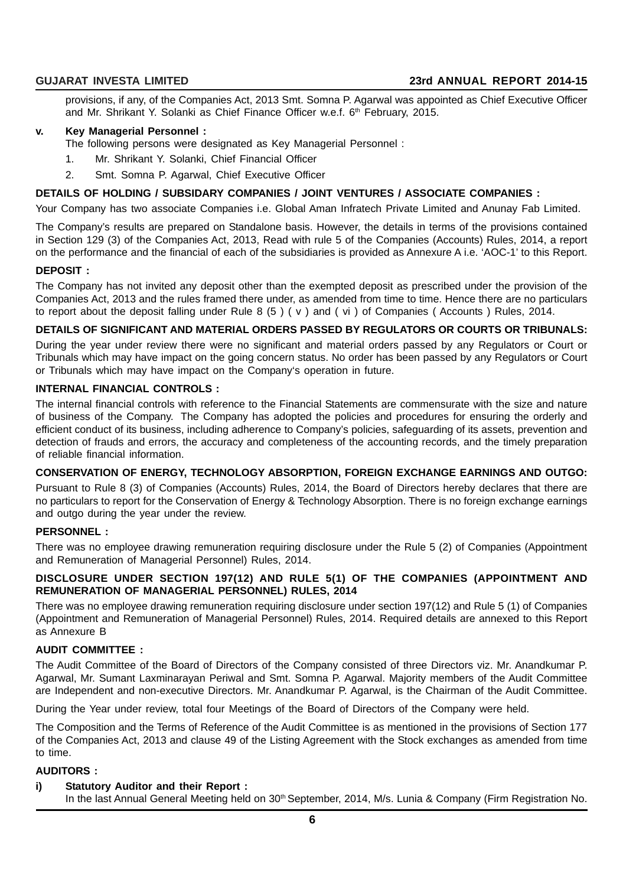provisions, if any, of the Companies Act, 2013 Smt. Somna P. Agarwal was appointed as Chief Executive Officer and Mr. Shrikant Y. Solanki as Chief Finance Officer w.e.f. 6th February, 2015.

**v. Key Managerial Personnel :**

The following persons were designated as Key Managerial Personnel :

1. Mr. Shrikant Y. Solanki, Chief Financial Officer
2. Smt. Somna P. Agarwal, Chief Executive Officer

**DETAILS OF HOLDING / SUBSIDARY COMPANIES / JOINT VENTURES / ASSOCIATE COMPANIES :**

Your Company has two associate Companies i.e. Global Aman Infratech Private Limited and Anunay Fab Limited.

The Company's results are prepared on Standalone basis. However, the details in terms of the provisions contained in Section 129 (3) of the Companies Act, 2013, Read with rule 5 of the Companies (Accounts) Rules, 2014, a report on the performance and the financial of each of the subsidiaries is provided as Annexure A i.e. 'AOC-1' to this Report.

**DEPOSIT :**

The Company has not invited any deposit other than the exempted deposit as prescribed under the provision of the Companies Act, 2013 and the rules framed there under, as amended from time to time. Hence there are no particulars to report about the deposit falling under Rule 8 (5 ) ( v ) and ( vi ) of Companies ( Accounts ) Rules, 2014.

**DETAILS OF SIGNIFICANT AND MATERIAL ORDERS PASSED BY REGULATORS OR COURTS OR TRIBUNALS:**

During the year under review there were no significant and material orders passed by any Regulators or Court or Tribunals which may have impact on the going concern status. No order has been passed by any Regulators or Court or Tribunals which may have impact on the Company's operation in future.

**INTERNAL FINANCIAL CONTROLS :**

The internal financial controls with reference to the Financial Statements are commensurate with the size and nature of business of the Company. The Company has adopted the policies and procedures for ensuring the orderly and efficient conduct of its business, including adherence to Company's policies, safeguarding of its assets, prevention and detection of frauds and errors, the accuracy and completeness of the accounting records, and the timely preparation of reliable financial information.

**CONSERVATION OF ENERGY, TECHNOLOGY ABSORPTION, FOREIGN EXCHANGE EARNINGS AND OUTGO:**

Pursuant to Rule 8 (3) of Companies (Accounts) Rules, 2014, the Board of Directors hereby declares that there are no particulars to report for the Conservation of Energy & Technology Absorption. There is no foreign exchange earnings and outgo during the year under the review.

**PERSONNEL :**

There was no employee drawing remuneration requiring disclosure under the Rule 5 (2) of Companies (Appointment and Remuneration of Managerial Personnel) Rules, 2014.

**DISCLOSURE UNDER SECTION 197(12) AND RULE 5(1) OF THE COMPANIES (APPOINTMENT AND REMUNERATION OF MANAGERIAL PERSONNEL) RULES, 2014**

There was no employee drawing remuneration requiring disclosure under section 197(12) and Rule 5 (1) of Companies (Appointment and Remuneration of Managerial Personnel) Rules, 2014. Required details are annexed to this Report as Annexure B

**AUDIT COMMITTEE :**

The Audit Committee of the Board of Directors of the Company consisted of three Directors viz. Mr. Anandkumar P. Agarwal, Mr. Sumant Laxminarayan Periwal and Smt. Somna P. Agarwal. Majority members of the Audit Committee are Independent and non-executive Directors. Mr. Anandkumar P. Agarwal, is the Chairman of the Audit Committee.

During the Year under review, total four Meetings of the Board of Directors of the Company were held.

The Composition and the Terms of Reference of the Audit Committee is as mentioned in the provisions of Section 177 of the Companies Act, 2013 and clause 49 of the Listing Agreement with the Stock exchanges as amended from time to time.

**AUDITORS :**

**i) Statutory Auditor and their Report :**

In the last Annual General Meeting held on 30th September, 2014, M/s. Lunia & Company (Firm Registration No.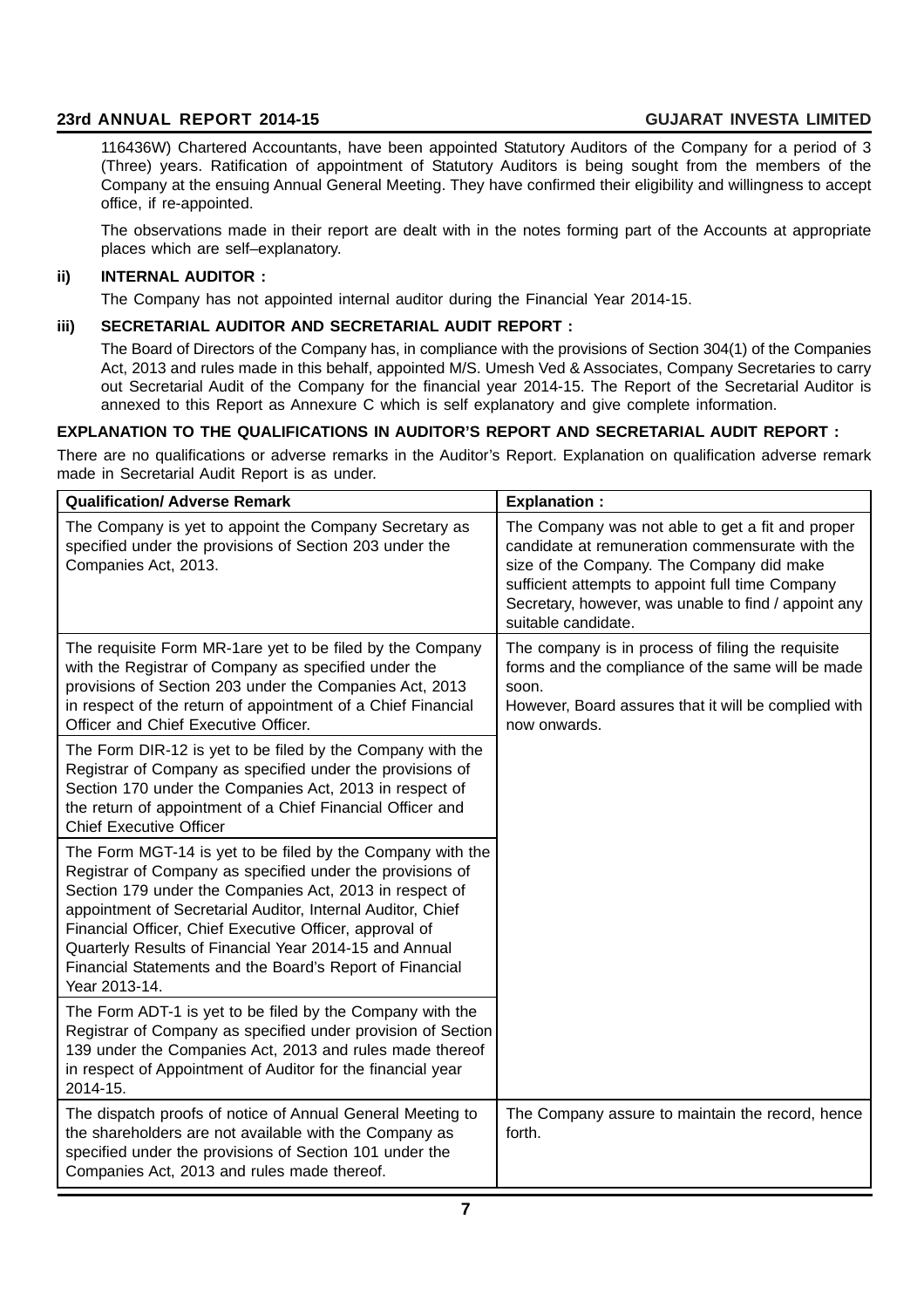116436W) Chartered Accountants, have been appointed Statutory Auditors of the Company for a period of 3 (Three) years. Ratification of appointment of Statutory Auditors is being sought from the members of the Company at the ensuing Annual General Meeting. They have confirmed their eligibility and willingness to accept office, if re-appointed.

The observations made in their report are dealt with in the notes forming part of the Accounts at appropriate places which are self–explanatory.

**ii) INTERNAL AUDITOR :**

The Company has not appointed internal auditor during the Financial Year 2014-15.

**iii) SECRETARIAL AUDITOR AND SECRETARIAL AUDIT REPORT :**

The Board of Directors of the Company has, in compliance with the provisions of Section 304(1) of the Companies Act, 2013 and rules made in this behalf, appointed M/S. Umesh Ved & Associates, Company Secretaries to carry out Secretarial Audit of the Company for the financial year 2014-15. The Report of the Secretarial Auditor is annexed to this Report as Annexure C which is self explanatory and give complete information.

**EXPLANATION TO THE QUALIFICATIONS IN AUDITOR'S REPORT AND SECRETARIAL AUDIT REPORT :**

There are no qualifications or adverse remarks in the Auditor's Report. Explanation on qualification adverse remark made in Secretarial Audit Report is as under.

| Qualification/ Adverse Remark | Explanation : |
|---|---|
| The Company is yet to appoint the Company Secretary as specified under the provisions of Section 203 under the Companies Act, 2013. | The Company was not able to get a fit and proper candidate at remuneration commensurate with the size of the Company. The Company did make sufficient attempts to appoint full time Company Secretary, however, was unable to find / appoint any suitable candidate. |
| The requisite Form MR-1are yet to be filed by the Company with the Registrar of Company as specified under the provisions of Section 203 under the Companies Act, 2013 in respect of the return of appointment of a Chief Financial Officer and Chief Executive Officer. | The company is in process of filing the requisite forms and the compliance of the same will be made soon. However, Board assures that it will be complied with now onwards. |
| The Form DIR-12 is yet to be filed by the Company with the Registrar of Company as specified under the provisions of Section 170 under the Companies Act, 2013 in respect of the return of appointment of a Chief Financial Officer and Chief Executive Officer | |
| The Form MGT-14 is yet to be filed by the Company with the Registrar of Company as specified under the provisions of Section 179 under the Companies Act, 2013 in respect of appointment of Secretarial Auditor, Internal Auditor, Chief Financial Officer, Chief Executive Officer, approval of Quarterly Results of Financial Year 2014-15 and Annual Financial Statements and the Board's Report of Financial Year 2013-14. | |
| The Form ADT-1 is yet to be filed by the Company with the Registrar of Company as specified under provision of Section 139 under the Companies Act, 2013 and rules made thereof in respect of Appointment of Auditor for the financial year 2014-15. | |
| The dispatch proofs of notice of Annual General Meeting to the shareholders are not available with the Company as specified under the provisions of Section 101 under the Companies Act, 2013 and rules made thereof. | The Company assure to maintain the record, hence forth. |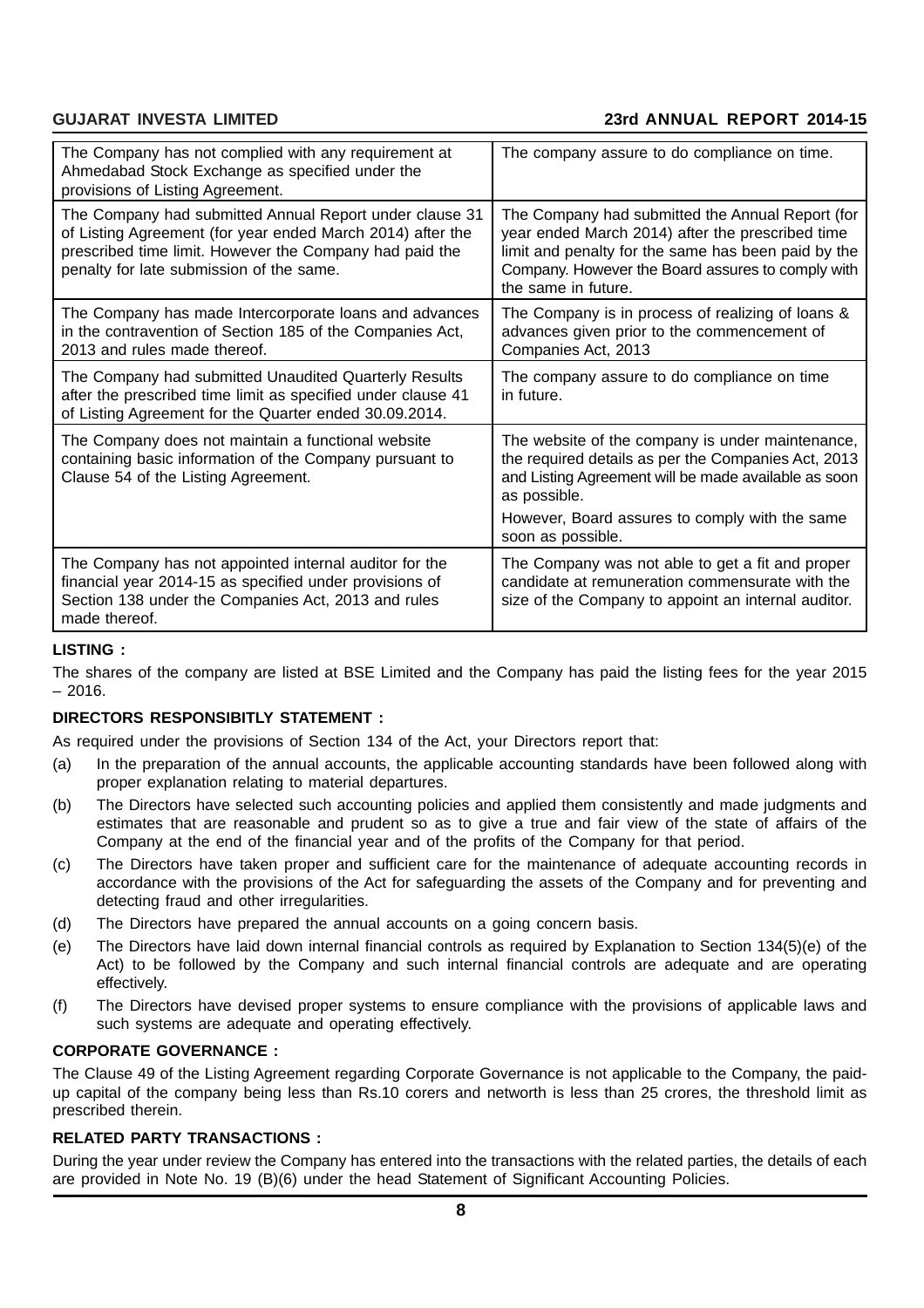| The Company has not complied with any requirement at Ahmedabad Stock Exchange as specified under the provisions of Listing Agreement. | The company assure to do compliance on time. |
|---|---|
| The Company had submitted Annual Report under clause 31 of Listing Agreement (for year ended March 2014) after the prescribed time limit. However the Company had paid the penalty for late submission of the same. | The Company had submitted the Annual Report (for year ended March 2014) after the prescribed time limit and penalty for the same has been paid by the Company. However the Board assures to comply with the same in future. |
| The Company has made Intercorporate loans and advances in the contravention of Section 185 of the Companies Act, 2013 and rules made thereof. | The Company is in process of realizing of loans & advances given prior to the commencement of Companies Act, 2013 |
| The Company had submitted Unaudited Quarterly Results after the prescribed time limit as specified under clause 41 of Listing Agreement for the Quarter ended 30.09.2014. | The company assure to do compliance on time in future. |
| The Company does not maintain a functional website containing basic information of the Company pursuant to Clause 54 of the Listing Agreement. | The website of the company is under maintenance, the required details as per the Companies Act, 2013 and Listing Agreement will be made available as soon as possible.<br>However, Board assures to comply with the same soon as possible. |
| The Company has not appointed internal auditor for the financial year 2014-15 as specified under provisions of Section 138 under the Companies Act, 2013 and rules made thereof. | The Company was not able to get a fit and proper candidate at remuneration commensurate with the size of the Company to appoint an internal auditor. |

**LISTING :**

The shares of the company are listed at BSE Limited and the Company has paid the listing fees for the year 2015 – 2016.

**DIRECTORS RESPONSIBITLY STATEMENT :**

As required under the provisions of Section 134 of the Act, your Directors report that:

(a) In the preparation of the annual accounts, the applicable accounting standards have been followed along with proper explanation relating to material departures.

(b) The Directors have selected such accounting policies and applied them consistently and made judgments and estimates that are reasonable and prudent so as to give a true and fair view of the state of affairs of the Company at the end of the financial year and of the profits of the Company for that period.

(c) The Directors have taken proper and sufficient care for the maintenance of adequate accounting records in accordance with the provisions of the Act for safeguarding the assets of the Company and for preventing and detecting fraud and other irregularities.

(d) The Directors have prepared the annual accounts on a going concern basis.

(e) The Directors have laid down internal financial controls as required by Explanation to Section 134(5)(e) of the Act) to be followed by the Company and such internal financial controls are adequate and are operating effectively.

(f) The Directors have devised proper systems to ensure compliance with the provisions of applicable laws and such systems are adequate and operating effectively.

**CORPORATE GOVERNANCE :**

The Clause 49 of the Listing Agreement regarding Corporate Governance is not applicable to the Company, the paid-up capital of the company being less than Rs.10 corers and networth is less than 25 crores, the threshold limit as prescribed therein.

**RELATED PARTY TRANSACTIONS :**

During the year under review the Company has entered into the transactions with the related parties, the details of each are provided in Note No. 19 (B)(6) under the head Statement of Significant Accounting Policies.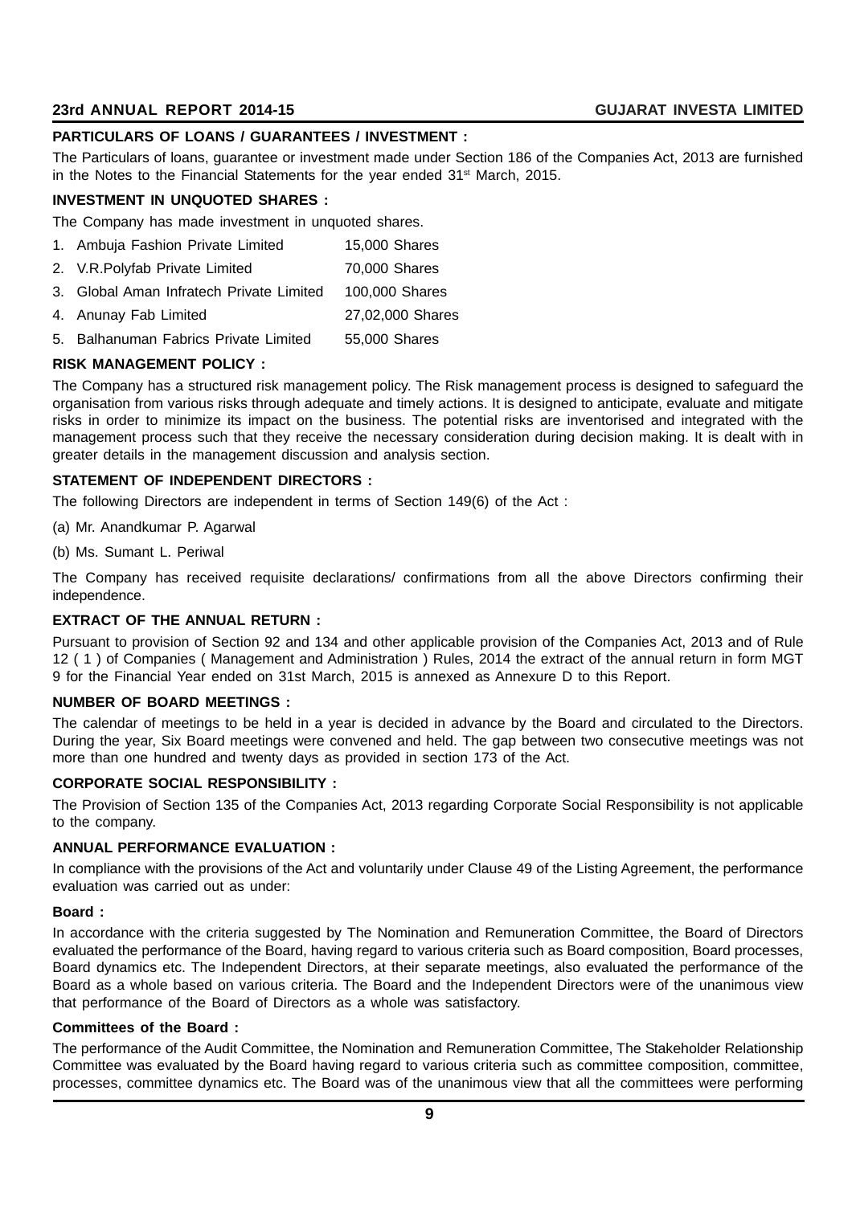**PARTICULARS OF LOANS / GUARANTEES / INVESTMENT :**

The Particulars of loans, guarantee or investment made under Section 186 of the Companies Act, 2013 are furnished in the Notes to the Financial Statements for the year ended 31st March, 2015.

**INVESTMENT IN UNQUOTED SHARES :**

The Company has made investment in unquoted shares.

| | | |
|---|---|---|
| 1. | Ambuja Fashion Private Limited | 15,000 Shares |
| 2. | V.R.Polyfab Private Limited | 70,000 Shares |
| 3. | Global Aman Infratech Private Limited | 100,000 Shares |
| 4. | Anunay Fab Limited | 27,02,000 Shares |
| 5. | Balhanuman Fabrics Private Limited | 55,000 Shares |

**RISK MANAGEMENT POLICY :**

The Company has a structured risk management policy. The Risk management process is designed to safeguard the organisation from various risks through adequate and timely actions. It is designed to anticipate, evaluate and mitigate risks in order to minimize its impact on the business. The potential risks are inventorised and integrated with the management process such that they receive the necessary consideration during decision making. It is dealt with in greater details in the management discussion and analysis section.

**STATEMENT OF INDEPENDENT DIRECTORS :**

The following Directors are independent in terms of Section 149(6) of the Act :

(a) Mr. Anandkumar P. Agarwal

(b) Ms. Sumant L. Periwal

The Company has received requisite declarations/ confirmations from all the above Directors confirming their independence.

**EXTRACT OF THE ANNUAL RETURN :**

Pursuant to provision of Section 92 and 134 and other applicable provision of the Companies Act, 2013 and of Rule 12 ( 1 ) of Companies ( Management and Administration ) Rules, 2014 the extract of the annual return in form MGT 9 for the Financial Year ended on 31st March, 2015 is annexed as Annexure D to this Report.

**NUMBER OF BOARD MEETINGS :**

The calendar of meetings to be held in a year is decided in advance by the Board and circulated to the Directors. During the year, Six Board meetings were convened and held. The gap between two consecutive meetings was not more than one hundred and twenty days as provided in section 173 of the Act.

**CORPORATE SOCIAL RESPONSIBILITY :**

The Provision of Section 135 of the Companies Act, 2013 regarding Corporate Social Responsibility is not applicable to the company.

**ANNUAL PERFORMANCE EVALUATION :**

In compliance with the provisions of the Act and voluntarily under Clause 49 of the Listing Agreement, the performance evaluation was carried out as under:

**Board :**

In accordance with the criteria suggested by The Nomination and Remuneration Committee, the Board of Directors evaluated the performance of the Board, having regard to various criteria such as Board composition, Board processes, Board dynamics etc. The Independent Directors, at their separate meetings, also evaluated the performance of the Board as a whole based on various criteria. The Board and the Independent Directors were of the unanimous view that performance of the Board of Directors as a whole was satisfactory.

**Committees of the Board :**

The performance of the Audit Committee, the Nomination and Remuneration Committee, The Stakeholder Relationship Committee was evaluated by the Board having regard to various criteria such as committee composition, committee, processes, committee dynamics etc. The Board was of the unanimous view that all the committees were performing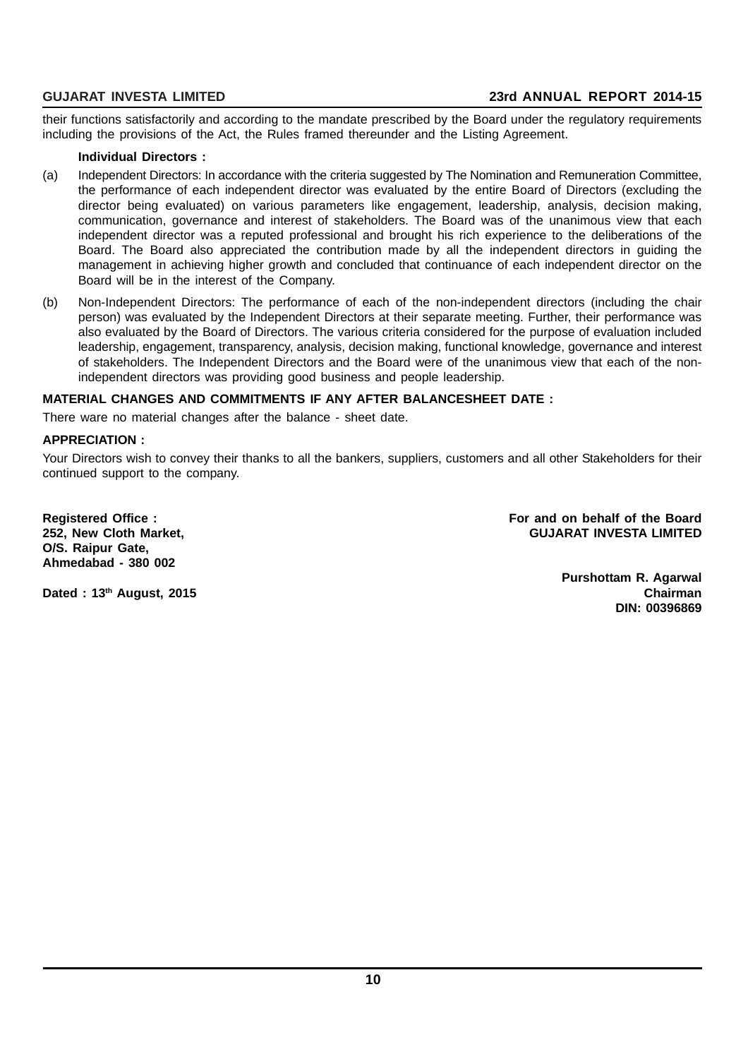their functions satisfactorily and according to the mandate prescribed by the Board under the regulatory requirements including the provisions of the Act, the Rules framed thereunder and the Listing Agreement.

**Individual Directors :**

(a) Independent Directors: In accordance with the criteria suggested by The Nomination and Remuneration Committee, the performance of each independent director was evaluated by the entire Board of Directors (excluding the director being evaluated) on various parameters like engagement, leadership, analysis, decision making, communication, governance and interest of stakeholders. The Board was of the unanimous view that each independent director was a reputed professional and brought his rich experience to the deliberations of the Board. The Board also appreciated the contribution made by all the independent directors in guiding the management in achieving higher growth and concluded that continuance of each independent director on the Board will be in the interest of the Company.

(b) Non-Independent Directors: The performance of each of the non-independent directors (including the chair person) was evaluated by the Independent Directors at their separate meeting. Further, their performance was also evaluated by the Board of Directors. The various criteria considered for the purpose of evaluation included leadership, engagement, transparency, analysis, decision making, functional knowledge, governance and interest of stakeholders. The Independent Directors and the Board were of the unanimous view that each of the non-independent directors was providing good business and people leadership.

**MATERIAL CHANGES AND COMMITMENTS IF ANY AFTER BALANCESHEET DATE :**

There ware no material changes after the balance - sheet date.

**APPRECIATION :**

Your Directors wish to convey their thanks to all the bankers, suppliers, customers and all other Stakeholders for their continued support to the company.

**Registered Office :**
**252, New Cloth Market,**
**O/S. Raipur Gate,**
**Ahmedabad - 380 002**

**Dated : 13th August, 2015**

**For and on behalf of the Board**
**GUJARAT INVESTA LIMITED**

**Purshottam R. Agarwal**
**Chairman**
**DIN: 00396869**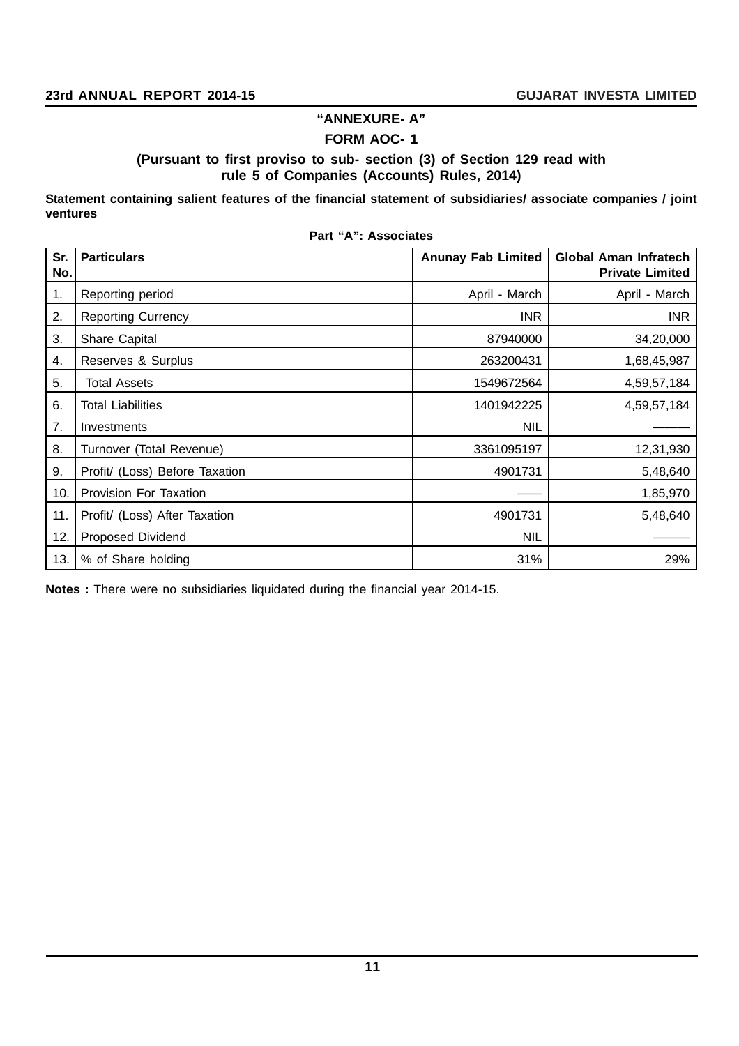**"ANNEXURE- A"**

**FORM AOC- 1**

**(Pursuant to first proviso to sub- section (3) of Section 129 read with rule 5 of Companies (Accounts) Rules, 2014)**

**Statement containing salient features of the financial statement of subsidiaries/ associate companies / joint ventures**

**Part "A": Associates**

| Sr. No. | Particulars | Anunay Fab Limited | Global Aman Infratech Private Limited |
|---|---|---|---|
| 1. | Reporting period | April - March | April - March |
| 2. | Reporting Currency | INR | INR |
| 3. | Share Capital | 87940000 | 34,20,000 |
| 4. | Reserves & Surplus | 263200431 | 1,68,45,987 |
| 5. | Total Assets | 1549672564 | 4,59,57,184 |
| 6. | Total Liabilities | 1401942225 | 4,59,57,184 |
| 7. | Investments | NIL | ——— |
| 8. | Turnover (Total Revenue) | 3361095197 | 12,31,930 |
| 9. | Profit/ (Loss) Before Taxation | 4901731 | 5,48,640 |
| 10. | Provision For Taxation | —— | 1,85,970 |
| 11. | Profit/ (Loss) After Taxation | 4901731 | 5,48,640 |
| 12. | Proposed Dividend | NIL | ——— |
| 13. | % of Share holding | 31% | 29% |

**Notes :** There were no subsidiaries liquidated during the financial year 2014-15.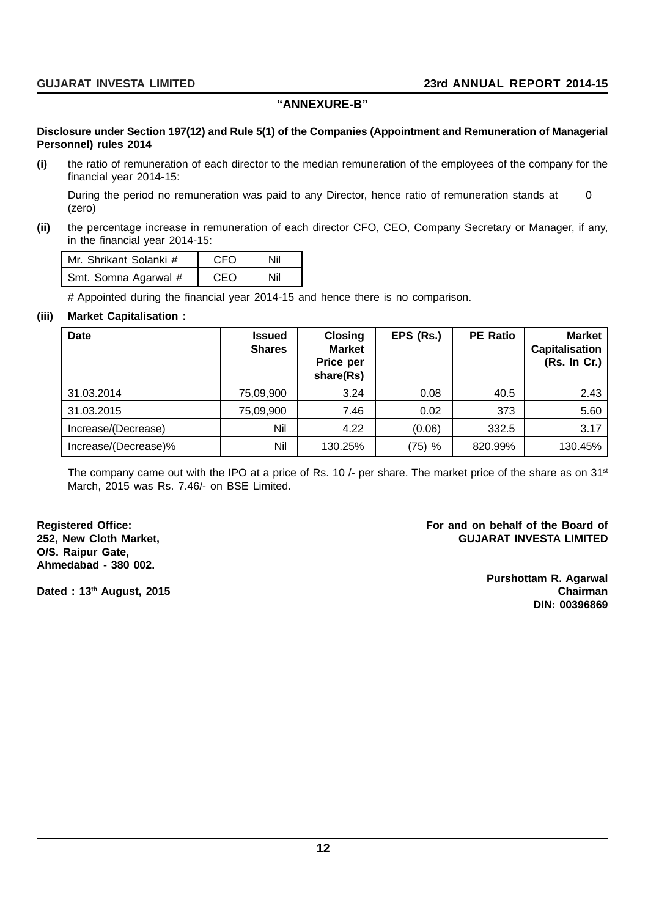## "ANNEXURE-B"

**Disclosure under Section 197(12) and Rule 5(1) of the Companies (Appointment and Remuneration of Managerial Personnel) rules 2014**

**(i)** the ratio of remuneration of each director to the median remuneration of the employees of the company for the financial year 2014-15:

During the period no remuneration was paid to any Director, hence ratio of remuneration stands at 0 (zero)

**(ii)** the percentage increase in remuneration of each director CFO, CEO, Company Secretary or Manager, if any, in the financial year 2014-15:

| | | |
|---|---|---|
| Mr. Shrikant Solanki # | CFO | Nil |
| Smt. Somna Agarwal # | CEO | Nil |

# Appointed during the financial year 2014-15 and hence there is no comparison.

**(iii) Market Capitalisation :**

| Date | Issued Shares | Closing Market Price per share(Rs) | EPS (Rs.) | PE Ratio | Market Capitalisation (Rs. In Cr.) |
|---|---|---|---|---|---|
| 31.03.2014 | 75,09,900 | 3.24 | 0.08 | 40.5 | 2.43 |
| 31.03.2015 | 75,09,900 | 7.46 | 0.02 | 373 | 5.60 |
| Increase/(Decrease) | Nil | 4.22 | (0.06) | 332.5 | 3.17 |
| Increase/(Decrease)% | Nil | 130.25% | (75) % | 820.99% | 130.45% |

The company came out with the IPO at a price of Rs. 10 /- per share. The market price of the share as on 31st March, 2015 was Rs. 7.46/- on BSE Limited.

**Registered Office:**
**252, New Cloth Market,**
**O/S. Raipur Gate,**
**Ahmedabad - 380 002.**

**Dated : 13th August, 2015**

**For and on behalf of the Board of**
**GUJARAT INVESTA LIMITED**

**Purshottam R. Agarwal**
**Chairman**
**DIN: 00396869**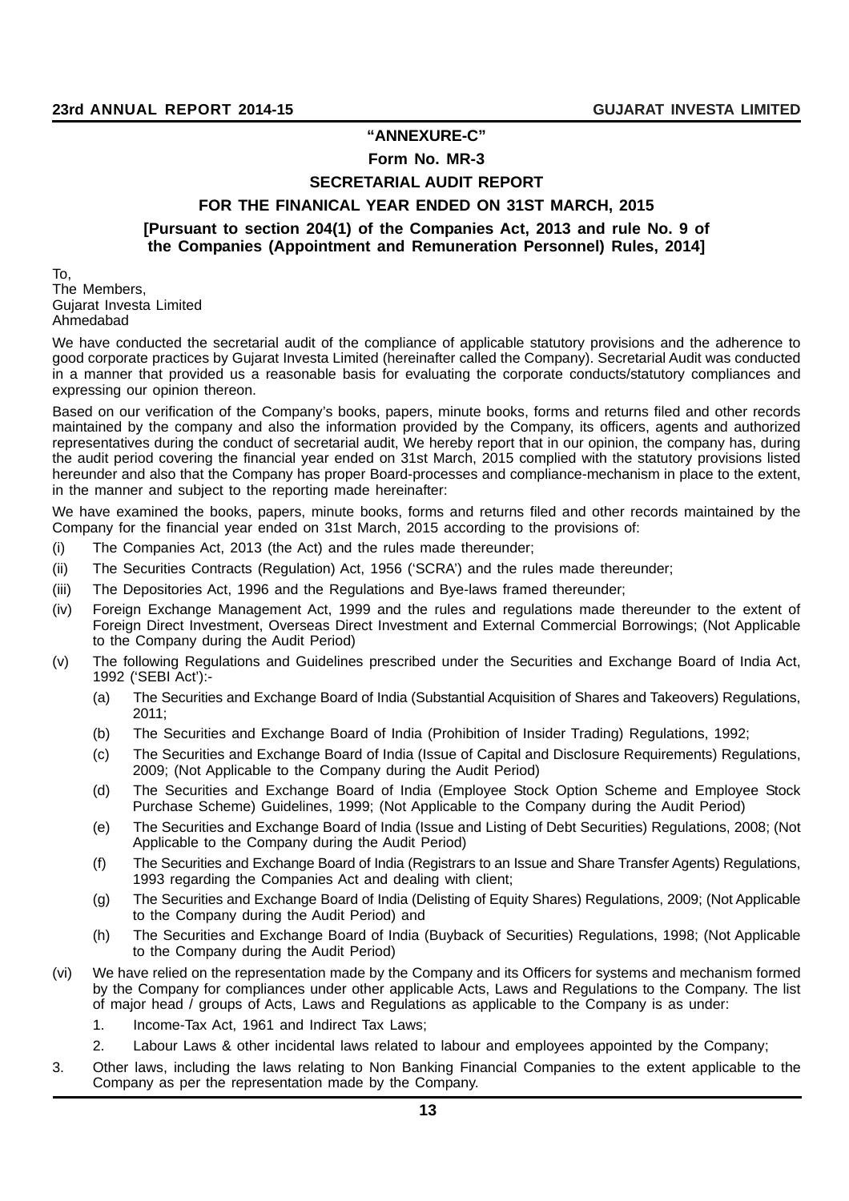## "ANNEXURE-C"

### Form No. MR-3

### SECRETARIAL AUDIT REPORT

### FOR THE FINANICAL YEAR ENDED ON 31ST MARCH, 2015

**[Pursuant to section 204(1) of the Companies Act, 2013 and rule No. 9 of the Companies (Appointment and Remuneration Personnel) Rules, 2014]**

To,
The Members,
Gujarat Investa Limited
Ahmedabad

We have conducted the secretarial audit of the compliance of applicable statutory provisions and the adherence to good corporate practices by Gujarat Investa Limited (hereinafter called the Company). Secretarial Audit was conducted in a manner that provided us a reasonable basis for evaluating the corporate conducts/statutory compliances and expressing our opinion thereon.

Based on our verification of the Company's books, papers, minute books, forms and returns filed and other records maintained by the company and also the information provided by the Company, its officers, agents and authorized representatives during the conduct of secretarial audit, We hereby report that in our opinion, the company has, during the audit period covering the financial year ended on 31st March, 2015 complied with the statutory provisions listed hereunder and also that the Company has proper Board-processes and compliance-mechanism in place to the extent, in the manner and subject to the reporting made hereinafter:

We have examined the books, papers, minute books, forms and returns filed and other records maintained by the Company for the financial year ended on 31st March, 2015 according to the provisions of:

(i) The Companies Act, 2013 (the Act) and the rules made thereunder;

(ii) The Securities Contracts (Regulation) Act, 1956 ('SCRA') and the rules made thereunder;

(iii) The Depositories Act, 1996 and the Regulations and Bye-laws framed thereunder;

(iv) Foreign Exchange Management Act, 1999 and the rules and regulations made thereunder to the extent of Foreign Direct Investment, Overseas Direct Investment and External Commercial Borrowings; (Not Applicable to the Company during the Audit Period)

(v) The following Regulations and Guidelines prescribed under the Securities and Exchange Board of India Act, 1992 ('SEBI Act'):-

  (a) The Securities and Exchange Board of India (Substantial Acquisition of Shares and Takeovers) Regulations, 2011;

  (b) The Securities and Exchange Board of India (Prohibition of Insider Trading) Regulations, 1992;

  (c) The Securities and Exchange Board of India (Issue of Capital and Disclosure Requirements) Regulations, 2009; (Not Applicable to the Company during the Audit Period)

  (d) The Securities and Exchange Board of India (Employee Stock Option Scheme and Employee Stock Purchase Scheme) Guidelines, 1999; (Not Applicable to the Company during the Audit Period)

  (e) The Securities and Exchange Board of India (Issue and Listing of Debt Securities) Regulations, 2008; (Not Applicable to the Company during the Audit Period)

  (f) The Securities and Exchange Board of India (Registrars to an Issue and Share Transfer Agents) Regulations, 1993 regarding the Companies Act and dealing with client;

  (g) The Securities and Exchange Board of India (Delisting of Equity Shares) Regulations, 2009; (Not Applicable to the Company during the Audit Period) and

  (h) The Securities and Exchange Board of India (Buyback of Securities) Regulations, 1998; (Not Applicable to the Company during the Audit Period)

(vi) We have relied on the representation made by the Company and its Officers for systems and mechanism formed by the Company for compliances under other applicable Acts, Laws and Regulations to the Company. The list of major head / groups of Acts, Laws and Regulations as applicable to the Company is as under:

  1. Income-Tax Act, 1961 and Indirect Tax Laws;

  2. Labour Laws & other incidental laws related to labour and employees appointed by the Company;

3. Other laws, including the laws relating to Non Banking Financial Companies to the extent applicable to the Company as per the representation made by the Company.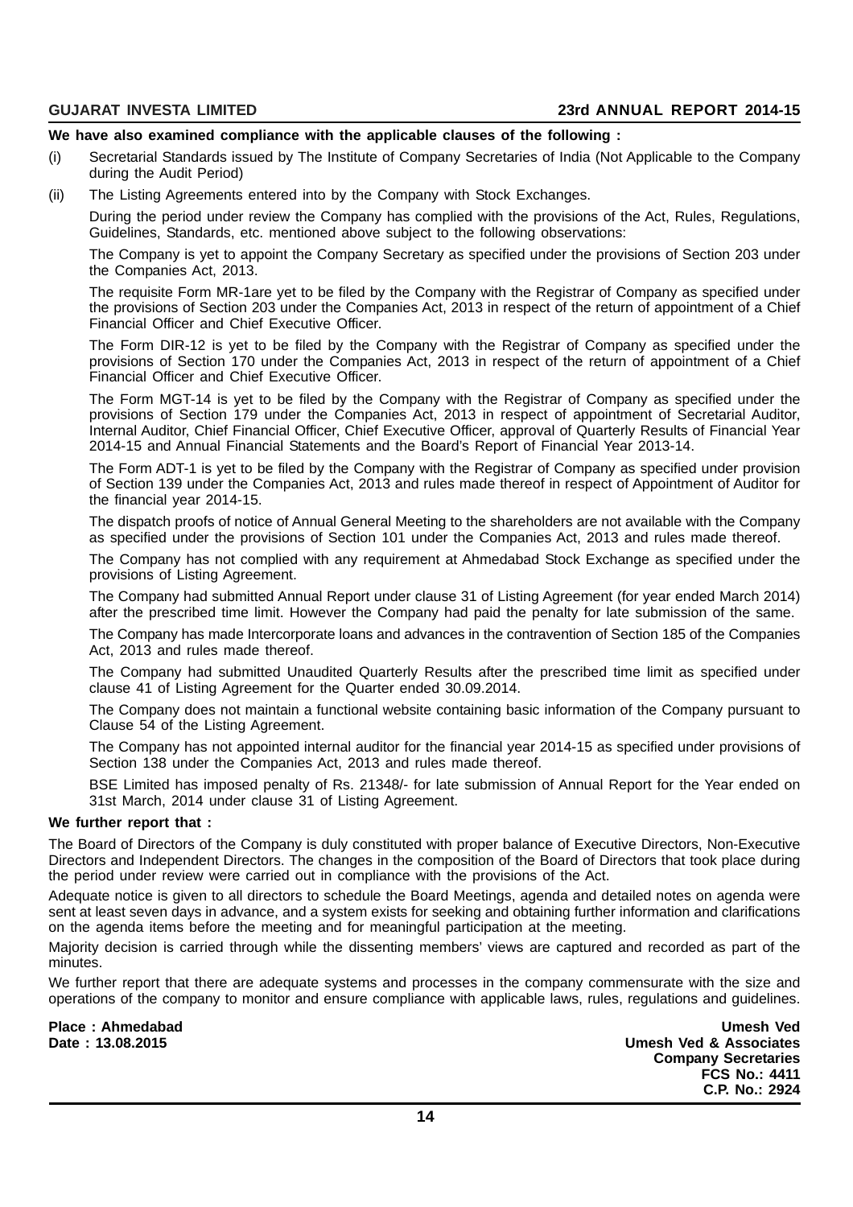**We have also examined compliance with the applicable clauses of the following :**

(i) Secretarial Standards issued by The Institute of Company Secretaries of India (Not Applicable to the Company during the Audit Period)

(ii) The Listing Agreements entered into by the Company with Stock Exchanges.

During the period under review the Company has complied with the provisions of the Act, Rules, Regulations, Guidelines, Standards, etc. mentioned above subject to the following observations:

The Company is yet to appoint the Company Secretary as specified under the provisions of Section 203 under the Companies Act, 2013.

The requisite Form MR-1are yet to be filed by the Company with the Registrar of Company as specified under the provisions of Section 203 under the Companies Act, 2013 in respect of the return of appointment of a Chief Financial Officer and Chief Executive Officer.

The Form DIR-12 is yet to be filed by the Company with the Registrar of Company as specified under the provisions of Section 170 under the Companies Act, 2013 in respect of the return of appointment of a Chief Financial Officer and Chief Executive Officer.

The Form MGT-14 is yet to be filed by the Company with the Registrar of Company as specified under the provisions of Section 179 under the Companies Act, 2013 in respect of appointment of Secretarial Auditor, Internal Auditor, Chief Financial Officer, Chief Executive Officer, approval of Quarterly Results of Financial Year 2014-15 and Annual Financial Statements and the Board's Report of Financial Year 2013-14.

The Form ADT-1 is yet to be filed by the Company with the Registrar of Company as specified under provision of Section 139 under the Companies Act, 2013 and rules made thereof in respect of Appointment of Auditor for the financial year 2014-15.

The dispatch proofs of notice of Annual General Meeting to the shareholders are not available with the Company as specified under the provisions of Section 101 under the Companies Act, 2013 and rules made thereof.

The Company has not complied with any requirement at Ahmedabad Stock Exchange as specified under the provisions of Listing Agreement.

The Company had submitted Annual Report under clause 31 of Listing Agreement (for year ended March 2014) after the prescribed time limit. However the Company had paid the penalty for late submission of the same.

The Company has made Intercorporate loans and advances in the contravention of Section 185 of the Companies Act, 2013 and rules made thereof.

The Company had submitted Unaudited Quarterly Results after the prescribed time limit as specified under clause 41 of Listing Agreement for the Quarter ended 30.09.2014.

The Company does not maintain a functional website containing basic information of the Company pursuant to Clause 54 of the Listing Agreement.

The Company has not appointed internal auditor for the financial year 2014-15 as specified under provisions of Section 138 under the Companies Act, 2013 and rules made thereof.

BSE Limited has imposed penalty of Rs. 21348/- for late submission of Annual Report for the Year ended on 31st March, 2014 under clause 31 of Listing Agreement.

**We further report that :**

The Board of Directors of the Company is duly constituted with proper balance of Executive Directors, Non-Executive Directors and Independent Directors. The changes in the composition of the Board of Directors that took place during the period under review were carried out in compliance with the provisions of the Act.

Adequate notice is given to all directors to schedule the Board Meetings, agenda and detailed notes on agenda were sent at least seven days in advance, and a system exists for seeking and obtaining further information and clarifications on the agenda items before the meeting and for meaningful participation at the meeting.

Majority decision is carried through while the dissenting members' views are captured and recorded as part of the minutes.

We further report that there are adequate systems and processes in the company commensurate with the size and operations of the company to monitor and ensure compliance with applicable laws, rules, regulations and guidelines.

**Place : Ahmedabad**
**Date : 13.08.2015**

**Umesh Ved**
**Umesh Ved & Associates**
**Company Secretaries**
**FCS No.: 4411**
**C.P. No.: 2924**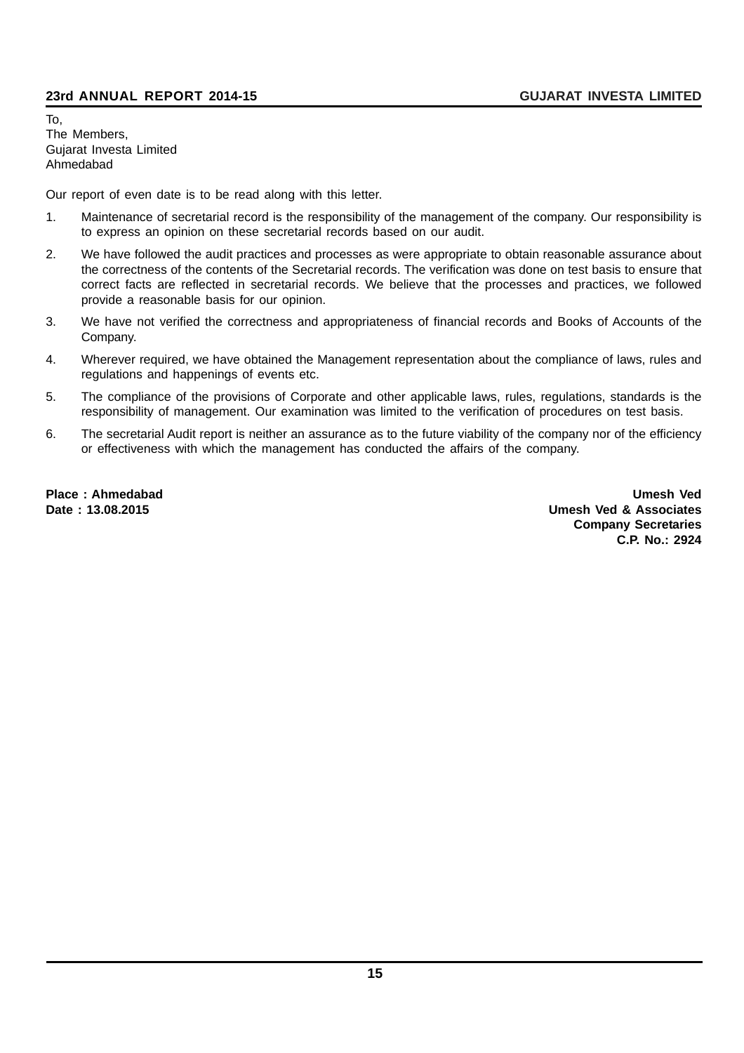To,
The Members,
Gujarat Investa Limited
Ahmedabad

Our report of even date is to be read along with this letter.

1. Maintenance of secretarial record is the responsibility of the management of the company. Our responsibility is to express an opinion on these secretarial records based on our audit.
2. We have followed the audit practices and processes as were appropriate to obtain reasonable assurance about the correctness of the contents of the Secretarial records. The verification was done on test basis to ensure that correct facts are reflected in secretarial records. We believe that the processes and practices, we followed provide a reasonable basis for our opinion.
3. We have not verified the correctness and appropriateness of financial records and Books of Accounts of the Company.
4. Wherever required, we have obtained the Management representation about the compliance of laws, rules and regulations and happenings of events etc.
5. The compliance of the provisions of Corporate and other applicable laws, rules, regulations, standards is the responsibility of management. Our examination was limited to the verification of procedures on test basis.
6. The secretarial Audit report is neither an assurance as to the future viability of the company nor of the efficiency or effectiveness with which the management has conducted the affairs of the company.

**Place : Ahmedabad**
**Date : 13.08.2015**

**Umesh Ved**
**Umesh Ved & Associates**
**Company Secretaries**
**C.P. No.: 2924**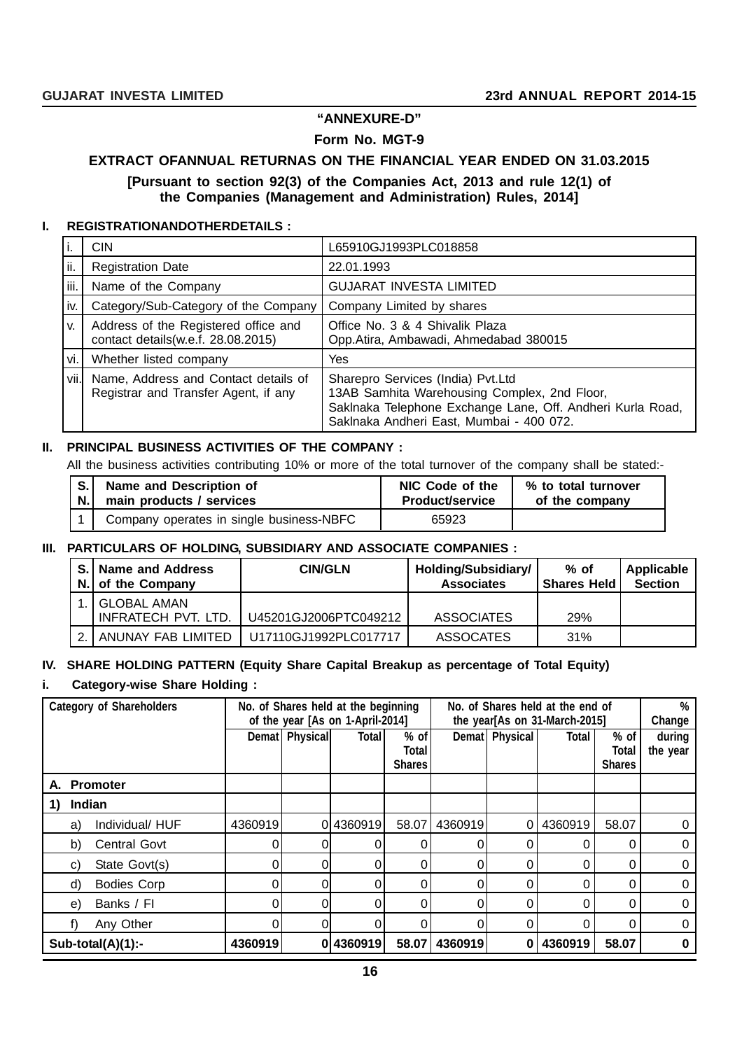**"ANNEXURE-D"**

**Form No. MGT-9**

**EXTRACT OFANNUAL RETURNAS ON THE FINANCIAL YEAR ENDED ON 31.03.2015**

**[Pursuant to section 92(3) of the Companies Act, 2013 and rule 12(1) of the Companies (Management and Administration) Rules, 2014]**

## I. REGISTRATIONANDOTHERDETAILS :

| | | |
|---|---|---|
| i. | CIN | L65910GJ1993PLC018858 |
| ii. | Registration Date | 22.01.1993 |
| iii. | Name of the Company | GUJARAT INVESTA LIMITED |
| iv. | Category/Sub-Category of the Company | Company Limited by shares |
| v. | Address of the Registered office and contact details(w.e.f. 28.08.2015) | Office No. 3 & 4 Shivalik Plaza Opp.Atira, Ambawadi, Ahmedabad 380015 |
| vi. | Whether listed company | Yes |
| vii. | Name, Address and Contact details of Registrar and Transfer Agent, if any | Sharepro Services (India) Pvt.Ltd 13AB Samhita Warehousing Complex, 2nd Floor, Saklnaka Telephone Exchange Lane, Off. Andheri Kurla Road, Saklnaka Andheri East, Mumbai - 400 072. |

## II. PRINCIPAL BUSINESS ACTIVITIES OF THE COMPANY :

All the business activities contributing 10% or more of the total turnover of the company shall be stated:-

| S. N. | Name and Description of main products / services | NIC Code of the Product/service | % to total turnover of the company |
|---|---|---|---|
| 1 | Company operates in single business-NBFC | 65923 | |

## III. PARTICULARS OF HOLDING, SUBSIDIARY AND ASSOCIATE COMPANIES :

| S. N. | Name and Address of the Company | CIN/GLN | Holding/Subsidiary/ Associates | % of Shares Held | Applicable Section |
|---|---|---|---|---|---|
| 1. | GLOBAL AMAN INFRATECH PVT. LTD. | U45201GJ2006PTC049212 | ASSOCIATES | 29% | |
| 2. | ANUNAY FAB LIMITED | U17110GJ1992PLC017717 | ASSOCATES | 31% | |

## IV. SHARE HOLDING PATTERN (Equity Share Capital Breakup as percentage of Total Equity)

### i. Category-wise Share Holding :

| Category of Shareholders | No. of Shares held at the beginning of the year [As on 1-April-2014] | | | | No. of Shares held at the end of the year[As on 31-March-2015] | | | | % Change |
|---|---|---|---|---|---|---|---|---|---|
| | Demat | Physical | Total | % of Total Shares | Demat | Physical | Total | % of Total Shares | during the year |
| **A. Promoter** | | | | | | | | | |
| **1) Indian** | | | | | | | | | |
| a) Individual/ HUF | 4360919 | 0 | 4360919 | 58.07 | 4360919 | 0 | 4360919 | 58.07 | 0 |
| b) Central Govt | 0 | 0 | 0 | 0 | 0 | 0 | 0 | 0 | 0 |
| c) State Govt(s) | 0 | 0 | 0 | 0 | 0 | 0 | 0 | 0 | 0 |
| d) Bodies Corp | 0 | 0 | 0 | 0 | 0 | 0 | 0 | 0 | 0 |
| e) Banks / FI | 0 | 0 | 0 | 0 | 0 | 0 | 0 | 0 | 0 |
| f) Any Other | 0 | 0 | 0 | 0 | 0 | 0 | 0 | 0 | 0 |
| **Sub-total(A)(1):-** | **4360919** | **0** | **4360919** | **58.07** | **4360919** | **0** | **4360919** | **58.07** | **0** |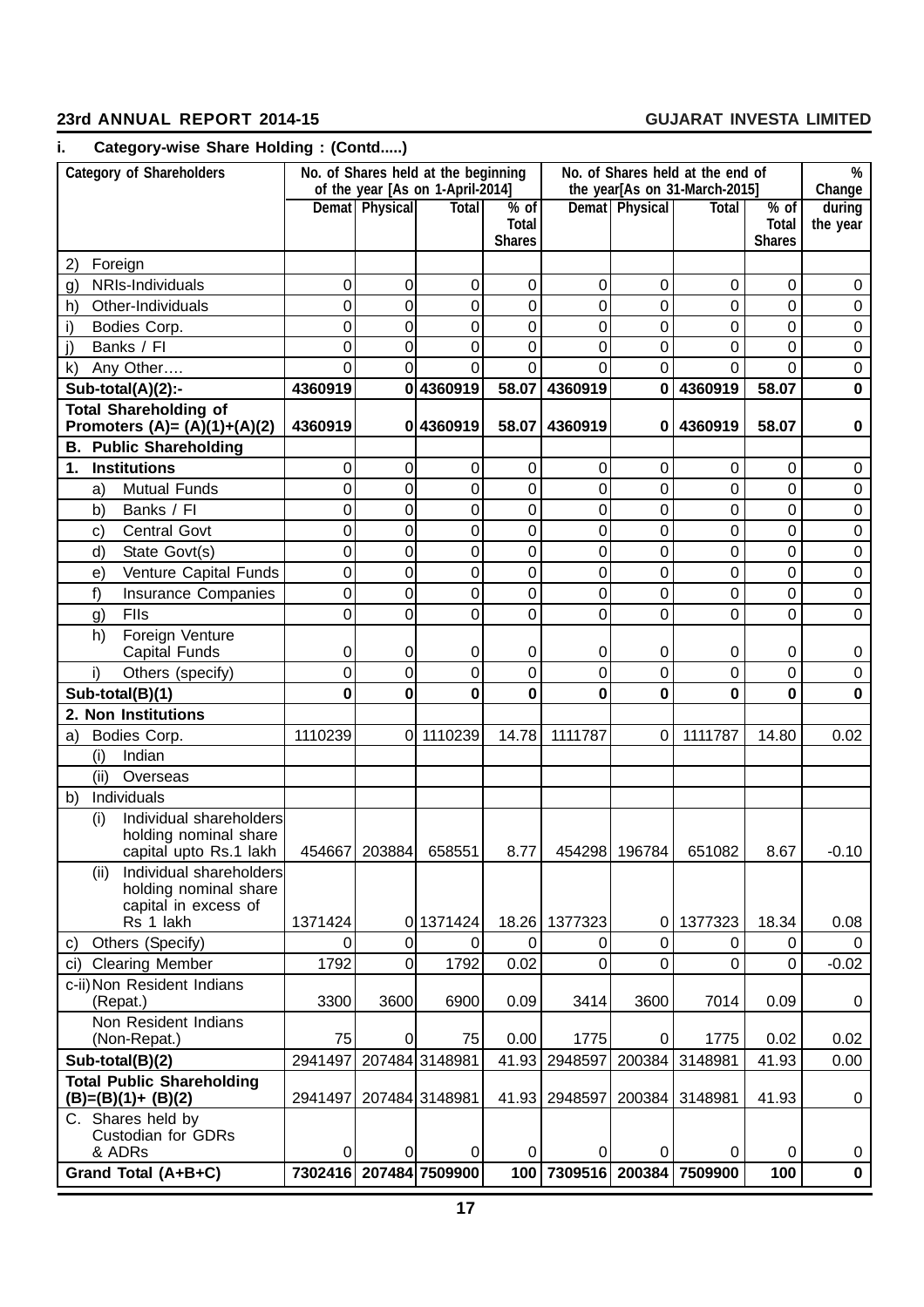### i. Category-wise Share Holding : (Contd.....)

| Category of Shareholders | No. of Shares held at the beginning of the year [As on 1-April-2014] | | | | No. of Shares held at the end of the year[As on 31-March-2015] | | | | % Change during the year |
|---|---|---|---|---|---|---|---|---|---|
| | Demat | Physical | Total | % of Total Shares | Demat | Physical | Total | % of Total Shares | |
| 2) Foreign | | | | | | | | | |
| g) NRIs-Individuals | 0 | 0 | 0 | 0 | 0 | 0 | 0 | 0 | 0 |
| h) Other-Individuals | 0 | 0 | 0 | 0 | 0 | 0 | 0 | 0 | 0 |
| i) Bodies Corp. | 0 | 0 | 0 | 0 | 0 | 0 | 0 | 0 | 0 |
| j) Banks / FI | 0 | 0 | 0 | 0 | 0 | 0 | 0 | 0 | 0 |
| k) Any Other.... | 0 | 0 | 0 | 0 | 0 | 0 | 0 | 0 | 0 |
| **Sub-total(A)(2):-** | **4360919** | **0** | **4360919** | **58.07** | **4360919** | **0** | **4360919** | **58.07** | **0** |
| **Total Shareholding of Promoters (A)= (A)(1)+(A)(2)** | **4360919** | **0** | **4360919** | **58.07** | **4360919** | **0** | **4360919** | **58.07** | **0** |
| **B. Public Shareholding** | | | | | | | | | |
| **1. Institutions** | 0 | 0 | 0 | 0 | 0 | 0 | 0 | 0 | 0 |
| a) Mutual Funds | 0 | 0 | 0 | 0 | 0 | 0 | 0 | 0 | 0 |
| b) Banks / FI | 0 | 0 | 0 | 0 | 0 | 0 | 0 | 0 | 0 |
| c) Central Govt | 0 | 0 | 0 | 0 | 0 | 0 | 0 | 0 | 0 |
| d) State Govt(s) | 0 | 0 | 0 | 0 | 0 | 0 | 0 | 0 | 0 |
| e) Venture Capital Funds | 0 | 0 | 0 | 0 | 0 | 0 | 0 | 0 | 0 |
| f) Insurance Companies | 0 | 0 | 0 | 0 | 0 | 0 | 0 | 0 | 0 |
| g) FIIs | 0 | 0 | 0 | 0 | 0 | 0 | 0 | 0 | 0 |
| h) Foreign Venture Capital Funds | 0 | 0 | 0 | 0 | 0 | 0 | 0 | 0 | 0 |
| i) Others (specify) | 0 | 0 | 0 | 0 | 0 | 0 | 0 | 0 | 0 |
| **Sub-total(B)(1)** | **0** | **0** | **0** | **0** | **0** | **0** | **0** | **0** | **0** |
| **2. Non Institutions** | | | | | | | | | |
| a) Bodies Corp. | 1110239 | 0 | 1110239 | 14.78 | 1111787 | 0 | 1111787 | 14.80 | 0.02 |
| (i) Indian | | | | | | | | | |
| (ii) Overseas | | | | | | | | | |
| b) Individuals | | | | | | | | | |
| (i) Individual shareholders holding nominal share capital upto Rs.1 lakh | 454667 | 203884 | 658551 | 8.77 | 454298 | 196784 | 651082 | 8.67 | -0.10 |
| (ii) Individual shareholders holding nominal share capital in excess of Rs 1 lakh | 1371424 | 0 | 1371424 | 18.26 | 1377323 | 0 | 1377323 | 18.34 | 0.08 |
| c) Others (Specify) | 0 | 0 | 0 | 0 | 0 | 0 | 0 | 0 | 0 |
| ci) Clearing Member | 1792 | 0 | 1792 | 0.02 | 0 | 0 | 0 | 0 | -0.02 |
| c-ii) Non Resident Indians (Repat.) | 3300 | 3600 | 6900 | 0.09 | 3414 | 3600 | 7014 | 0.09 | 0 |
| Non Resident Indians (Non-Repat.) | 75 | 0 | 75 | 0.00 | 1775 | 0 | 1775 | 0.02 | 0.02 |
| **Sub-total(B)(2)** | 2941497 | 207484 | 3148981 | 41.93 | 2948597 | 200384 | 3148981 | 41.93 | 0.00 |
| **Total Public Shareholding (B)=(B)(1)+ (B)(2)** | 2941497 | 207484 | 3148981 | 41.93 | 2948597 | 200384 | 3148981 | 41.93 | 0 |
| C. Shares held by Custodian for GDRs & ADRs | 0 | 0 | 0 | 0 | 0 | 0 | 0 | 0 | 0 |
| **Grand Total (A+B+C)** | **7302416** | **207484** | **7509900** | **100** | **7309516** | **200384** | **7509900** | **100** | **0** |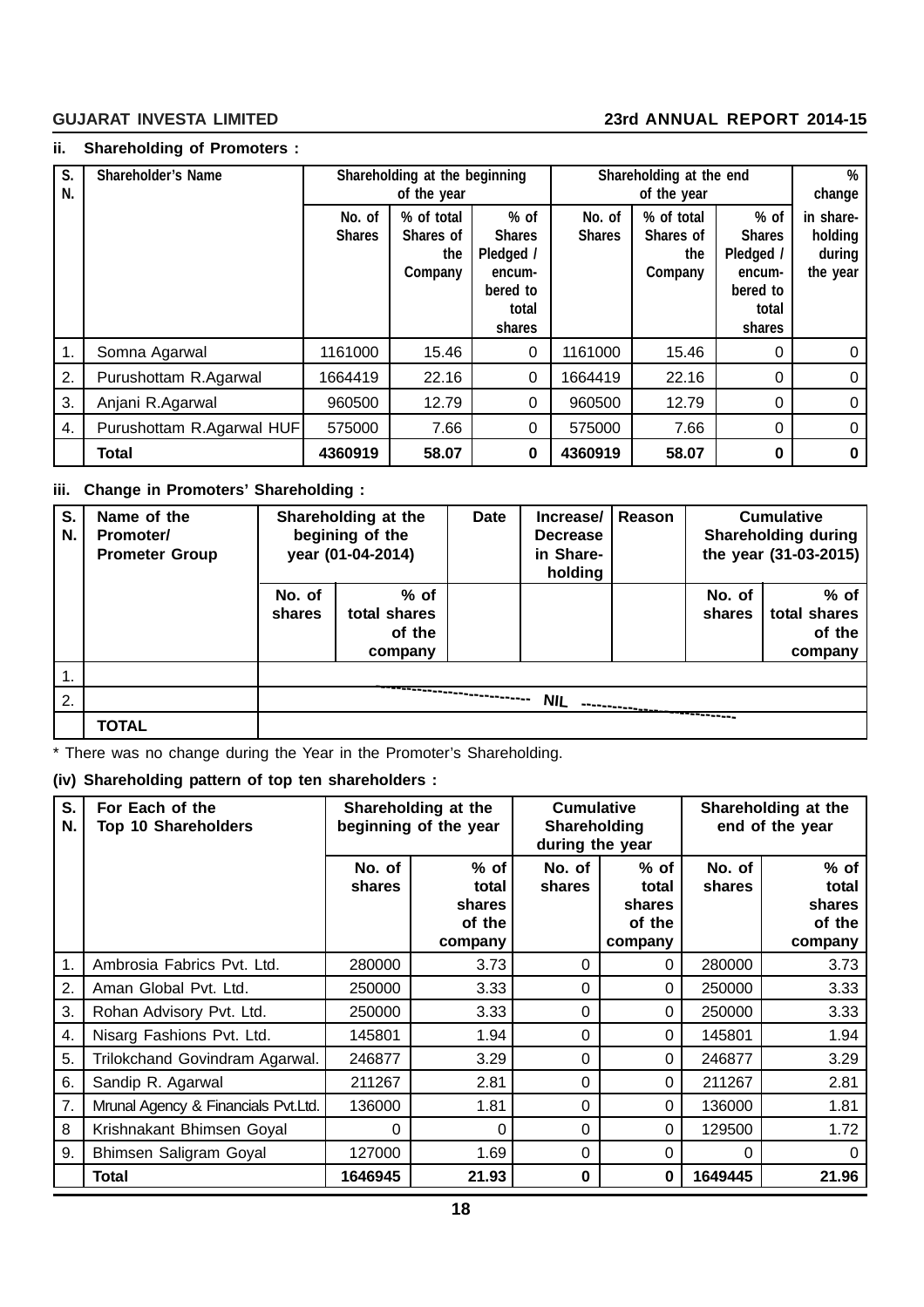**ii. Shareholding of Promoters :**

| S. N. | Shareholder's Name | Shareholding at the beginning of the year | | | Shareholding at the end of the year | | | % change |
|---|---|---|---|---|---|---|---|---|
| | | No. of Shares | % of total Shares of the Company | % of Shares Pledged / encum-bered to total shares | No. of Shares | % of total Shares of the Company | % of Shares Pledged / encum-bered to total shares | in share-holding during the year |
| 1. | Somna Agarwal | 1161000 | 15.46 | 0 | 1161000 | 15.46 | 0 | 0 |
| 2. | Purushottam R.Agarwal | 1664419 | 22.16 | 0 | 1664419 | 22.16 | 0 | 0 |
| 3. | Anjani R.Agarwal | 960500 | 12.79 | 0 | 960500 | 12.79 | 0 | 0 |
| 4. | Purushottam R.Agarwal HUF | 575000 | 7.66 | 0 | 575000 | 7.66 | 0 | 0 |
| | **Total** | **4360919** | **58.07** | **0** | **4360919** | **58.07** | **0** | **0** |

**iii. Change in Promoters' Shareholding :**

| S. N. | Name of the Promoter/ Prometer Group | Shareholding at the begining of the year (01-04-2014) | | Date | Increase/ Decrease in Share-holding | Reason | Cumulative Shareholding during the year (31-03-2015) | |
|---|---|---|---|---|---|---|---|---|
| | | No. of shares | % of total shares of the company | | | | No. of shares | % of total shares of the company |
| 1. | | | | | | | | |
| 2. | | | | | NIL | | | |
| | **TOTAL** | | | | | | | |

\* There was no change during the Year in the Promoter's Shareholding.

**(iv) Shareholding pattern of top ten shareholders :**

| S. N. | For Each of the Top 10 Shareholders | Shareholding at the beginning of the year | | Cumulative Shareholding during the year | | Shareholding at the end of the year | |
|---|---|---|---|---|---|---|---|
| | | No. of shares | % of total shares of the company | No. of shares | % of total shares of the company | No. of shares | % of total shares of the company |
| 1. | Ambrosia Fabrics Pvt. Ltd. | 280000 | 3.73 | 0 | 0 | 280000 | 3.73 |
| 2. | Aman Global Pvt. Ltd. | 250000 | 3.33 | 0 | 0 | 250000 | 3.33 |
| 3. | Rohan Advisory Pvt. Ltd. | 250000 | 3.33 | 0 | 0 | 250000 | 3.33 |
| 4. | Nisarg Fashions Pvt. Ltd. | 145801 | 1.94 | 0 | 0 | 145801 | 1.94 |
| 5. | Trilokchand Govindram Agarwal. | 246877 | 3.29 | 0 | 0 | 246877 | 3.29 |
| 6. | Sandip R. Agarwal | 211267 | 2.81 | 0 | 0 | 211267 | 2.81 |
| 7. | Mrunal Agency & Financials Pvt.Ltd. | 136000 | 1.81 | 0 | 0 | 136000 | 1.81 |
| 8 | Krishnakant Bhimsen Goyal | 0 | 0 | 0 | 0 | 129500 | 1.72 |
| 9. | Bhimsen Saligram Goyal | 127000 | 1.69 | 0 | 0 | 0 | 0 |
| | **Total** | **1646945** | **21.93** | **0** | **0** | **1649445** | **21.96** |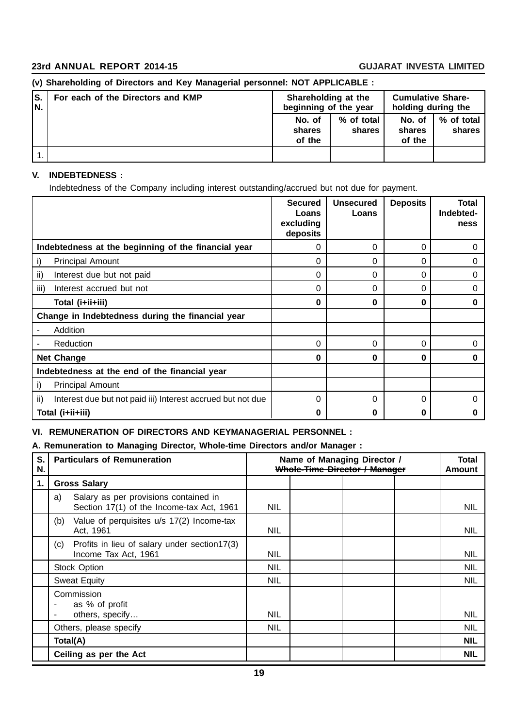**(v) Shareholding of Directors and Key Managerial personnel: NOT APPLICABLE :**

| S. N. | For each of the Directors and KMP | Shareholding at the beginning of the year | | Cumulative Share-holding during the | |
|---|---|---|---|---|---|
| | | No. of shares of the | % of total shares | No. of shares of the | % of total shares |
| 1. | | | | | |

## V. INDEBTEDNESS :

Indebtedness of the Company including interest outstanding/accrued but not due for payment.

| | Secured Loans excluding deposits | Unsecured Loans | Deposits | Total Indebted-ness |
|---|---|---|---|---|
| **Indebtedness at the beginning of the financial year** | 0 | 0 | 0 | 0 |
| i) Principal Amount | 0 | 0 | 0 | 0 |
| ii) Interest due but not paid | 0 | 0 | 0 | 0 |
| iii) Interest accrued but not | 0 | 0 | 0 | 0 |
| **Total (i+ii+iii)** | **0** | **0** | **0** | **0** |
| **Change in Indebtedness during the financial year** | | | | |
| - Addition | | | | |
| - Reduction | 0 | 0 | 0 | 0 |
| **Net Change** | **0** | **0** | **0** | **0** |
| **Indebtedness at the end of the financial year** | | | | |
| i) Principal Amount | | | | |
| ii) Interest due but not paid iii) Interest accrued but not due | 0 | 0 | 0 | 0 |
| **Total (i+ii+iii)** | **0** | **0** | **0** | **0** |

## VI. REMUNERATION OF DIRECTORS AND KEYMANAGERIAL PERSONNEL :

**A. Remuneration to Managing Director, Whole-time Directors and/or Manager :**

| S. N. | Particulars of Remuneration | Name of Managing Director / ~~Whole-Time Director / Manager~~ | | | | Total Amount |
|---|---|---|---|---|---|---|
| **1.** | **Gross Salary** | | | | | |
| | a) Salary as per provisions contained in Section 17(1) of the Income-tax Act, 1961 | NIL | | | | NIL |
| | (b) Value of perquisites u/s 17(2) Income-tax Act, 1961 | NIL | | | | NIL |
| | (c) Profits in lieu of salary under section17(3) Income Tax Act, 1961 | NIL | | | | NIL |
| | Stock Option | NIL | | | | NIL |
| | Sweat Equity | NIL | | | | NIL |
| | Commission<br>- as % of profit<br>- others, specify… | NIL | | | | NIL |
| | Others, please specify | NIL | | | | NIL |
| | **Total(A)** | | | | | **NIL** |
| | **Ceiling as per the Act** | | | | | **NIL** |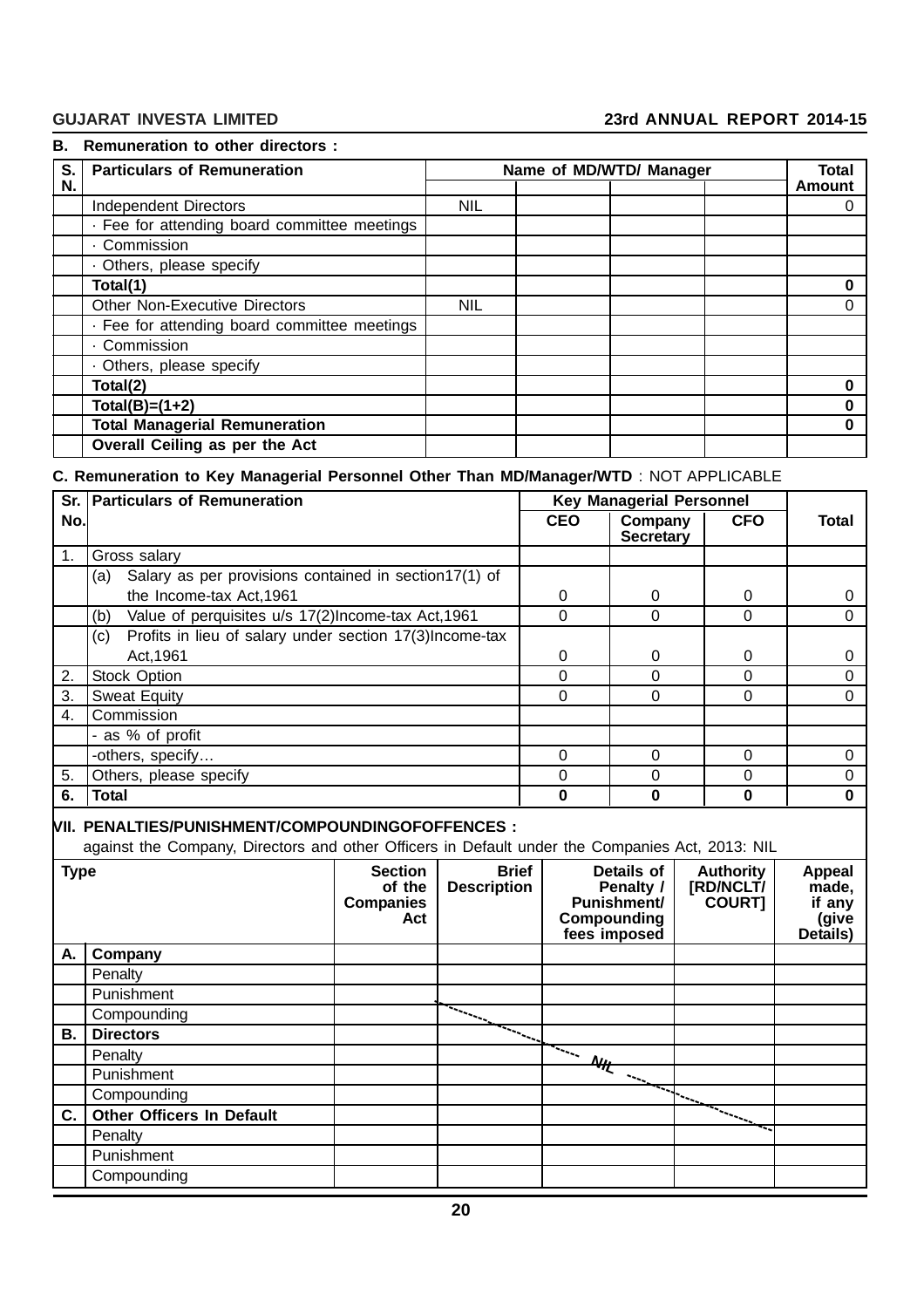**B. Remuneration to other directors :**

| S. N. | Particulars of Remuneration | Name of MD/WTD/ Manager | | | | Total Amount |
|---|---|---|---|---|---|---|
| | Independent Directors | NIL | | | | 0 |
| | · Fee for attending board committee meetings | | | | | |
| | · Commission | | | | | |
| | · Others, please specify | | | | | |
| | **Total(1)** | | | | | **0** |
| | Other Non-Executive Directors | NIL | | | | 0 |
| | · Fee for attending board committee meetings | | | | | |
| | · Commission | | | | | |
| | · Others, please specify | | | | | |
| | **Total(2)** | | | | | **0** |
| | **Total(B)=(1+2)** | | | | | **0** |
| | **Total Managerial Remuneration** | | | | | **0** |
| | **Overall Ceiling as per the Act** | | | | | |

**C. Remuneration to Key Managerial Personnel Other Than MD/Manager/WTD** : NOT APPLICABLE

| Sr. No. | Particulars of Remuneration | Key Managerial Personnel | | | Total |
|---|---|---|---|---|---|
| | | CEO | Company Secretary | CFO | |
| 1. | Gross salary | | | | |
| | (a) Salary as per provisions contained in section17(1) of the Income-tax Act,1961 | 0 | 0 | 0 | 0 |
| | (b) Value of perquisites u/s 17(2)Income-tax Act,1961 | 0 | 0 | 0 | 0 |
| | (c) Profits in lieu of salary under section 17(3)Income-tax Act,1961 | 0 | 0 | 0 | 0 |
| 2. | Stock Option | 0 | 0 | 0 | 0 |
| 3. | Sweat Equity | 0 | 0 | 0 | 0 |
| 4. | Commission | | | | |
| | - as % of profit | | | | |
| | -others, specify… | 0 | 0 | 0 | 0 |
| 5. | Others, please specify | 0 | 0 | 0 | 0 |
| 6. | **Total** | **0** | **0** | **0** | **0** |

**VII. PENALTIES/PUNISHMENT/COMPOUNDINGOFOFFENCES :**

against the Company, Directors and other Officers in Default under the Companies Act, 2013: NIL

| Type | | Section of the Companies Act | Brief Description | Details of Penalty / Punishment/ Compounding fees imposed | Authority [RD/NCLT/ COURT] | Appeal made, if any (give Details) |
|---|---|---|---|---|---|---|
| **A.** | **Company** | | | | | |
| | Penalty | | | | | |
| | Punishment | | | | | |
| | Compounding | | | | | |
| **B.** | **Directors** | | | | | |
| | Penalty | | | NIL | | |
| | Punishment | | | | | |
| | Compounding | | | | | |
| **C.** | **Other Officers In Default** | | | | | |
| | Penalty | | | | | |
| | Punishment | | | | | |
| | Compounding | | | | | |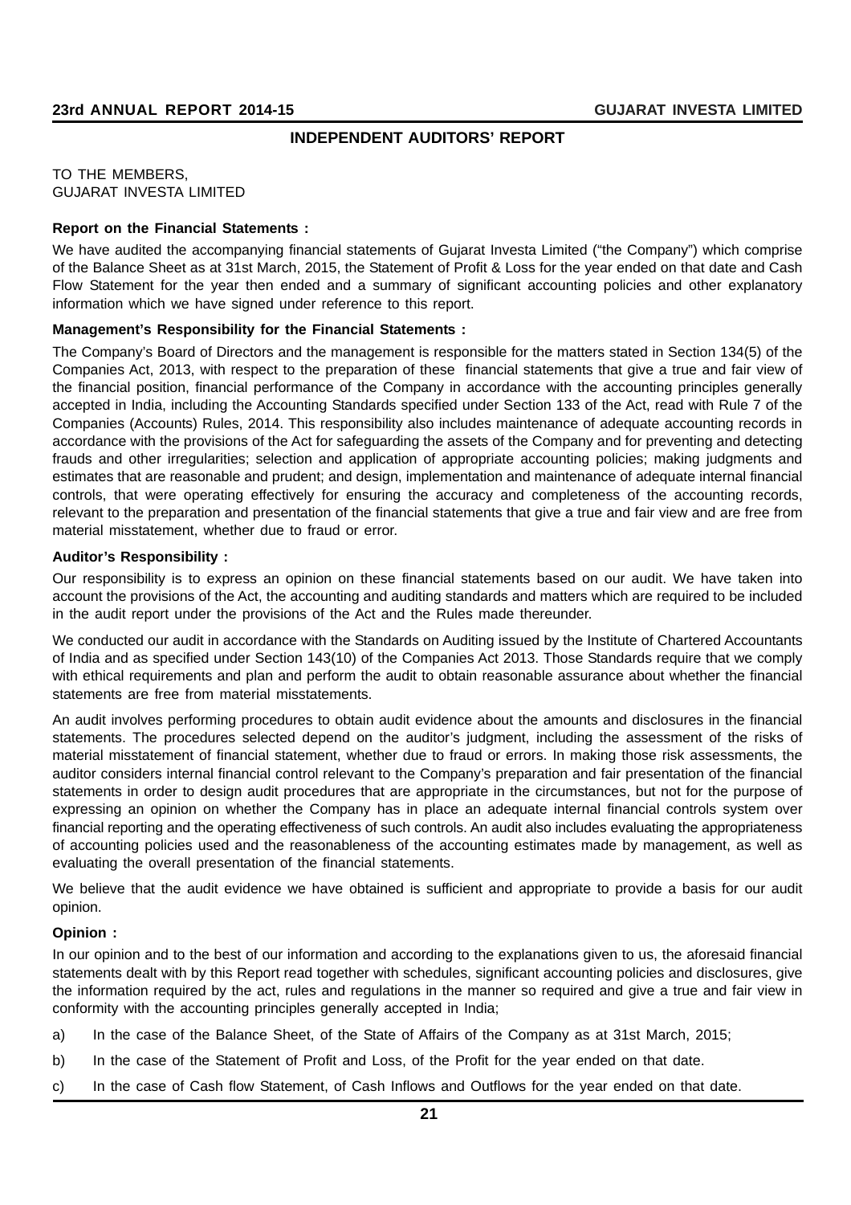# INDEPENDENT AUDITORS' REPORT

TO THE MEMBERS,
GUJARAT INVESTA LIMITED

**Report on the Financial Statements :**

We have audited the accompanying financial statements of Gujarat Investa Limited ("the Company") which comprise of the Balance Sheet as at 31st March, 2015, the Statement of Profit & Loss for the year ended on that date and Cash Flow Statement for the year then ended and a summary of significant accounting policies and other explanatory information which we have signed under reference to this report.

**Management's Responsibility for the Financial Statements :**

The Company's Board of Directors and the management is responsible for the matters stated in Section 134(5) of the Companies Act, 2013, with respect to the preparation of these financial statements that give a true and fair view of the financial position, financial performance of the Company in accordance with the accounting principles generally accepted in India, including the Accounting Standards specified under Section 133 of the Act, read with Rule 7 of the Companies (Accounts) Rules, 2014. This responsibility also includes maintenance of adequate accounting records in accordance with the provisions of the Act for safeguarding the assets of the Company and for preventing and detecting frauds and other irregularities; selection and application of appropriate accounting policies; making judgments and estimates that are reasonable and prudent; and design, implementation and maintenance of adequate internal financial controls, that were operating effectively for ensuring the accuracy and completeness of the accounting records, relevant to the preparation and presentation of the financial statements that give a true and fair view and are free from material misstatement, whether due to fraud or error.

**Auditor's Responsibility :**

Our responsibility is to express an opinion on these financial statements based on our audit. We have taken into account the provisions of the Act, the accounting and auditing standards and matters which are required to be included in the audit report under the provisions of the Act and the Rules made thereunder.

We conducted our audit in accordance with the Standards on Auditing issued by the Institute of Chartered Accountants of India and as specified under Section 143(10) of the Companies Act 2013. Those Standards require that we comply with ethical requirements and plan and perform the audit to obtain reasonable assurance about whether the financial statements are free from material misstatements.

An audit involves performing procedures to obtain audit evidence about the amounts and disclosures in the financial statements. The procedures selected depend on the auditor's judgment, including the assessment of the risks of material misstatement of financial statement, whether due to fraud or errors. In making those risk assessments, the auditor considers internal financial control relevant to the Company's preparation and fair presentation of the financial statements in order to design audit procedures that are appropriate in the circumstances, but not for the purpose of expressing an opinion on whether the Company has in place an adequate internal financial controls system over financial reporting and the operating effectiveness of such controls. An audit also includes evaluating the appropriateness of accounting policies used and the reasonableness of the accounting estimates made by management, as well as evaluating the overall presentation of the financial statements.

We believe that the audit evidence we have obtained is sufficient and appropriate to provide a basis for our audit opinion.

**Opinion :**

In our opinion and to the best of our information and according to the explanations given to us, the aforesaid financial statements dealt with by this Report read together with schedules, significant accounting policies and disclosures, give the information required by the act, rules and regulations in the manner so required and give a true and fair view in conformity with the accounting principles generally accepted in India;

a) In the case of the Balance Sheet, of the State of Affairs of the Company as at 31st March, 2015;

b) In the case of the Statement of Profit and Loss, of the Profit for the year ended on that date.

c) In the case of Cash flow Statement, of Cash Inflows and Outflows for the year ended on that date.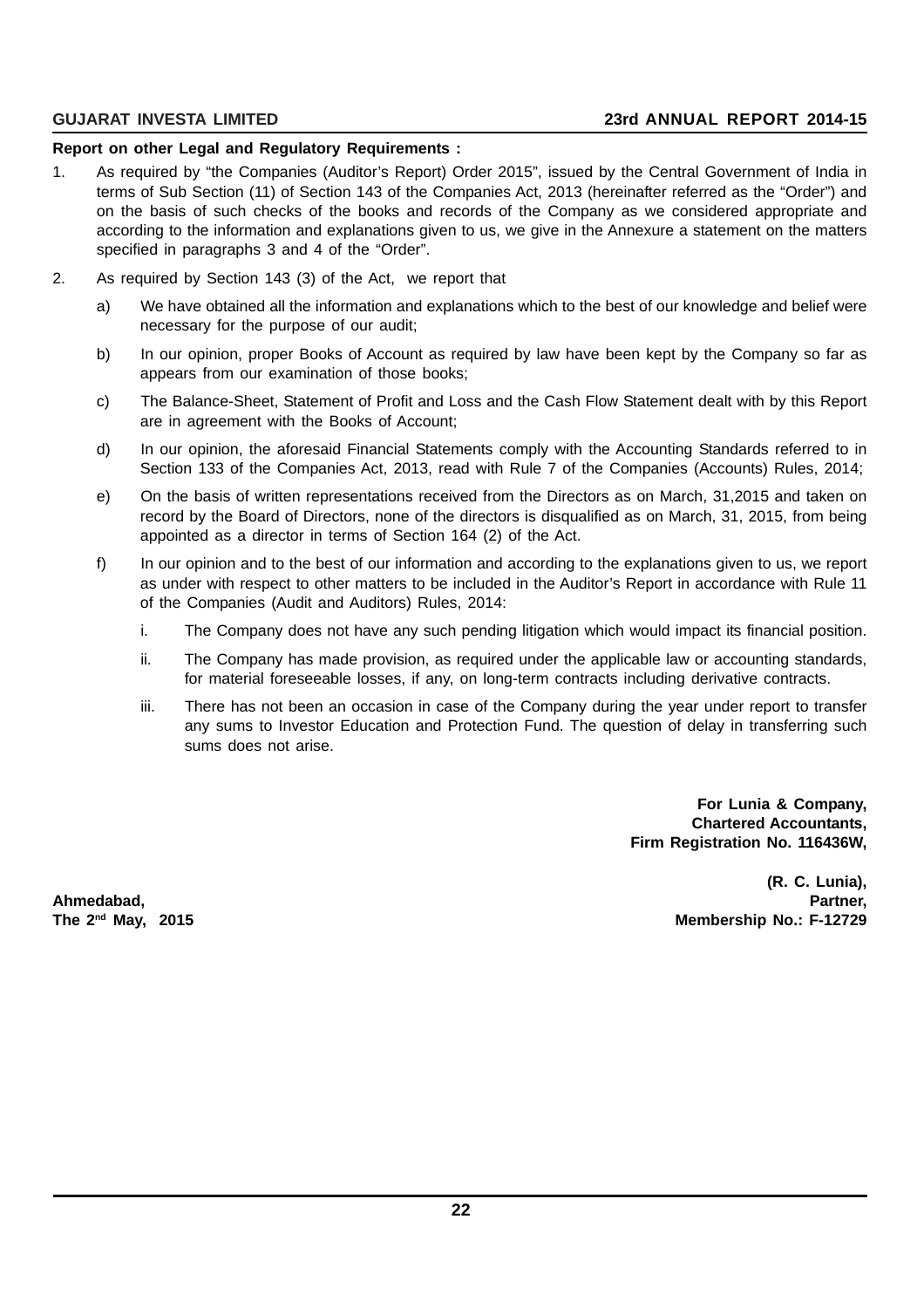**Report on other Legal and Regulatory Requirements :**

1. As required by "the Companies (Auditor's Report) Order 2015", issued by the Central Government of India in terms of Sub Section (11) of Section 143 of the Companies Act, 2013 (hereinafter referred as the "Order") and on the basis of such checks of the books and records of the Company as we considered appropriate and according to the information and explanations given to us, we give in the Annexure a statement on the matters specified in paragraphs 3 and 4 of the "Order".

2. As required by Section 143 (3) of the Act, we report that

   a) We have obtained all the information and explanations which to the best of our knowledge and belief were necessary for the purpose of our audit;

   b) In our opinion, proper Books of Account as required by law have been kept by the Company so far as appears from our examination of those books;

   c) The Balance-Sheet, Statement of Profit and Loss and the Cash Flow Statement dealt with by this Report are in agreement with the Books of Account;

   d) In our opinion, the aforesaid Financial Statements comply with the Accounting Standards referred to in Section 133 of the Companies Act, 2013, read with Rule 7 of the Companies (Accounts) Rules, 2014;

   e) On the basis of written representations received from the Directors as on March, 31,2015 and taken on record by the Board of Directors, none of the directors is disqualified as on March, 31, 2015, from being appointed as a director in terms of Section 164 (2) of the Act.

   f) In our opinion and to the best of our information and according to the explanations given to us, we report as under with respect to other matters to be included in the Auditor's Report in accordance with Rule 11 of the Companies (Audit and Auditors) Rules, 2014:

      i. The Company does not have any such pending litigation which would impact its financial position.

      ii. The Company has made provision, as required under the applicable law or accounting standards, for material foreseeable losses, if any, on long-term contracts including derivative contracts.

      iii. There has not been an occasion in case of the Company during the year under report to transfer any sums to Investor Education and Protection Fund. The question of delay in transferring such sums does not arise.

**For Lunia & Company,**
**Chartered Accountants,**
**Firm Registration No. 116436W,**

**(R. C. Lunia),**
**Partner,**
**Membership No.: F-12729**

**Ahmedabad,**
**The 2nd May, 2015**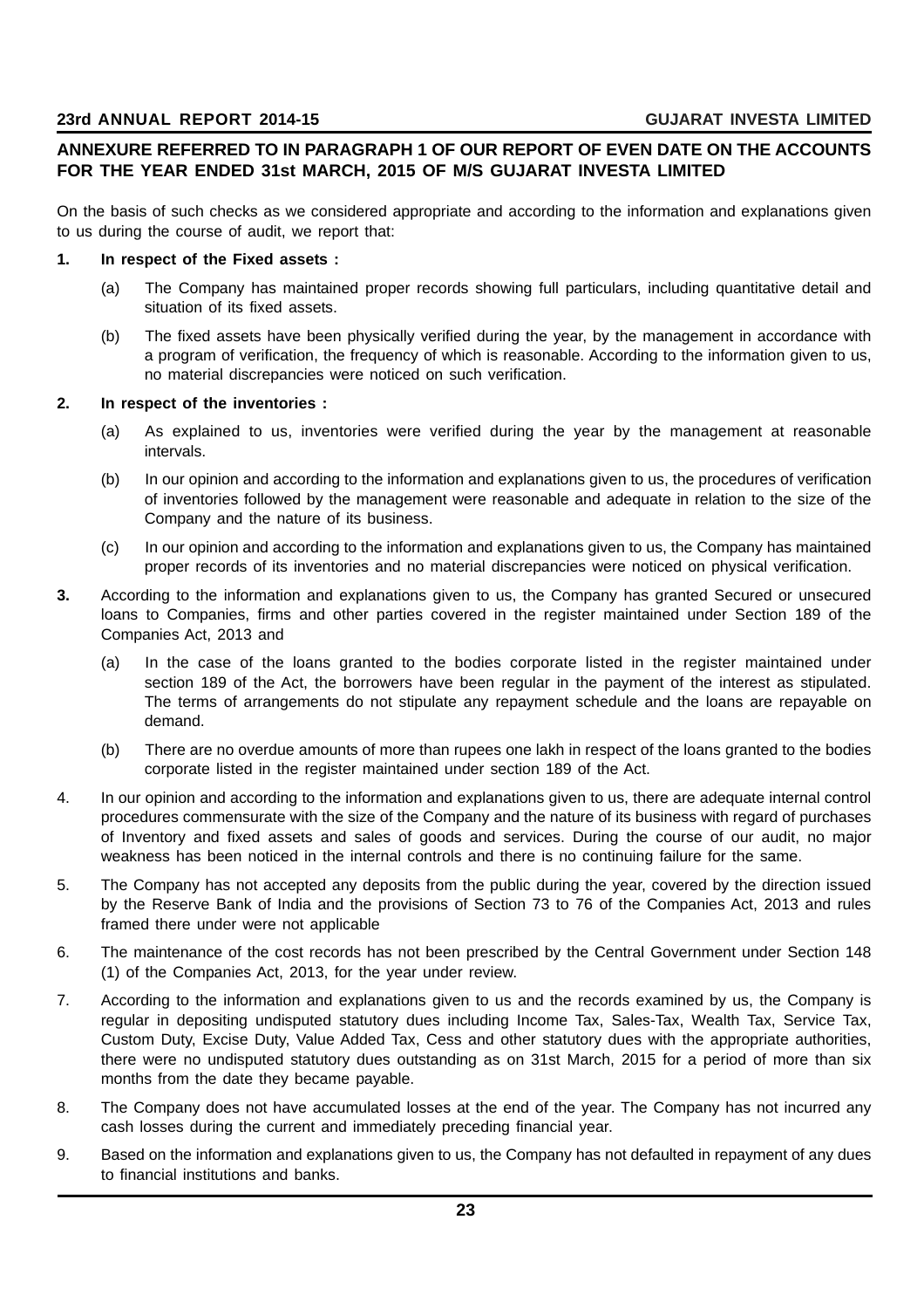## ANNEXURE REFERRED TO IN PARAGRAPH 1 OF OUR REPORT OF EVEN DATE ON THE ACCOUNTS FOR THE YEAR ENDED 31st MARCH, 2015 OF M/S GUJARAT INVESTA LIMITED

On the basis of such checks as we considered appropriate and according to the information and explanations given to us during the course of audit, we report that:

**1. In respect of the Fixed assets :**

(a) The Company has maintained proper records showing full particulars, including quantitative detail and situation of its fixed assets.

(b) The fixed assets have been physically verified during the year, by the management in accordance with a program of verification, the frequency of which is reasonable. According to the information given to us, no material discrepancies were noticed on such verification.

**2. In respect of the inventories :**

(a) As explained to us, inventories were verified during the year by the management at reasonable intervals.

(b) In our opinion and according to the information and explanations given to us, the procedures of verification of inventories followed by the management were reasonable and adequate in relation to the size of the Company and the nature of its business.

(c) In our opinion and according to the information and explanations given to us, the Company has maintained proper records of its inventories and no material discrepancies were noticed on physical verification.

**3.** According to the information and explanations given to us, the Company has granted Secured or unsecured loans to Companies, firms and other parties covered in the register maintained under Section 189 of the Companies Act, 2013 and

(a) In the case of the loans granted to the bodies corporate listed in the register maintained under section 189 of the Act, the borrowers have been regular in the payment of the interest as stipulated. The terms of arrangements do not stipulate any repayment schedule and the loans are repayable on demand.

(b) There are no overdue amounts of more than rupees one lakh in respect of the loans granted to the bodies corporate listed in the register maintained under section 189 of the Act.

4. In our opinion and according to the information and explanations given to us, there are adequate internal control procedures commensurate with the size of the Company and the nature of its business with regard of purchases of Inventory and fixed assets and sales of goods and services. During the course of our audit, no major weakness has been noticed in the internal controls and there is no continuing failure for the same.

5. The Company has not accepted any deposits from the public during the year, covered by the direction issued by the Reserve Bank of India and the provisions of Section 73 to 76 of the Companies Act, 2013 and rules framed there under were not applicable

6. The maintenance of the cost records has not been prescribed by the Central Government under Section 148 (1) of the Companies Act, 2013, for the year under review.

7. According to the information and explanations given to us and the records examined by us, the Company is regular in depositing undisputed statutory dues including Income Tax, Sales-Tax, Wealth Tax, Service Tax, Custom Duty, Excise Duty, Value Added Tax, Cess and other statutory dues with the appropriate authorities, there were no undisputed statutory dues outstanding as on 31st March, 2015 for a period of more than six months from the date they became payable.

8. The Company does not have accumulated losses at the end of the year. The Company has not incurred any cash losses during the current and immediately preceding financial year.

9. Based on the information and explanations given to us, the Company has not defaulted in repayment of any dues to financial institutions and banks.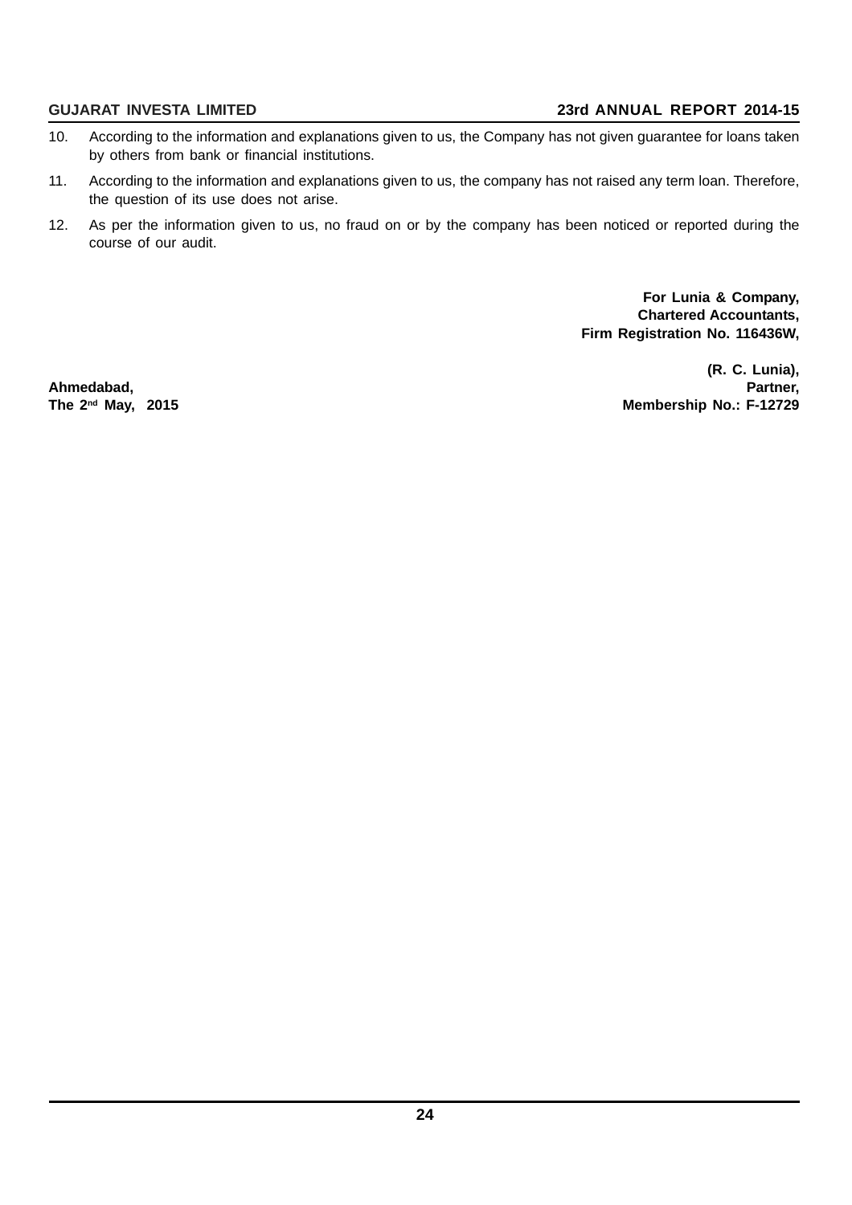10. According to the information and explanations given to us, the Company has not given guarantee for loans taken by others from bank or financial institutions.

11. According to the information and explanations given to us, the company has not raised any term loan. Therefore, the question of its use does not arise.

12. As per the information given to us, no fraud on or by the company has been noticed or reported during the course of our audit.

**For Lunia & Company,**
**Chartered Accountants,**
**Firm Registration No. 116436W,**

**(R. C. Lunia),**
**Partner,**
**Membership No.: F-12729**

**Ahmedabad,**
**The 2nd May, 2015**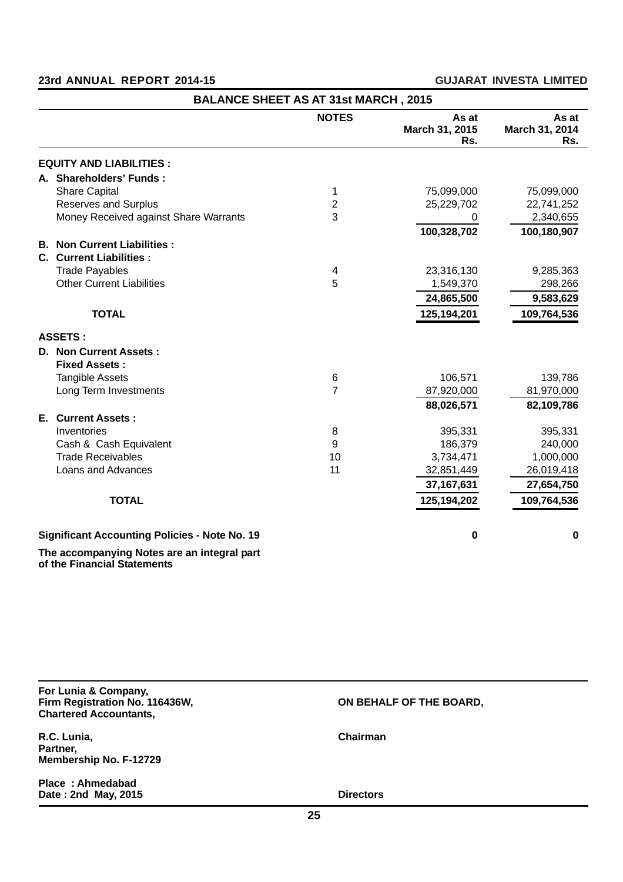## BALANCE SHEET AS AT 31st MARCH , 2015

| | NOTES | As at March 31, 2015 Rs. | As at March 31, 2014 Rs. |
|---|---|---|---|
| **EQUITY AND LIABILITIES :** | | | |
| **A. Shareholders' Funds :** | | | |
| Share Capital | 1 | 75,099,000 | 75,099,000 |
| Reserves and Surplus | 2 | 25,229,702 | 22,741,252 |
| Money Received against Share Warrants | 3 | 0 | 2,340,655 |
| | | **100,328,702** | **100,180,907** |
| **B. Non Current Liabilities :** | | | |
| **C. Current Liabilities :** | | | |
| Trade Payables | 4 | 23,316,130 | 9,285,363 |
| Other Current Liabilities | 5 | 1,549,370 | 298,266 |
| | | **24,865,500** | **9,583,629** |
| **TOTAL** | | **125,194,201** | **109,764,536** |
| **ASSETS :** | | | |
| **D. Non Current Assets :** | | | |
| **Fixed Assets :** | | | |
| Tangible Assets | 6 | 106,571 | 139,786 |
| Long Term Investments | 7 | 87,920,000 | 81,970,000 |
| | | **88,026,571** | **82,109,786** |
| **E. Current Assets :** | | | |
| Inventories | 8 | 395,331 | 395,331 |
| Cash & Cash Equivalent | 9 | 186,379 | 240,000 |
| Trade Receivables | 10 | 3,734,471 | 1,000,000 |
| Loans and Advances | 11 | 32,851,449 | 26,019,418 |
| | | **37,167,631** | **27,654,750** |
| **TOTAL** | | **125,194,202** | **109,764,536** |
| **Significant Accounting Policies - Note No. 19** | | **0** | **0** |

**The accompanying Notes are an integral part of the Financial Statements**

**For Lunia & Company,**
**Firm Registration No. 116436W,**
**Chartered Accountants,**

**ON BEHALF OF THE BOARD,**

**R.C. Lunia,**
**Partner,**
**Membership No. F-12729**

**Chairman**

**Place : Ahmedabad**
**Date : 2nd May, 2015**

**Directors**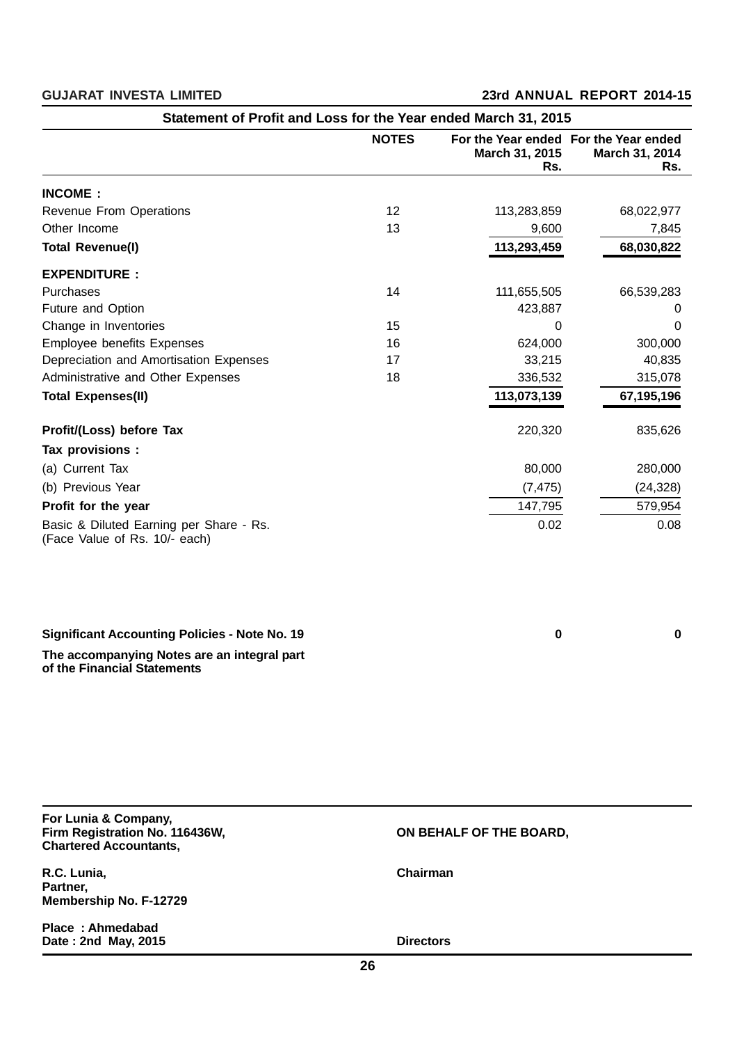## Statement of Profit and Loss for the Year ended March 31, 2015

| | NOTES | For the Year ended March 31, 2015 Rs. | For the Year ended March 31, 2014 Rs. |
|---|---|---|---|
| **INCOME :** | | | |
| Revenue From Operations | 12 | 113,283,859 | 68,022,977 |
| Other Income | 13 | 9,600 | 7,845 |
| **Total Revenue(I)** | | **113,293,459** | **68,030,822** |
| **EXPENDITURE :** | | | |
| Purchases | 14 | 111,655,505 | 66,539,283 |
| Future and Option | | 423,887 | 0 |
| Change in Inventories | 15 | 0 | 0 |
| Employee benefits Expenses | 16 | 624,000 | 300,000 |
| Depreciation and Amortisation Expenses | 17 | 33,215 | 40,835 |
| Administrative and Other Expenses | 18 | 336,532 | 315,078 |
| **Total Expenses(II)** | | **113,073,139** | **67,195,196** |
| **Profit/(Loss) before Tax** | | 220,320 | 835,626 |
| **Tax provisions :** | | | |
| (a) Current Tax | | 80,000 | 280,000 |
| (b) Previous Year | | (7,475) | (24,328) |
| **Profit for the year** | | 147,795 | 579,954 |
| Basic & Diluted Earning per Share - Rs. (Face Value of Rs. 10/- each) | | 0.02 | 0.08 |
| **Significant Accounting Policies - Note No. 19** | | **0** | **0** |

**The accompanying Notes are an integral part of the Financial Statements**

**For Lunia & Company,**
**Firm Registration No. 116436W,**
**Chartered Accountants,**

**R.C. Lunia,**
**Partner,**
**Membership No. F-12729**

**Place : Ahmedabad**
**Date : 2nd May, 2015**

**ON BEHALF OF THE BOARD,**

**Chairman**

**Directors**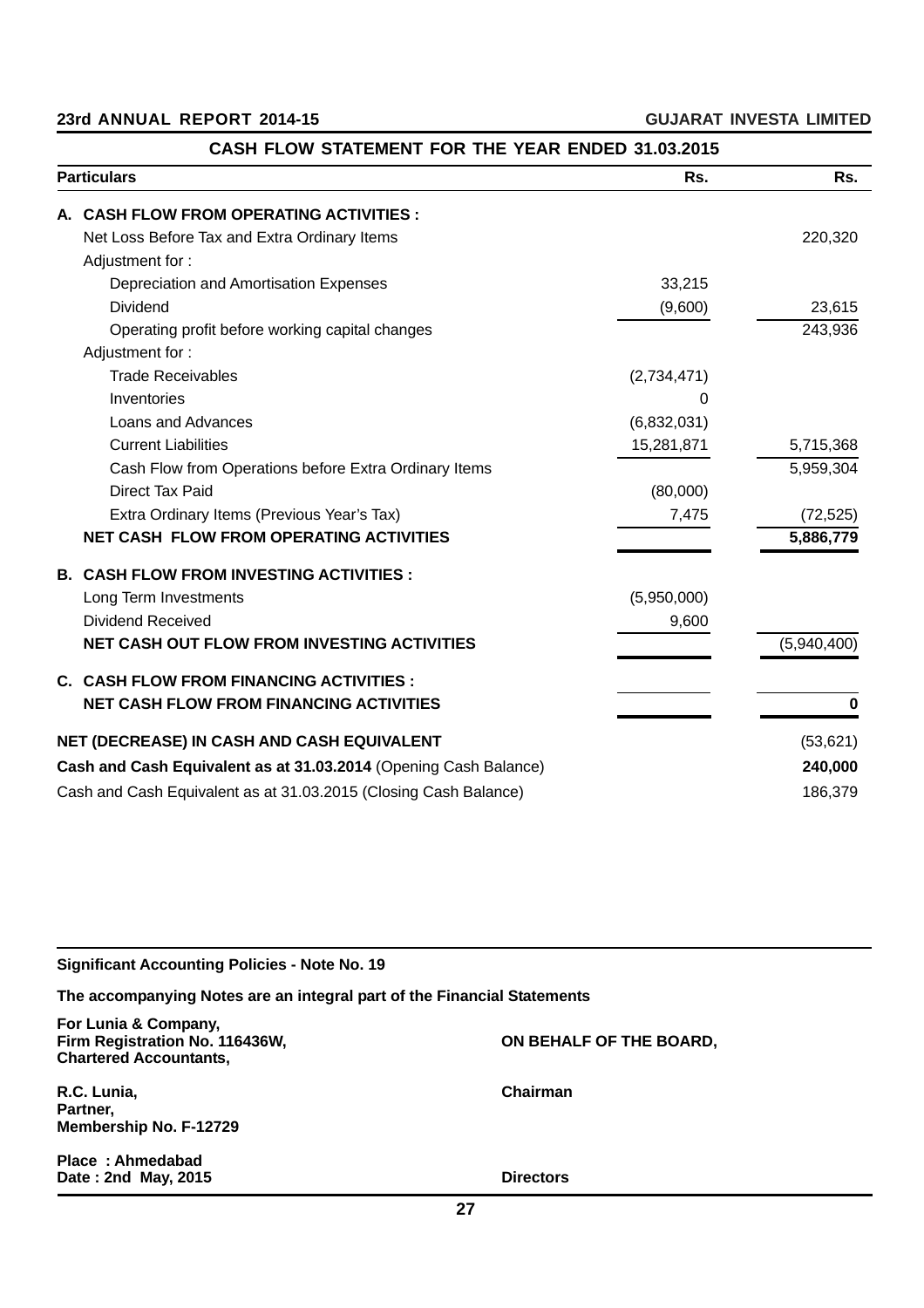## CASH FLOW STATEMENT FOR THE YEAR ENDED 31.03.2015

| Particulars | Rs. | Rs. |
|---|---|---|
| **A. CASH FLOW FROM OPERATING ACTIVITIES :** | | |
| Net Loss Before Tax and Extra Ordinary Items | | 220,320 |
| Adjustment for : | | |
| Depreciation and Amortisation Expenses | 33,215 | |
| Dividend | (9,600) | 23,615 |
| Operating profit before working capital changes | | 243,936 |
| Adjustment for : | | |
| Trade Receivables | (2,734,471) | |
| Inventories | 0 | |
| Loans and Advances | (6,832,031) | |
| Current Liabilities | 15,281,871 | 5,715,368 |
| Cash Flow from Operations before Extra Ordinary Items | | 5,959,304 |
| Direct Tax Paid | (80,000) | |
| Extra Ordinary Items (Previous Year's Tax) | 7,475 | (72,525) |
| **NET CASH FLOW FROM OPERATING ACTIVITIES** | | **5,886,779** |
| **B. CASH FLOW FROM INVESTING ACTIVITIES :** | | |
| Long Term Investments | (5,950,000) | |
| Dividend Received | 9,600 | |
| **NET CASH OUT FLOW FROM INVESTING ACTIVITIES** | | (5,940,400) |
| **C. CASH FLOW FROM FINANCING ACTIVITIES :** | | |
| **NET CASH FLOW FROM FINANCING ACTIVITIES** | | **0** |
| **NET (DECREASE) IN CASH AND CASH EQUIVALENT** | | (53,621) |
| **Cash and Cash Equivalent as at 31.03.2014** (Opening Cash Balance) | | **240,000** |
| Cash and Cash Equivalent as at 31.03.2015 (Closing Cash Balance) | | 186,379 |

**Significant Accounting Policies - Note No. 19**

**The accompanying Notes are an integral part of the Financial Statements**

**For Lunia & Company,**
**Firm Registration No. 116436W,**
**Chartered Accountants,**

**ON BEHALF OF THE BOARD,**

**R.C. Lunia,**
**Partner,**
**Membership No. F-12729**

**Chairman**

**Place : Ahmedabad**
**Date : 2nd May, 2015**

**Directors**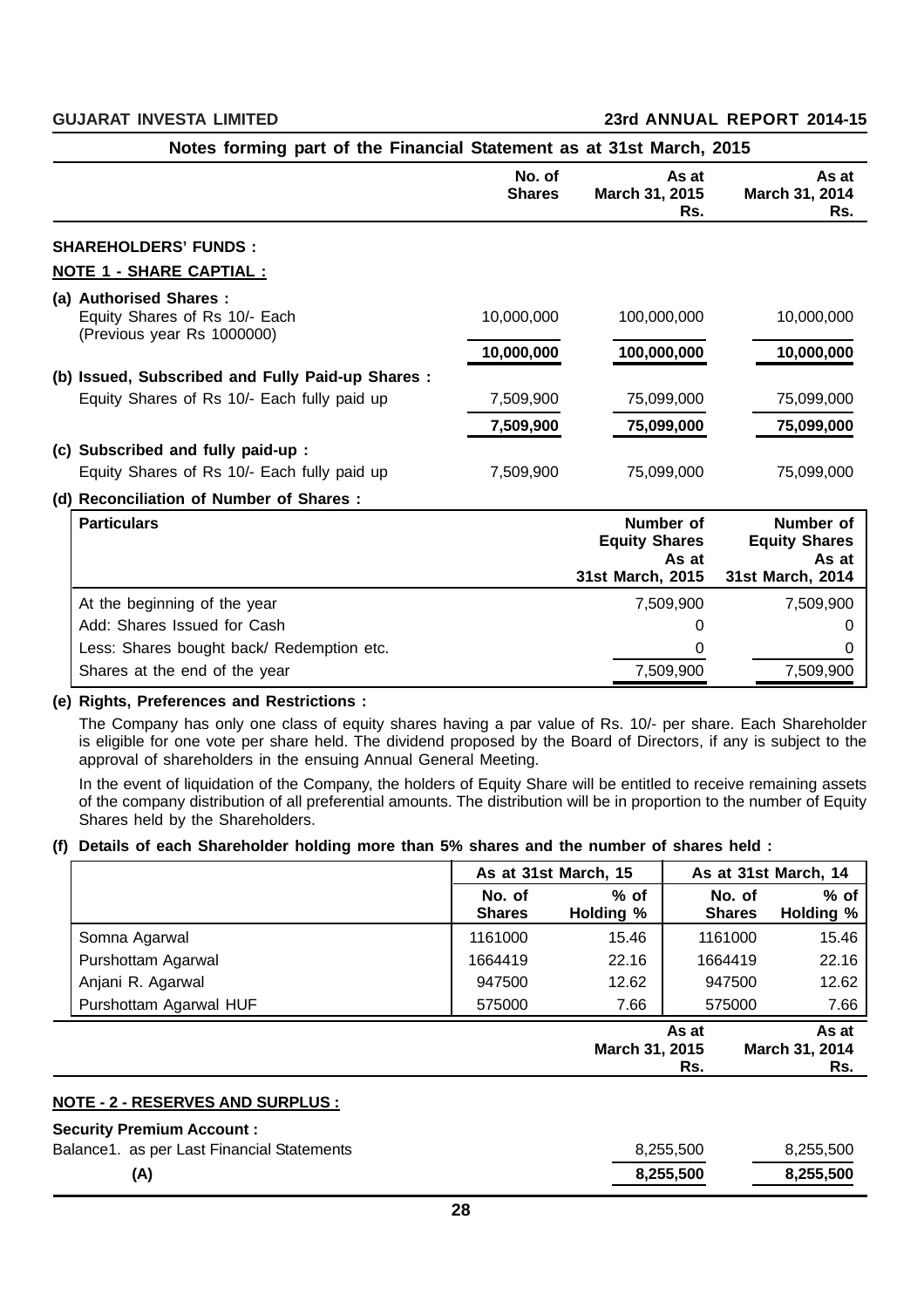## Notes forming part of the Financial Statement as at 31st March, 2015

| | No. of Shares | As at March 31, 2015 Rs. | As at March 31, 2014 Rs. |
|---|---|---|---|
| **SHAREHOLDERS' FUNDS :** | | | |
| **NOTE 1 - SHARE CAPTIAL :** | | | |
| **(a) Authorised Shares :** | | | |
| Equity Shares of Rs 10/- Each (Previous year Rs 1000000) | 10,000,000 | 100,000,000 | 10,000,000 |
| | **10,000,000** | **100,000,000** | **10,000,000** |
| **(b) Issued, Subscribed and Fully Paid-up Shares :** | | | |
| Equity Shares of Rs 10/- Each fully paid up | 7,509,900 | 75,099,000 | 75,099,000 |
| | **7,509,900** | **75,099,000** | **75,099,000** |
| **(c) Subscribed and fully paid-up :** | | | |
| Equity Shares of Rs 10/- Each fully paid up | 7,509,900 | 75,099,000 | 75,099,000 |

**(d) Reconciliation of Number of Shares :**

| Particulars | Number of Equity Shares As at 31st March, 2015 | Number of Equity Shares As at 31st March, 2014 |
|---|---|---|
| At the beginning of the year | 7,509,900 | 7,509,900 |
| Add: Shares Issued for Cash | 0 | 0 |
| Less: Shares bought back/ Redemption etc. | 0 | 0 |
| Shares at the end of the year | 7,509,900 | 7,509,900 |

**(e) Rights, Preferences and Restrictions :**

The Company has only one class of equity shares having a par value of Rs. 10/- per share. Each Shareholder is eligible for one vote per share held. The dividend proposed by the Board of Directors, if any is subject to the approval of shareholders in the ensuing Annual General Meeting.

In the event of liquidation of the Company, the holders of Equity Share will be entitled to receive remaining assets of the company distribution of all preferential amounts. The distribution will be in proportion to the number of Equity Shares held by the Shareholders.

**(f) Details of each Shareholder holding more than 5% shares and the number of shares held :**

| | As at 31st March, 15 | | As at 31st March, 14 | |
|---|---|---|---|---|
| | No. of Shares | % of Holding % | No. of Shares | % of Holding % |
| Somna Agarwal | 1161000 | 15.46 | 1161000 | 15.46 |
| Purshottam Agarwal | 1664419 | 22.16 | 1664419 | 22.16 |
| Anjani R. Agarwal | 947500 | 12.62 | 947500 | 12.62 |
| Purshottam Agarwal HUF | 575000 | 7.66 | 575000 | 7.66 |

| | As at March 31, 2015 Rs. | As at March 31, 2014 Rs. |
|---|---|---|
| **NOTE - 2 - RESERVES AND SURPLUS :** | | |
| **Security Premium Account :** | | |
| Balance1. as per Last Financial Statements | 8,255,500 | 8,255,500 |
| **(A)** | **8,255,500** | **8,255,500** |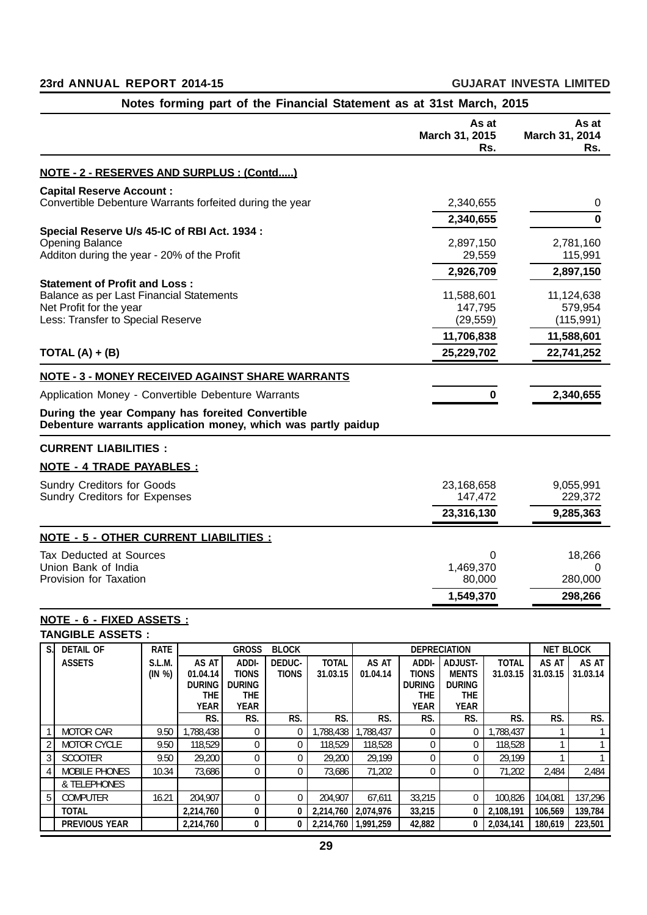## Notes forming part of the Financial Statement as at 31st March, 2015

| | As at March 31, 2015 Rs. | As at March 31, 2014 Rs. |
|---|---|---|
| **NOTE - 2 - RESERVES AND SURPLUS : (Contd.....)** | | |
| **Capital Reserve Account :** | | |
| Convertible Debenture Warrants forfeited during the year | 2,340,655 | 0 |
| | **2,340,655** | **0** |
| **Special Reserve U/s 45-IC of RBI Act. 1934 :** | | |
| Opening Balance | 2,897,150 | 2,781,160 |
| Additon during the year - 20% of the Profit | 29,559 | 115,991 |
| | **2,926,709** | **2,897,150** |
| **Statement of Profit and Loss :** | | |
| Balance as per Last Financial Statements | 11,588,601 | 11,124,638 |
| Net Profit for the year | 147,795 | 579,954 |
| Less: Transfer to Special Reserve | (29,559) | (115,991) |
| | **11,706,838** | **11,588,601** |
| **TOTAL (A) + (B)** | **25,229,702** | **22,741,252** |

**NOTE - 3 - MONEY RECEIVED AGAINST SHARE WARRANTS**

| | As at March 31, 2015 Rs. | As at March 31, 2014 Rs. |
|---|---|---|
| Application Money - Convertible Debenture Warrants | **0** | **2,340,655** |

**During the year Company has foreited Convertible Debenture warrants application money, which was partly paidup**

**CURRENT LIABILITIES :**

**NOTE - 4 TRADE PAYABLES :**

| | As at March 31, 2015 Rs. | As at March 31, 2014 Rs. |
|---|---|---|
| Sundry Creditors for Goods | 23,168,658 | 9,055,991 |
| Sundry Creditors for Expenses | 147,472 | 229,372 |
| | **23,316,130** | **9,285,363** |

**NOTE - 5 - OTHER CURRENT LIABILITIES :**

| | As at March 31, 2015 Rs. | As at March 31, 2014 Rs. |
|---|---|---|
| Tax Deducted at Sources | 0 | 18,266 |
| Union Bank of India | 1,469,370 | 0 |
| Provision for Taxation | 80,000 | 280,000 |
| | **1,549,370** | **298,266** |

**NOTE - 6 - FIXED ASSETS :**

**TANGIBLE ASSETS :**

| S. | DETAIL OF ASSETS | RATE S.L.M. (IN %) | GROSS BLOCK | | | | DEPRECIATION | | | | NET BLOCK | |
|---|---|---|---|---|---|---|---|---|---|---|---|---|
| | | | AS AT 01.04.14 | ADDITIONS DURING THE YEAR | DEDUCTIONS | TOTAL 31.03.15 | AS AT 01.04.14 | ADDITIONS DURING THE YEAR | ADJUSTMENTS DURING THE YEAR | TOTAL 31.03.15 | AS AT 31.03.15 | AS AT 31.03.14 |
| | | | RS. | RS. | RS. | RS. | RS. | RS. | RS. | RS. | RS. | RS. |
| 1 | MOTOR CAR | 9.50 | 1,788,438 | 0 | 0 | 1,788,438 | 1,788,437 | 0 | 0 | 1,788,437 | 1 | 1 |
| 2 | MOTOR CYCLE | 9.50 | 118,529 | 0 | 0 | 118,529 | 118,528 | 0 | 0 | 118,528 | 1 | 1 |
| 3 | SCOOTER | 9.50 | 29,200 | 0 | 0 | 29,200 | 29,199 | 0 | 0 | 29,199 | 1 | 1 |
| 4 | MOBILE PHONES & TELEPHONES | 10.34 | 73,686 | 0 | 0 | 73,686 | 71,202 | 0 | 0 | 71,202 | 2,484 | 2,484 |
| 5 | COMPUTER | 16.21 | 204,907 | 0 | 0 | 204,907 | 67,611 | 33,215 | 0 | 100,826 | 104,081 | 137,296 |
| | **TOTAL** | | **2,214,760** | **0** | **0** | **2,214,760** | **2,074,976** | **33,215** | **0** | **2,108,191** | **106,569** | **139,784** |
| | **PREVIOUS YEAR** | | **2,214,760** | **0** | **0** | **2,214,760** | **1,991,259** | **42,882** | **0** | **2,034,141** | **180,619** | **223,501** |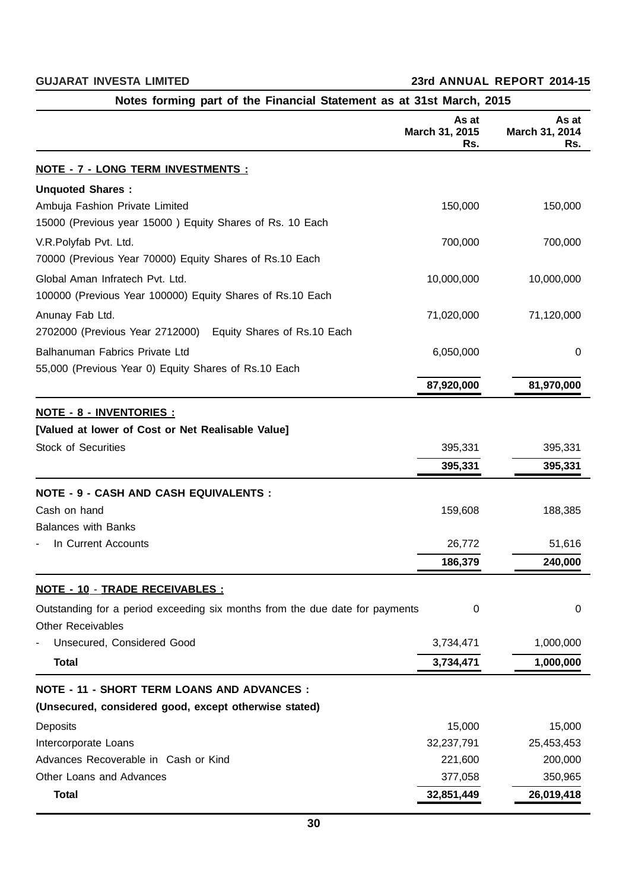## Notes forming part of the Financial Statement as at 31st March, 2015

| | As at March 31, 2015 Rs. | As at March 31, 2014 Rs. |
|---|---|---|
| **NOTE - 7 - LONG TERM INVESTMENTS :** | | |
| **Unquoted Shares :** | | |
| Ambuja Fashion Private Limited | 150,000 | 150,000 |
| 15000 (Previous year 15000 ) Equity Shares of Rs. 10 Each | | |
| V.R.Polyfab Pvt. Ltd. | 700,000 | 700,000 |
| 70000 (Previous Year 70000) Equity Shares of Rs.10 Each | | |
| Global Aman Infratech Pvt. Ltd. | 10,000,000 | 10,000,000 |
| 100000 (Previous Year 100000) Equity Shares of Rs.10 Each | | |
| Anunay Fab Ltd. | 71,020,000 | 71,120,000 |
| 2702000 (Previous Year 2712000) Equity Shares of Rs.10 Each | | |
| Balhanuman Fabrics Private Ltd | 6,050,000 | 0 |
| 55,000 (Previous Year 0) Equity Shares of Rs.10 Each | | |
| | **87,920,000** | **81,970,000** |
| **NOTE - 8 - INVENTORIES :** | | |
| **[Valued at lower of Cost or Net Realisable Value]** | | |
| Stock of Securities | 395,331 | 395,331 |
| | **395,331** | **395,331** |
| **NOTE - 9 - CASH AND CASH EQUIVALENTS :** | | |
| Cash on hand | 159,608 | 188,385 |
| Balances with Banks | | |
| - In Current Accounts | 26,772 | 51,616 |
| | **186,379** | **240,000** |
| **NOTE - 10 - TRADE RECEIVABLES :** | | |
| Outstanding for a period exceeding six months from the due date for payments | 0 | 0 |
| Other Receivables | | |
| - Unsecured, Considered Good | 3,734,471 | 1,000,000 |
| **Total** | **3,734,471** | **1,000,000** |
| **NOTE - 11 - SHORT TERM LOANS AND ADVANCES :** | | |
| **(Unsecured, considered good, except otherwise stated)** | | |
| Deposits | 15,000 | 15,000 |
| Intercorporate Loans | 32,237,791 | 25,453,453 |
| Advances Recoverable in Cash or Kind | 221,600 | 200,000 |
| Other Loans and Advances | 377,058 | 350,965 |
| **Total** | **32,851,449** | **26,019,418** |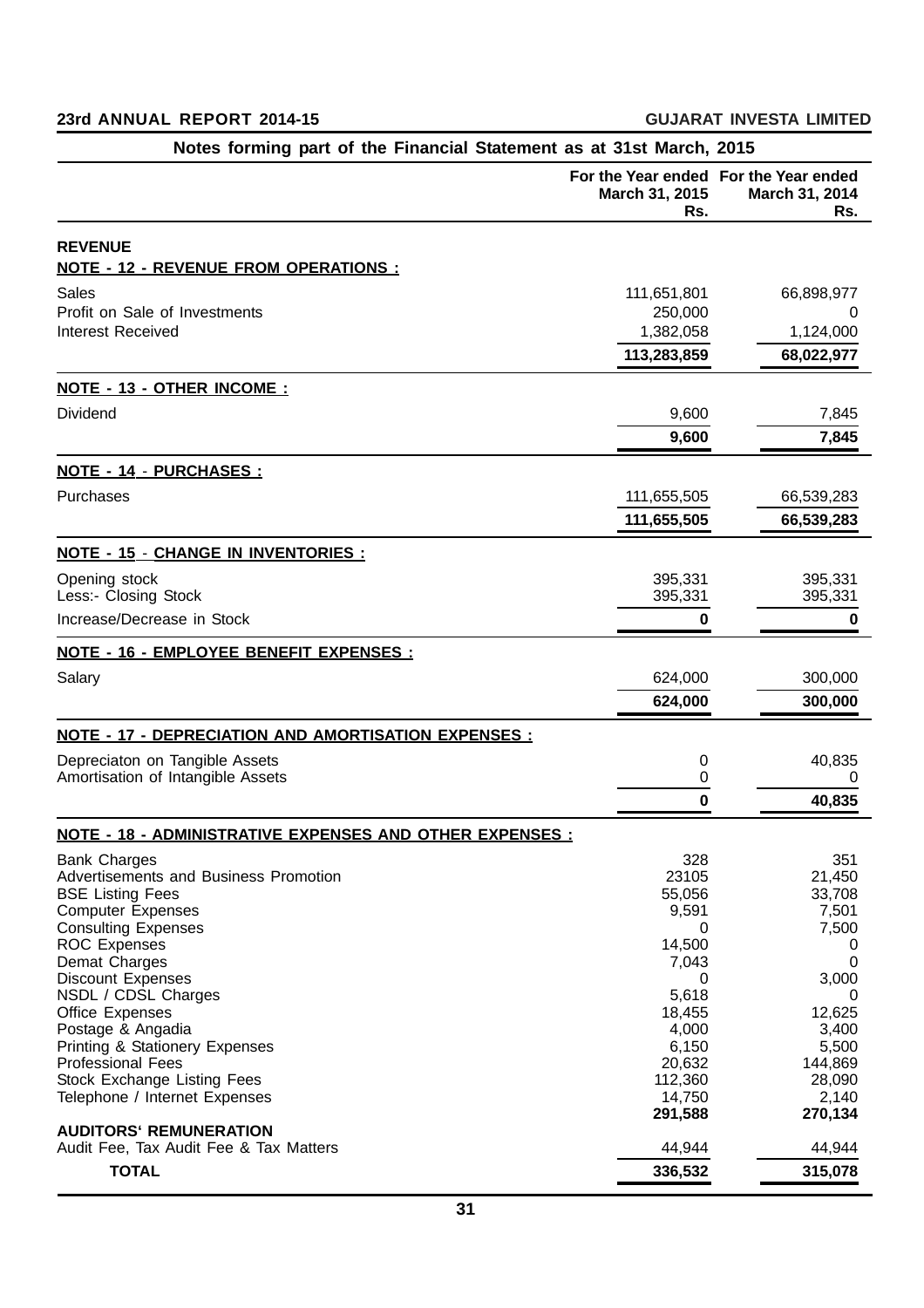## Notes forming part of the Financial Statement as at 31st March, 2015

| | For the Year ended March 31, 2015 Rs. | For the Year ended March 31, 2014 Rs. |
|---|---|---|
| **REVENUE** | | |
| **NOTE - 12 - REVENUE FROM OPERATIONS :** | | |
| Sales | 111,651,801 | 66,898,977 |
| Profit on Sale of Investments | 250,000 | 0 |
| Interest Received | 1,382,058 | 1,124,000 |
| | **113,283,859** | **68,022,977** |
| **NOTE - 13 - OTHER INCOME :** | | |
| Dividend | 9,600 | 7,845 |
| | **9,600** | **7,845** |
| **NOTE - 14 - PURCHASES :** | | |
| Purchases | 111,655,505 | 66,539,283 |
| | **111,655,505** | **66,539,283** |
| **NOTE - 15 - CHANGE IN INVENTORIES :** | | |
| Opening stock | 395,331 | 395,331 |
| Less:- Closing Stock | 395,331 | 395,331 |
| Increase/Decrease in Stock | **0** | **0** |
| **NOTE - 16 - EMPLOYEE BENEFIT EXPENSES :** | | |
| Salary | 624,000 | 300,000 |
| | **624,000** | **300,000** |
| **NOTE - 17 - DEPRECIATION AND AMORTISATION EXPENSES :** | | |
| Depreciaton on Tangible Assets | 0 | 40,835 |
| Amortisation of Intangible Assets | 0 | 0 |
| | **0** | **40,835** |
| **NOTE - 18 - ADMINISTRATIVE EXPENSES AND OTHER EXPENSES :** | | |
| Bank Charges | 328 | 351 |
| Advertisements and Business Promotion | 23105 | 21,450 |
| BSE Listing Fees | 55,056 | 33,708 |
| Computer Expenses | 9,591 | 7,501 |
| Consulting Expenses | 0 | 7,500 |
| ROC Expenses | 14,500 | 0 |
| Demat Charges | 7,043 | 0 |
| Discount Expenses | 0 | 3,000 |
| NSDL / CDSL Charges | 5,618 | 0 |
| Office Expenses | 18,455 | 12,625 |
| Postage & Angadia | 4,000 | 3,400 |
| Printing & Stationery Expenses | 6,150 | 5,500 |
| Professional Fees | 20,632 | 144,869 |
| Stock Exchange Listing Fees | 112,360 | 28,090 |
| Telephone / Internet Expenses | 14,750 | 2,140 |
| | **291,588** | **270,134** |
| **AUDITORS' REMUNERATION** | | |
| Audit Fee, Tax Audit Fee & Tax Matters | 44,944 | 44,944 |
| **TOTAL** | **336,532** | **315,078** |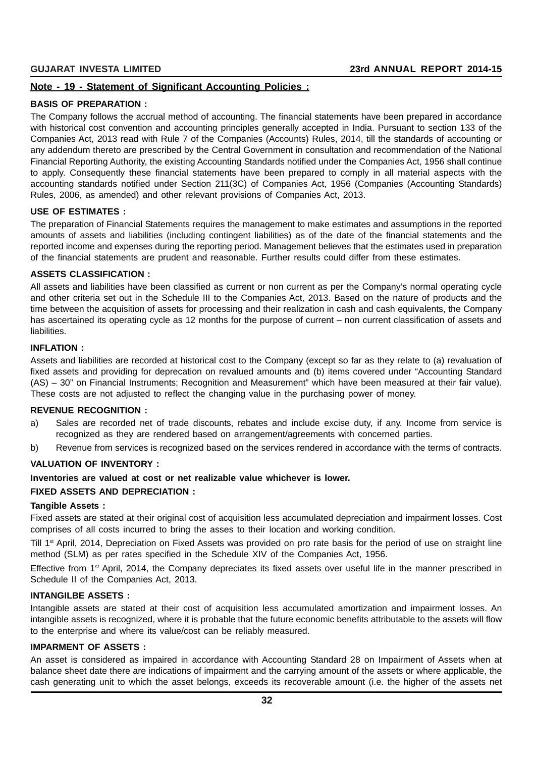## Note - 19 - Statement of Significant Accounting Policies :

### BASIS OF PREPARATION :

The Company follows the accrual method of accounting. The financial statements have been prepared in accordance with historical cost convention and accounting principles generally accepted in India. Pursuant to section 133 of the Companies Act, 2013 read with Rule 7 of the Companies (Accounts) Rules, 2014, till the standards of accounting or any addendum thereto are prescribed by the Central Government in consultation and recommendation of the National Financial Reporting Authority, the existing Accounting Standards notified under the Companies Act, 1956 shall continue to apply. Consequently these financial statements have been prepared to comply in all material aspects with the accounting standards notified under Section 211(3C) of Companies Act, 1956 (Companies (Accounting Standards) Rules, 2006, as amended) and other relevant provisions of Companies Act, 2013.

### USE OF ESTIMATES :

The preparation of Financial Statements requires the management to make estimates and assumptions in the reported amounts of assets and liabilities (including contingent liabilities) as of the date of the financial statements and the reported income and expenses during the reporting period. Management believes that the estimates used in preparation of the financial statements are prudent and reasonable. Further results could differ from these estimates.

### ASSETS CLASSIFICATION :

All assets and liabilities have been classified as current or non current as per the Company's normal operating cycle and other criteria set out in the Schedule III to the Companies Act, 2013. Based on the nature of products and the time between the acquisition of assets for processing and their realization in cash and cash equivalents, the Company has ascertained its operating cycle as 12 months for the purpose of current – non current classification of assets and liabilities.

### INFLATION :

Assets and liabilities are recorded at historical cost to the Company (except so far as they relate to (a) revaluation of fixed assets and providing for deprecation on revalued amounts and (b) items covered under "Accounting Standard (AS) – 30" on Financial Instruments; Recognition and Measurement" which have been measured at their fair value). These costs are not adjusted to reflect the changing value in the purchasing power of money.

### REVENUE RECOGNITION :

a) Sales are recorded net of trade discounts, rebates and include excise duty, if any. Income from service is recognized as they are rendered based on arrangement/agreements with concerned parties.

b) Revenue from services is recognized based on the services rendered in accordance with the terms of contracts.

### VALUATION OF INVENTORY :

**Inventories are valued at cost or net realizable value whichever is lower.**

### FIXED ASSETS AND DEPRECIATION :

**Tangible Assets :**

Fixed assets are stated at their original cost of acquisition less accumulated depreciation and impairment losses. Cost comprises of all costs incurred to bring the asses to their location and working condition.

Till 1st April, 2014, Depreciation on Fixed Assets was provided on pro rate basis for the period of use on straight line method (SLM) as per rates specified in the Schedule XIV of the Companies Act, 1956.

Effective from 1st April, 2014, the Company depreciates its fixed assets over useful life in the manner prescribed in Schedule II of the Companies Act, 2013.

### INTANGILBE ASSETS :

Intangible assets are stated at their cost of acquisition less accumulated amortization and impairment losses. An intangible assets is recognized, where it is probable that the future economic benefits attributable to the assets will flow to the enterprise and where its value/cost can be reliably measured.

### IMPARMENT OF ASSETS :

An asset is considered as impaired in accordance with Accounting Standard 28 on Impairment of Assets when at balance sheet date there are indications of impairment and the carrying amount of the assets or where applicable, the cash generating unit to which the asset belongs, exceeds its recoverable amount (i.e. the higher of the assets net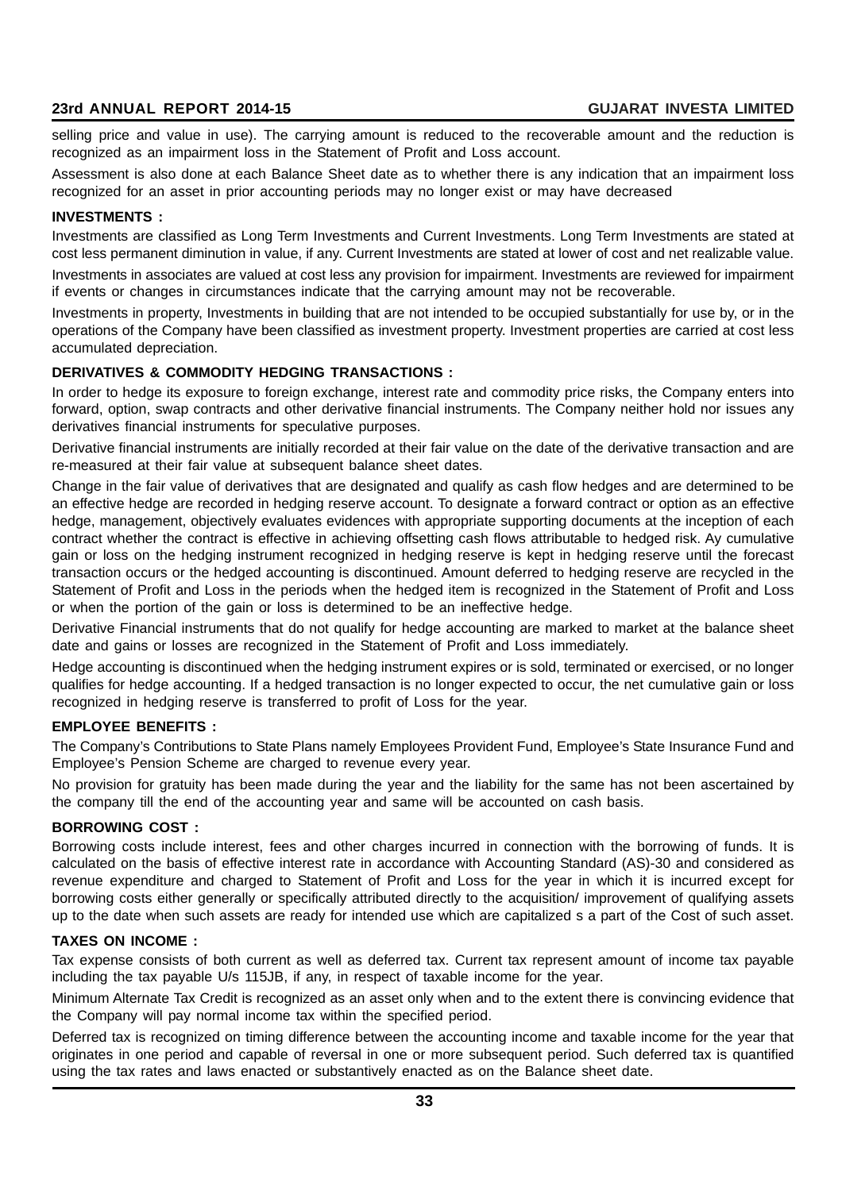selling price and value in use). The carrying amount is reduced to the recoverable amount and the reduction is recognized as an impairment loss in the Statement of Profit and Loss account.

Assessment is also done at each Balance Sheet date as to whether there is any indication that an impairment loss recognized for an asset in prior accounting periods may no longer exist or may have decreased

**INVESTMENTS :**

Investments are classified as Long Term Investments and Current Investments. Long Term Investments are stated at cost less permanent diminution in value, if any. Current Investments are stated at lower of cost and net realizable value.

Investments in associates are valued at cost less any provision for impairment. Investments are reviewed for impairment if events or changes in circumstances indicate that the carrying amount may not be recoverable.

Investments in property, Investments in building that are not intended to be occupied substantially for use by, or in the operations of the Company have been classified as investment property. Investment properties are carried at cost less accumulated depreciation.

**DERIVATIVES & COMMODITY HEDGING TRANSACTIONS :**

In order to hedge its exposure to foreign exchange, interest rate and commodity price risks, the Company enters into forward, option, swap contracts and other derivative financial instruments. The Company neither hold nor issues any derivatives financial instruments for speculative purposes.

Derivative financial instruments are initially recorded at their fair value on the date of the derivative transaction and are re-measured at their fair value at subsequent balance sheet dates.

Change in the fair value of derivatives that are designated and qualify as cash flow hedges and are determined to be an effective hedge are recorded in hedging reserve account. To designate a forward contract or option as an effective hedge, management, objectively evaluates evidences with appropriate supporting documents at the inception of each contract whether the contract is effective in achieving offsetting cash flows attributable to hedged risk. Ay cumulative gain or loss on the hedging instrument recognized in hedging reserve is kept in hedging reserve until the forecast transaction occurs or the hedged accounting is discontinued. Amount deferred to hedging reserve are recycled in the Statement of Profit and Loss in the periods when the hedged item is recognized in the Statement of Profit and Loss or when the portion of the gain or loss is determined to be an ineffective hedge.

Derivative Financial instruments that do not qualify for hedge accounting are marked to market at the balance sheet date and gains or losses are recognized in the Statement of Profit and Loss immediately.

Hedge accounting is discontinued when the hedging instrument expires or is sold, terminated or exercised, or no longer qualifies for hedge accounting. If a hedged transaction is no longer expected to occur, the net cumulative gain or loss recognized in hedging reserve is transferred to profit of Loss for the year.

**EMPLOYEE BENEFITS :**

The Company's Contributions to State Plans namely Employees Provident Fund, Employee's State Insurance Fund and Employee's Pension Scheme are charged to revenue every year.

No provision for gratuity has been made during the year and the liability for the same has not been ascertained by the company till the end of the accounting year and same will be accounted on cash basis.

**BORROWING COST :**

Borrowing costs include interest, fees and other charges incurred in connection with the borrowing of funds. It is calculated on the basis of effective interest rate in accordance with Accounting Standard (AS)-30 and considered as revenue expenditure and charged to Statement of Profit and Loss for the year in which it is incurred except for borrowing costs either generally or specifically attributed directly to the acquisition/ improvement of qualifying assets up to the date when such assets are ready for intended use which are capitalized s a part of the Cost of such asset.

**TAXES ON INCOME :**

Tax expense consists of both current as well as deferred tax. Current tax represent amount of income tax payable including the tax payable U/s 115JB, if any, in respect of taxable income for the year.

Minimum Alternate Tax Credit is recognized as an asset only when and to the extent there is convincing evidence that the Company will pay normal income tax within the specified period.

Deferred tax is recognized on timing difference between the accounting income and taxable income for the year that originates in one period and capable of reversal in one or more subsequent period. Such deferred tax is quantified using the tax rates and laws enacted or substantively enacted as on the Balance sheet date.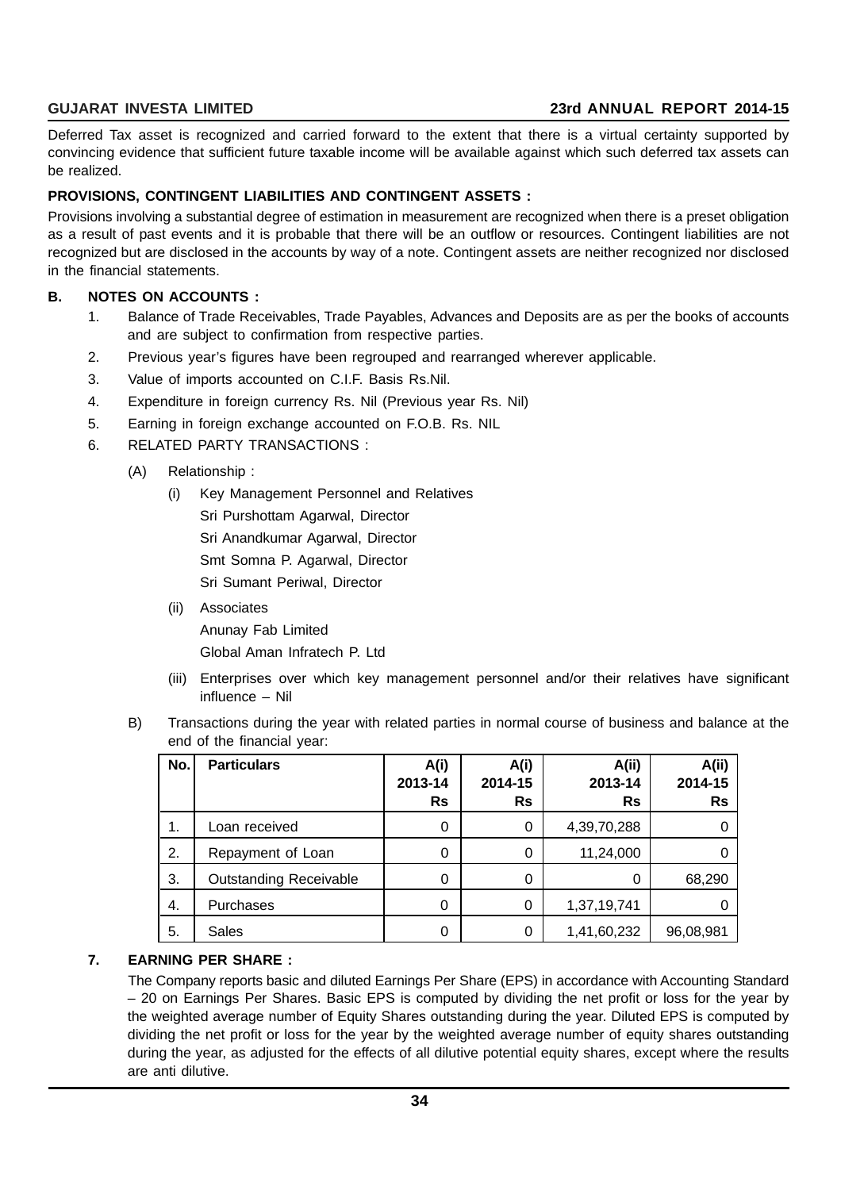Deferred Tax asset is recognized and carried forward to the extent that there is a virtual certainty supported by convincing evidence that sufficient future taxable income will be available against which such deferred tax assets can be realized.

**PROVISIONS, CONTINGENT LIABILITIES AND CONTINGENT ASSETS :**

Provisions involving a substantial degree of estimation in measurement are recognized when there is a preset obligation as a result of past events and it is probable that there will be an outflow or resources. Contingent liabilities are not recognized but are disclosed in the accounts by way of a note. Contingent assets are neither recognized nor disclosed in the financial statements.

**B. NOTES ON ACCOUNTS :**

1. Balance of Trade Receivables, Trade Payables, Advances and Deposits are as per the books of accounts and are subject to confirmation from respective parties.
2. Previous year's figures have been regrouped and rearranged wherever applicable.
3. Value of imports accounted on C.I.F. Basis Rs.Nil.
4. Expenditure in foreign currency Rs. Nil (Previous year Rs. Nil)
5. Earning in foreign exchange accounted on F.O.B. Rs. NIL
6. RELATED PARTY TRANSACTIONS :

   (A) Relationship :

   (i) Key Management Personnel and Relatives
   Sri Purshottam Agarwal, Director
   Sri Anandkumar Agarwal, Director
   Smt Somna P. Agarwal, Director
   Sri Sumant Periwal, Director

   (ii) Associates
   Anunay Fab Limited
   Global Aman Infratech P. Ltd

   (iii) Enterprises over which key management personnel and/or their relatives have significant influence – Nil

   B) Transactions during the year with related parties in normal course of business and balance at the end of the financial year:

| No. | Particulars | A(i) 2013-14 Rs | A(i) 2014-15 Rs | A(ii) 2013-14 Rs | A(ii) 2014-15 Rs |
|---|---|---|---|---|---|
| 1. | Loan received | 0 | 0 | 4,39,70,288 | 0 |
| 2. | Repayment of Loan | 0 | 0 | 11,24,000 | 0 |
| 3. | Outstanding Receivable | 0 | 0 | 0 | 68,290 |
| 4. | Purchases | 0 | 0 | 1,37,19,741 | 0 |
| 5. | Sales | 0 | 0 | 1,41,60,232 | 96,08,981 |

**7. EARNING PER SHARE :**

The Company reports basic and diluted Earnings Per Share (EPS) in accordance with Accounting Standard – 20 on Earnings Per Shares. Basic EPS is computed by dividing the net profit or loss for the year by the weighted average number of Equity Shares outstanding during the year. Diluted EPS is computed by dividing the net profit or loss for the year by the weighted average number of equity shares outstanding during the year, as adjusted for the effects of all dilutive potential equity shares, except where the results are anti dilutive.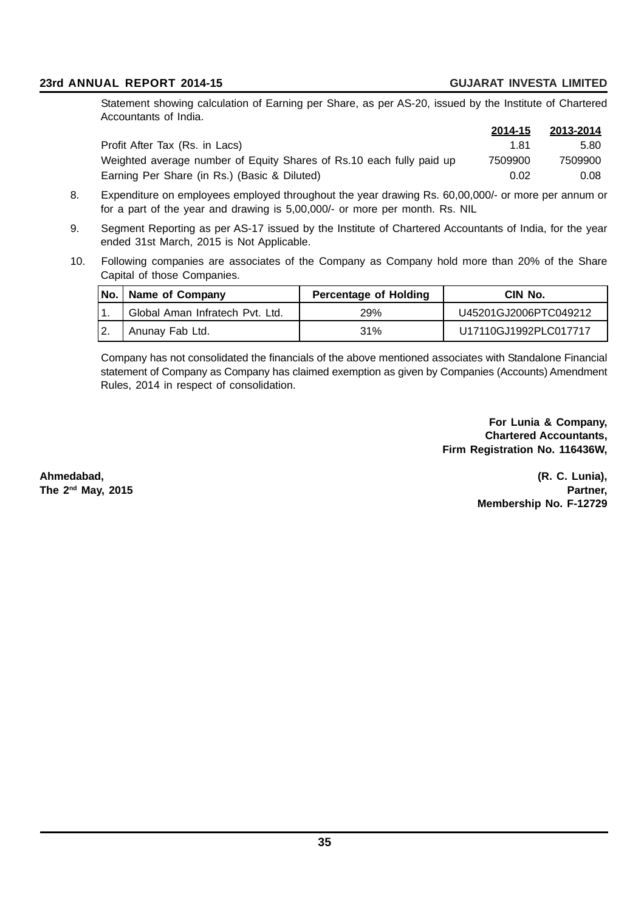Statement showing calculation of Earning per Share, as per AS-20, issued by the Institute of Chartered Accountants of India.

| | 2014-15 | 2013-2014 |
|---|---|---|
| Profit After Tax (Rs. in Lacs) | 1.81 | 5.80 |
| Weighted average number of Equity Shares of Rs.10 each fully paid up | 7509900 | 7509900 |
| Earning Per Share (in Rs.) (Basic & Diluted) | 0.02 | 0.08 |

8. Expenditure on employees employed throughout the year drawing Rs. 60,00,000/- or more per annum or for a part of the year and drawing is 5,00,000/- or more per month. Rs. NIL

9. Segment Reporting as per AS-17 issued by the Institute of Chartered Accountants of India, for the year ended 31st March, 2015 is Not Applicable.

10. Following companies are associates of the Company as Company hold more than 20% of the Share Capital of those Companies.

| No. | Name of Company | Percentage of Holding | CIN No. |
|---|---|---|---|
| 1. | Global Aman Infratech Pvt. Ltd. | 29% | U45201GJ2006PTC049212 |
| 2. | Anunay Fab Ltd. | 31% | U17110GJ1992PLC017717 |

Company has not consolidated the financials of the above mentioned associates with Standalone Financial statement of Company as Company has claimed exemption as given by Companies (Accounts) Amendment Rules, 2014 in respect of consolidation.

**For Lunia & Company,**
**Chartered Accountants,**
**Firm Registration No. 116436W,**

**Ahmedabad,**
**The 2nd May, 2015**

**(R. C. Lunia),**
**Partner,**
**Membership No. F-12729**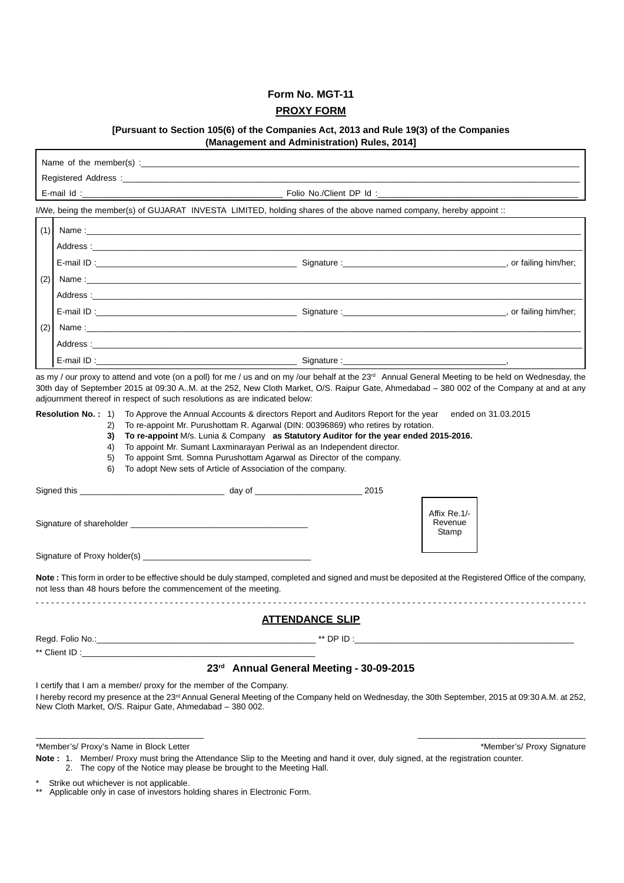# Form No. MGT-11

## PROXY FORM

**[Pursuant to Section 105(6) of the Companies Act, 2013 and Rule 19(3) of the Companies (Management and Administration) Rules, 2014]**

Name of the member(s) :\_\_\_\_\_\_\_\_\_\_\_\_\_\_\_\_\_\_\_\_\_\_\_\_\_\_\_\_\_\_\_\_\_\_\_\_\_\_\_\_

Registered Address :\_\_\_\_\_\_\_\_\_\_\_\_\_\_\_\_\_\_\_\_\_\_\_\_\_\_\_\_\_\_\_\_\_\_\_\_\_\_\_\_

E-mail Id :\_\_\_\_\_\_\_\_\_\_\_\_\_\_\_\_\_\_\_\_ Folio No./Client DP Id :\_\_\_\_\_\_\_\_\_\_\_\_\_\_\_\_\_\_\_\_

I/We, being the member(s) of GUJARAT INVESTA LIMITED, holding shares of the above named company, hereby appoint ::

(1) Name :\_\_\_\_\_\_\_\_\_\_\_\_\_\_\_\_\_\_\_\_\_\_\_\_\_\_\_\_\_\_\_\_\_\_\_\_\_\_\_\_

Address :\_\_\_\_\_\_\_\_\_\_\_\_\_\_\_\_\_\_\_\_\_\_\_\_\_\_\_\_\_\_\_\_\_\_\_\_\_\_\_\_

E-mail ID :\_\_\_\_\_\_\_\_\_\_\_\_\_\_\_\_\_\_\_\_ Signature :\_\_\_\_\_\_\_\_\_\_\_\_\_\_\_\_\_\_\_\_, or failing him/her;

(2) Name :\_\_\_\_\_\_\_\_\_\_\_\_\_\_\_\_\_\_\_\_\_\_\_\_\_\_\_\_\_\_\_\_\_\_\_\_\_\_\_\_

Address :\_\_\_\_\_\_\_\_\_\_\_\_\_\_\_\_\_\_\_\_\_\_\_\_\_\_\_\_\_\_\_\_\_\_\_\_\_\_\_\_

E-mail ID :\_\_\_\_\_\_\_\_\_\_\_\_\_\_\_\_\_\_\_\_ Signature :\_\_\_\_\_\_\_\_\_\_\_\_\_\_\_\_\_\_\_\_, or failing him/her;

(2) Name :\_\_\_\_\_\_\_\_\_\_\_\_\_\_\_\_\_\_\_\_\_\_\_\_\_\_\_\_\_\_\_\_\_\_\_\_\_\_\_\_

Address :\_\_\_\_\_\_\_\_\_\_\_\_\_\_\_\_\_\_\_\_\_\_\_\_\_\_\_\_\_\_\_\_\_\_\_\_\_\_\_\_

E-mail ID :\_\_\_\_\_\_\_\_\_\_\_\_\_\_\_\_\_\_\_\_ Signature :\_\_\_\_\_\_\_\_\_\_\_\_\_\_\_\_\_\_\_\_,

as my / our proxy to attend and vote (on a poll) for me / us and on my /our behalf at the 23rd Annual General Meeting to be held on Wednesday, the 30th day of September 2015 at 09:30 A..M. at the 252, New Cloth Market, O/S. Raipur Gate, Ahmedabad – 380 002 of the Company at and at any adjournment thereof in respect of such resolutions as are indicated below:

**Resolution No. :**
1) To Approve the Annual Accounts & directors Report and Auditors Report for the year ended on 31.03.2015
2) To re-appoint Mr. Purushottam R. Agarwal (DIN: 00396869) who retires by rotation.
3) **To re-appoint** M/s. Lunia & Company **as Statutory Auditor for the year ended 2015-2016.**
4) To appoint Mr. Sumant Laxminarayan Periwal as an Independent director.
5) To appoint Smt. Somna Purushottam Agarwal as Director of the company.
6) To adopt New sets of Article of Association of the company.

Signed this \_\_\_\_\_\_\_\_\_\_\_\_\_\_\_\_ day of \_\_\_\_\_\_\_\_\_\_\_\_\_\_\_\_ 2015

Signature of shareholder \_\_\_\_\_\_\_\_\_\_\_\_\_\_\_\_\_\_\_\_

Affix Re.1/- Revenue Stamp

Signature of Proxy holder(s) \_\_\_\_\_\_\_\_\_\_\_\_\_\_\_\_\_\_\_\_

**Note :** This form in order to be effective should be duly stamped, completed and signed and must be deposited at the Registered Office of the company, not less than 48 hours before the commencement of the meeting.

- - - - - - - - - - - - - - - - - - - - - - - - - - - - - - - - - - - - - - - - - - - -

## ATTENDANCE SLIP

Regd. Folio No.:\_\_\_\_\_\_\_\_\_\_\_\_\_\_\_\_\_\_\_\_ ** DP ID :\_\_\_\_\_\_\_\_\_\_\_\_\_\_\_\_\_\_\_\_

** Client ID :\_\_\_\_\_\_\_\_\_\_\_\_\_\_\_\_\_\_\_\_

### 23rd Annual General Meeting - 30-09-2015

I certify that I am a member/ proxy for the member of the Company.

I hereby record my presence at the 23rd Annual General Meeting of the Company held on Wednesday, the 30th September, 2015 at 09:30 A.M. at 252, New Cloth Market, O/S. Raipur Gate, Ahmedabad – 380 002.

\_\_\_\_\_\_\_\_\_\_\_\_\_\_\_\_\_\_\_\_ \_\_\_\_\_\_\_\_\_\_\_\_\_\_\_\_\_\_\_\_

*Member's/ Proxy's Name in Block Letter *Member's/ Proxy Signature

**Note :**
1. Member/ Proxy must bring the Attendance Slip to the Meeting and hand it over, duly signed, at the registration counter.
2. The copy of the Notice may please be brought to the Meeting Hall.

\* Strike out whichever is not applicable.

\*\* Applicable only in case of investors holding shares in Electronic Form.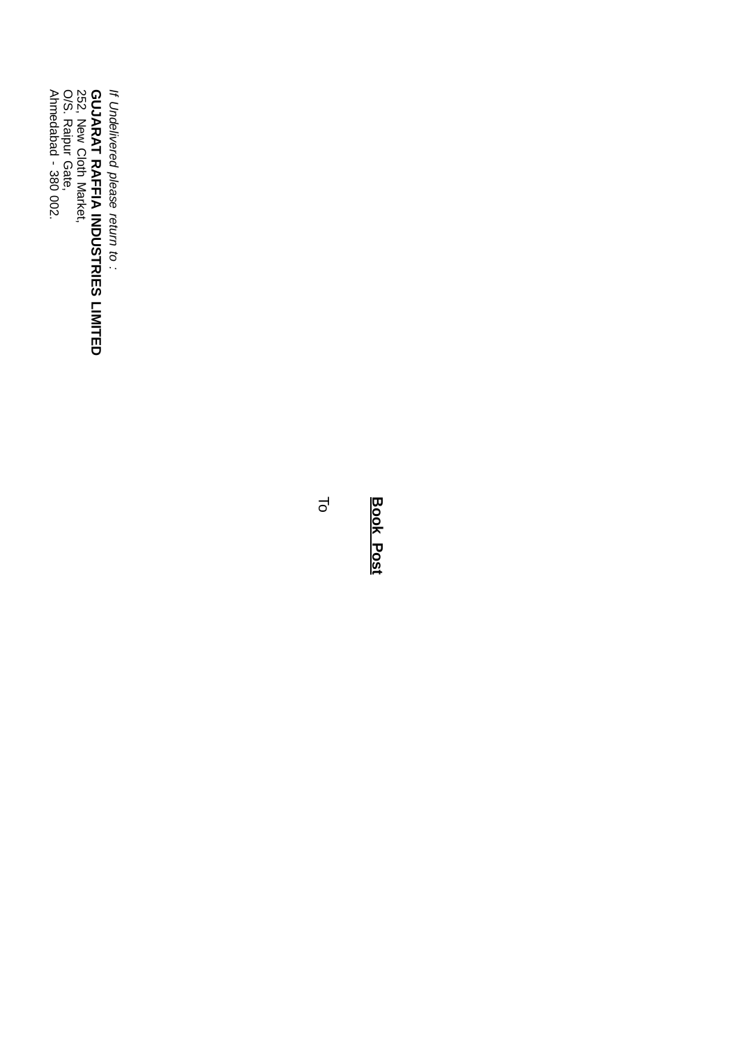**Book Post**

To

*If Undelivered please return to :*

**GUJARAT RAFFIA INDUSTRIES LIMITED**
252, New Cloth Market,
O/S. Raipur Gate,
Ahmedabad - 380 002.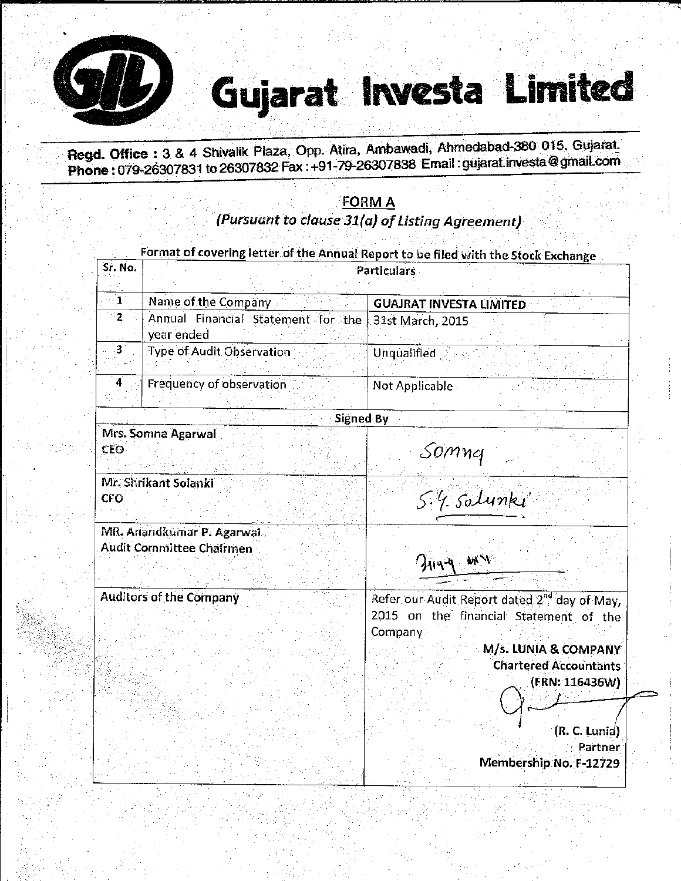# Gujarat Investa Limited

**Regd. Office :** 3 & 4 Shivalik Plaza, Opp. Atira, Ambawadi, Ahmedabad-380 015, Gujarat.
**Phone :** 079-26307831 to 26307832 Fax : +91-79-26307838 Email : gujarat.investa@gmail.com

## FORM A

*(Pursuant to clause 31(a) of Listing Agreement)*

Format of covering letter of the Annual Report to be filed with the Stock Exchange

| Sr. No. | Particulars | |
|---|---|---|
| 1 | Name of the Company | GUAJRAT INVESTA LIMITED |
| 2 | Annual Financial Statement for the year ended | 31st March, 2015 |
| 3 | Type of Audit Observation | Unqualified |
| 4 | Frequency of observation | Not Applicable |

| Signed By | |
|---|---|
| Mrs. Somna Agarwal<br>CEO | Somna |
| Mr. Shrikant Solanki<br>CFO | S. Y. Solunki |
| MR. Anandkumar P. Agarwal<br>Audit Committee Chairmen | |
| Auditors of the Company | Refer our Audit Report dated 2nd day of May, 2015 on the financial Statement of the Company<br>**M/s. LUNIA & COMPANY**<br>**Chartered Accountants**<br>**(FRN: 116436W)**<br>**(R. C. Lunia)**<br>**Partner**<br>**Membership No. F-12729** |